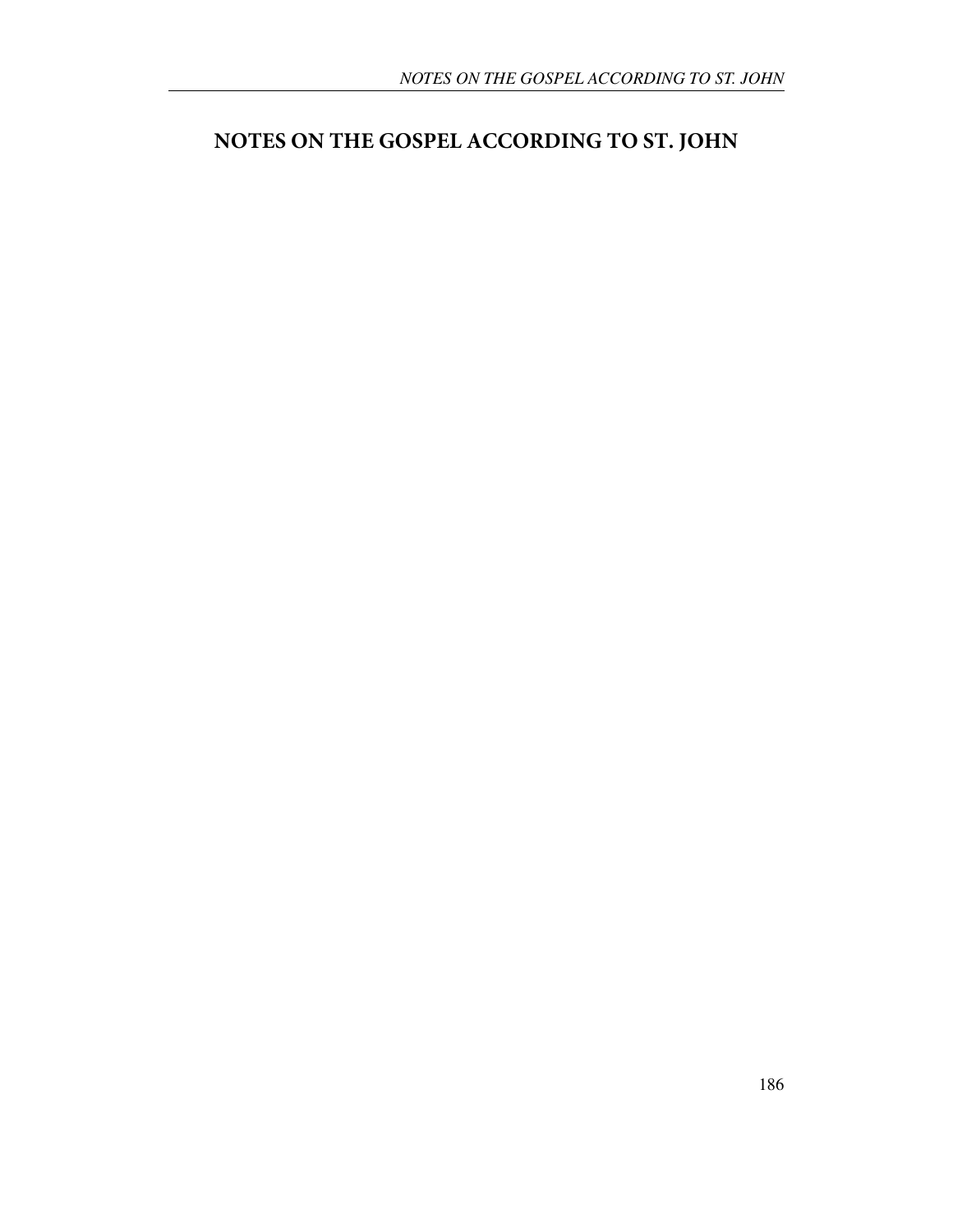# NOTES ON THE GOSPEL ACCORDING TO ST. JOHN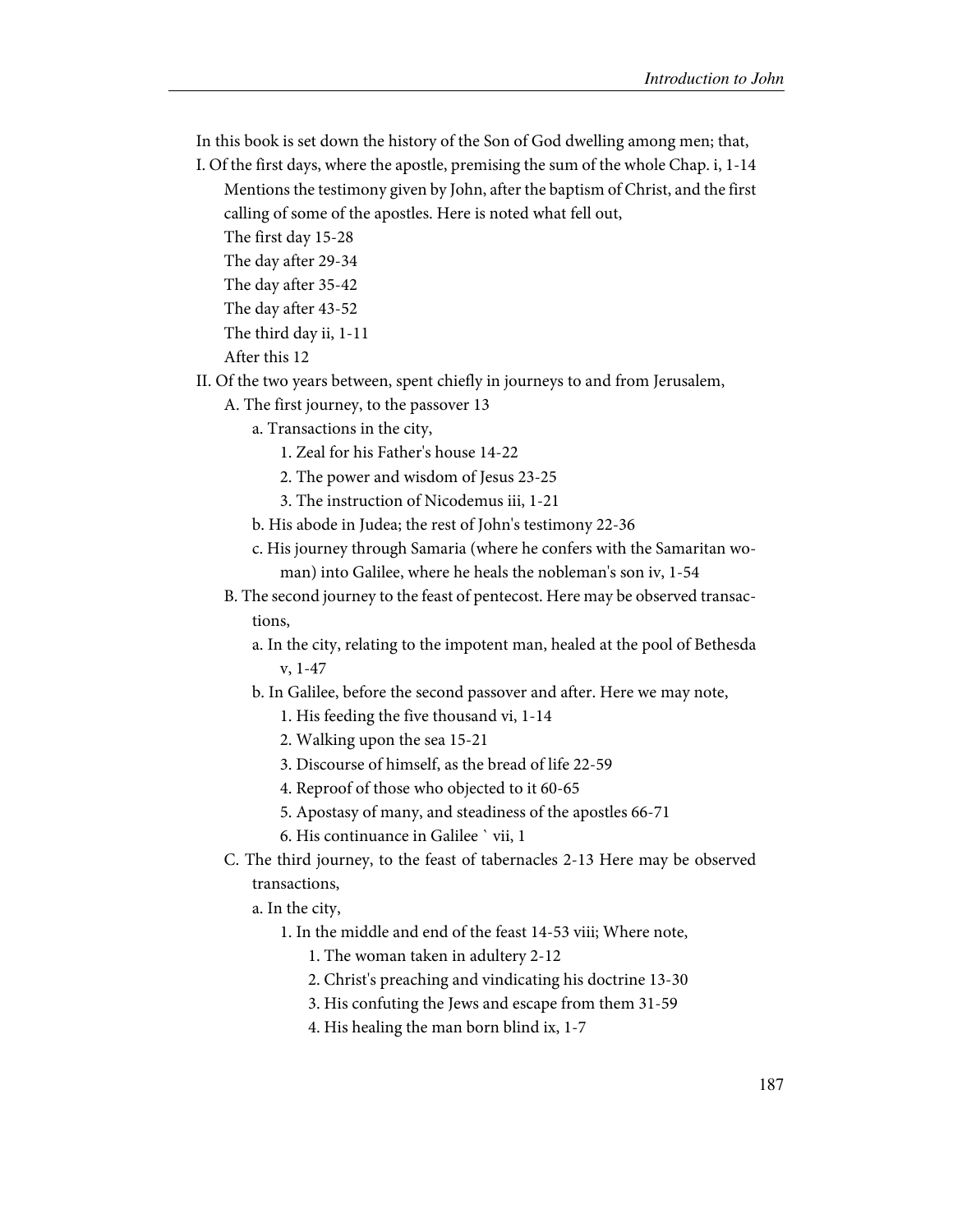In this book is set down the history of the Son of God dwelling among men; that,

I. Of the first days, where the apostle, premising the sum of the whole Chap. i, 1-14

Mentions the testimony given by John, after the baptism of Christ, and the first calling of some of the apostles. Here is noted what fell out,

The first day 15-28

The day after 29-34

The day after 35-42

The day after 43-52

The third day ii, 1-11

After this 12

II. Of the two years between, spent chiefly in journeys to and from Jerusalem,

A. The first journey, to the passover 13

a. Transactions in the city,

1. Zeal for his Father's house 14-22

2. The power and wisdom of Jesus 23-25

3. The instruction of Nicodemus iii, 1-21

b. His abode in Judea; the rest of John's testimony 22-36

c. His journey through Samaria (where he confers with the Samaritan woman) into Galilee, where he heals the nobleman's son iv, 1-54

B. The second journey to the feast of pentecost. Here may be observed transactions,

a. In the city, relating to the impotent man, healed at the pool of Bethesda v, 1-47

b. In Galilee, before the second passover and after. Here we may note,

1. His feeding the five thousand vi, 1-14

2. Walking upon the sea 15-21

3. Discourse of himself, as the bread of life 22-59

4. Reproof of those who objected to it 60-65

5. Apostasy of many, and steadiness of the apostles 66-71

6. His continuance in Galilee ` vii, 1

C. The third journey, to the feast of tabernacles 2-13 Here may be observed transactions,

a. In the city,

1. In the middle and end of the feast 14-53 viii; Where note,

1. The woman taken in adultery 2-12

2. Christ's preaching and vindicating his doctrine 13-30

3. His confuting the Jews and escape from them 31-59

4. His healing the man born blind ix, 1-7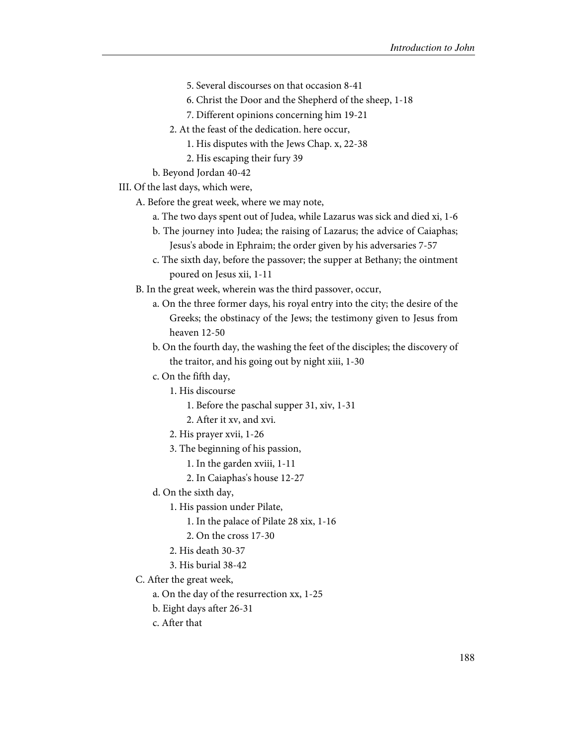- 5. Several discourses on that occasion 8-41
- 6. Christ the Door and the Shepherd of the sheep, 1-18
- 7. Different opinions concerning him 19-21

    2. At the feast of the dedication. here occur,

    - 1. His disputes with the Jews Chap. x, 22-38
    - 2. His escaping their fury 39

  b. Beyond Jordan 40-42

III. Of the last days, which were,

- A. Before the great week, where we may note,
    - a. The two days spent out of Judea, while Lazarus was sick and died xi, 1-6
    - b. The journey into Judea; the raising of Lazarus; the advice of Caiaphas; Jesus's abode in Ephraim; the order given by his adversaries 7-57
    - c. The sixth day, before the passover; the supper at Bethany; the ointment poured on Jesus xii, 1-11
- B. In the great week, wherein was the third passover, occur,
    - a. On the three former days, his royal entry into the city; the desire of the Greeks; the obstinacy of the Jews; the testimony given to Jesus from heaven 12-50
    - b. On the fourth day, the washing the feet of the disciples; the discovery of the traitor, and his going out by night xiii, 1-30
    - c. On the fifth day,
        - 1. His discourse
            - 1. Before the paschal supper 31, xiv, 1-31
            - 2. After it xv, and xvi.
        - 2. His prayer xvii, 1-26
        - 3. The beginning of his passion,
            - 1. In the garden xviii, 1-11
            - 2. In Caiaphas's house 12-27
    - d. On the sixth day,
        - 1. His passion under Pilate,
            - 1. In the palace of Pilate 28 xix, 1-16
            - 2. On the cross 17-30
        - 2. His death 30-37
        - 3. His burial 38-42
- C. After the great week,
    - a. On the day of the resurrection xx, 1-25
    - b. Eight days after 26-31
    - c. After that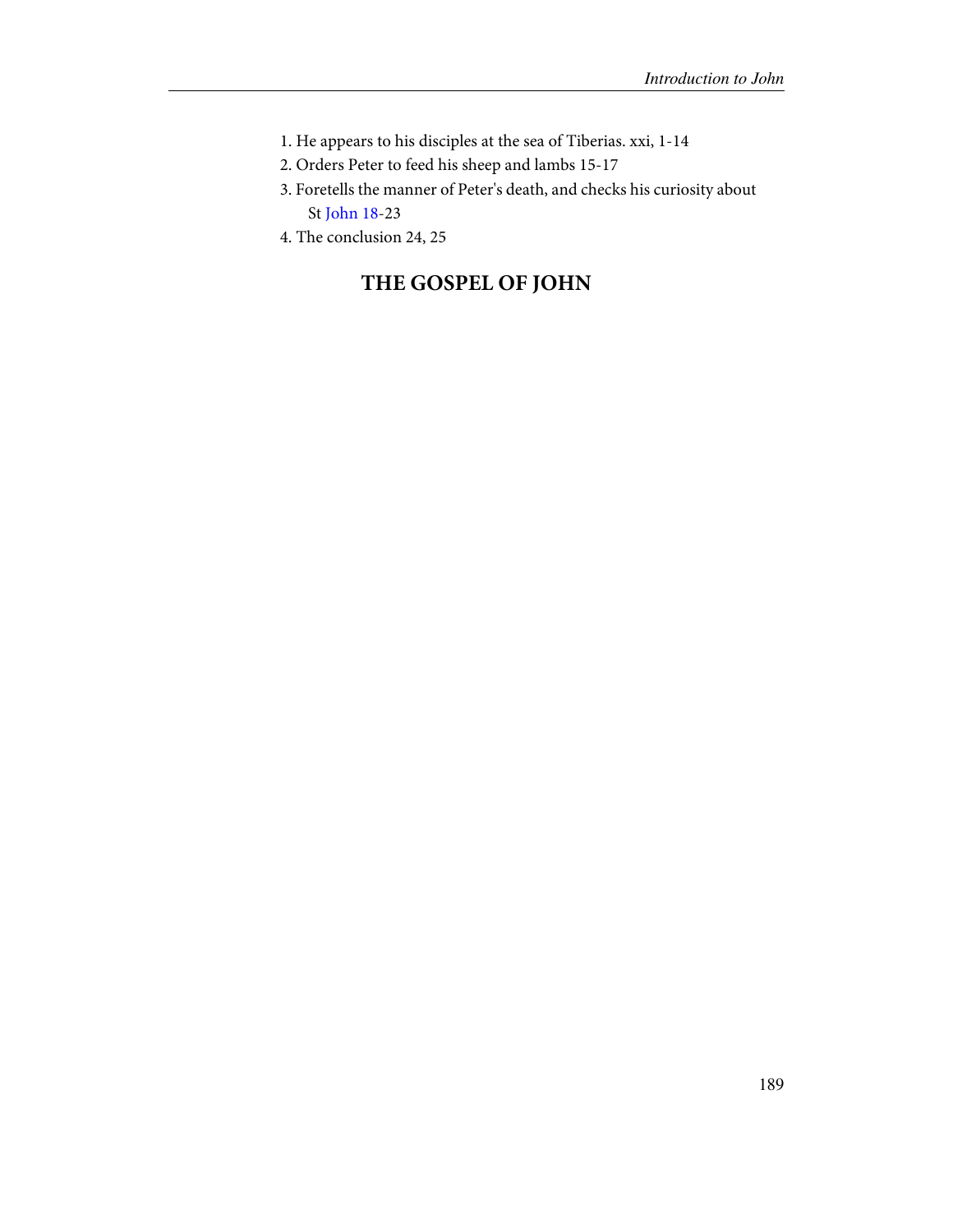1. He appears to his disciples at the sea of Tiberias. xxi, 1-14
2. Orders Peter to feed his sheep and lambs 15-17
3. Foretells the manner of Peter's death, and checks his curiosity about St John 18-23
4. The conclusion 24, 25

## THE GOSPEL OF JOHN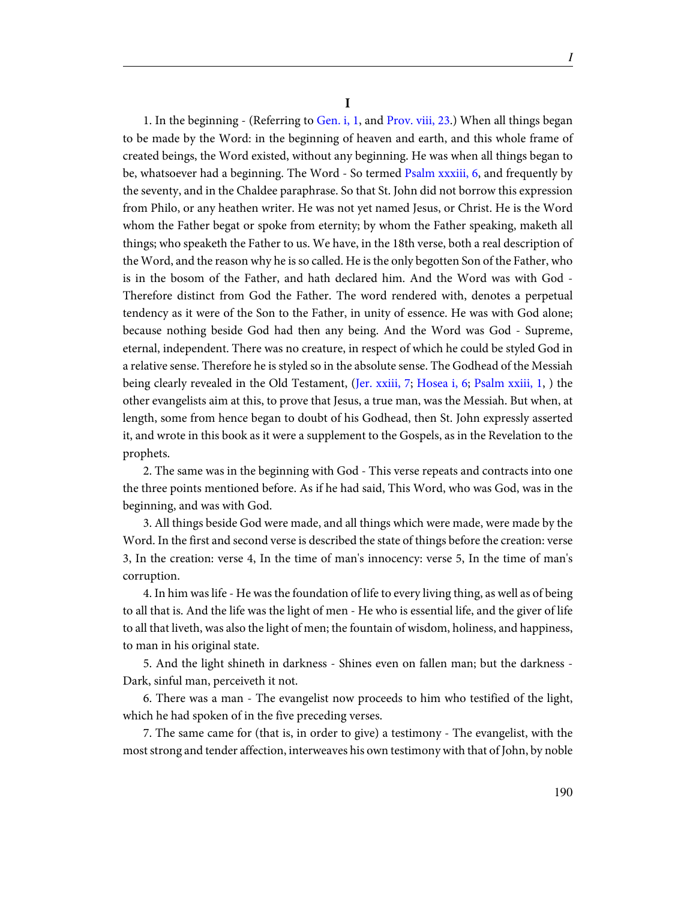# I

1. In the beginning - (Referring to Gen. i, 1, and Prov. viii, 23.) When all things began to be made by the Word: in the beginning of heaven and earth, and this whole frame of created beings, the Word existed, without any beginning. He was when all things began to be, whatsoever had a beginning. The Word - So termed Psalm xxxiii, 6, and frequently by the seventy, and in the Chaldee paraphrase. So that St. John did not borrow this expression from Philo, or any heathen writer. He was not yet named Jesus, or Christ. He is the Word whom the Father begat or spoke from eternity; by whom the Father speaking, maketh all things; who speaketh the Father to us. We have, in the 18th verse, both a real description of the Word, and the reason why he is so called. He is the only begotten Son of the Father, who is in the bosom of the Father, and hath declared him. And the Word was with God - Therefore distinct from God the Father. The word rendered with, denotes a perpetual tendency as it were of the Son to the Father, in unity of essence. He was with God alone; because nothing beside God had then any being. And the Word was God - Supreme, eternal, independent. There was no creature, in respect of which he could be styled God in a relative sense. Therefore he is styled so in the absolute sense. The Godhead of the Messiah being clearly revealed in the Old Testament, (Jer. xxiii, 7; Hosea i, 6; Psalm xxiii, 1, ) the other evangelists aim at this, to prove that Jesus, a true man, was the Messiah. But when, at length, some from hence began to doubt of his Godhead, then St. John expressly asserted it, and wrote in this book as it were a supplement to the Gospels, as in the Revelation to the prophets.

2. The same was in the beginning with God - This verse repeats and contracts into one the three points mentioned before. As if he had said, This Word, who was God, was in the beginning, and was with God.

3. All things beside God were made, and all things which were made, were made by the Word. In the first and second verse is described the state of things before the creation: verse 3, In the creation: verse 4, In the time of man's innocency: verse 5, In the time of man's corruption.

4. In him was life - He was the foundation of life to every living thing, as well as of being to all that is. And the life was the light of men - He who is essential life, and the giver of life to all that liveth, was also the light of men; the fountain of wisdom, holiness, and happiness, to man in his original state.

5. And the light shineth in darkness - Shines even on fallen man; but the darkness - Dark, sinful man, perceiveth it not.

6. There was a man - The evangelist now proceeds to him who testified of the light, which he had spoken of in the five preceding verses.

7. The same came for (that is, in order to give) a testimony - The evangelist, with the most strong and tender affection, interweaves his own testimony with that of John, by noble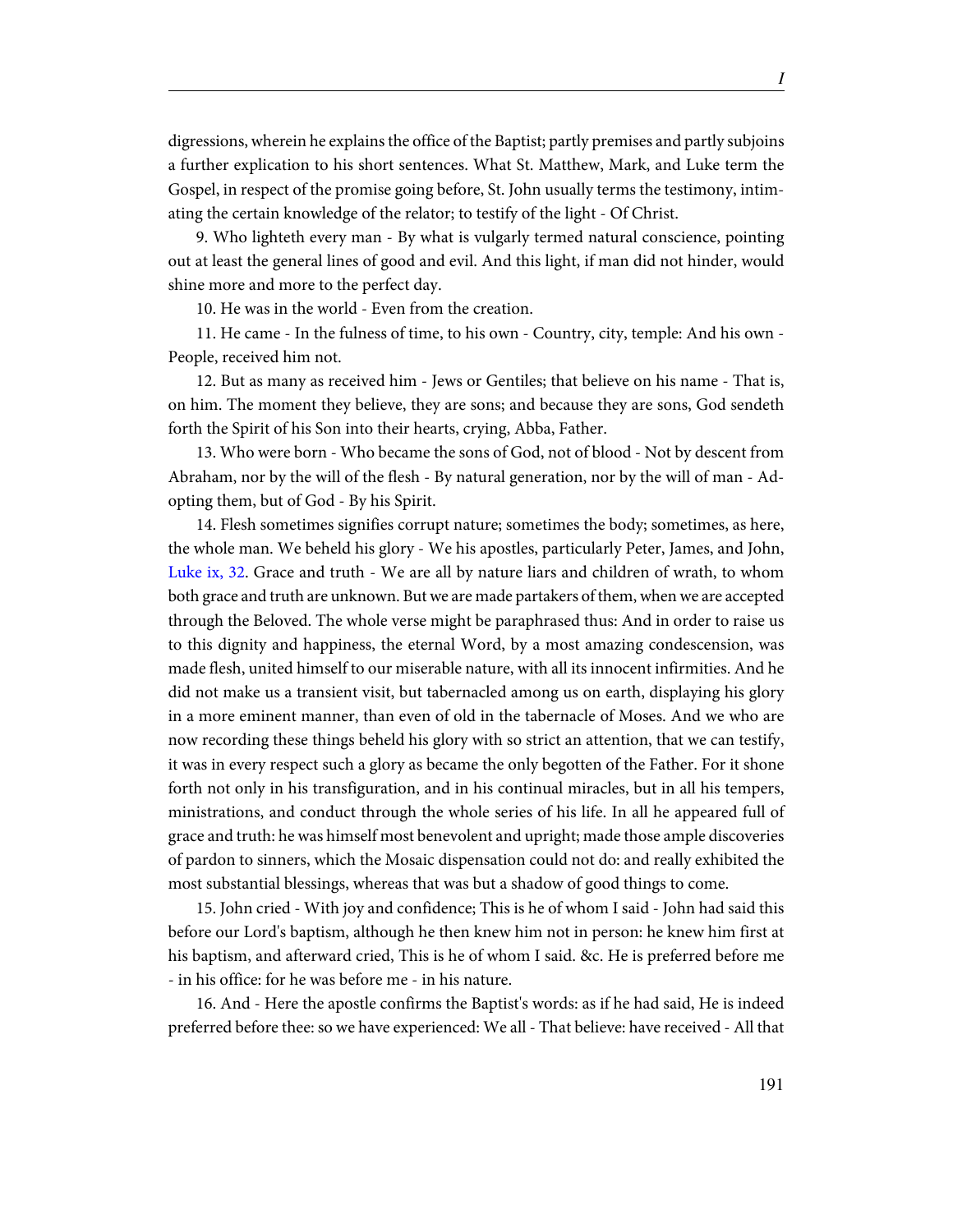digressions, wherein he explains the office of the Baptist; partly premises and partly subjoins a further explication to his short sentences. What St. Matthew, Mark, and Luke term the Gospel, in respect of the promise going before, St. John usually terms the testimony, intimating the certain knowledge of the relator; to testify of the light - Of Christ.

9. Who lighteth every man - By what is vulgarly termed natural conscience, pointing out at least the general lines of good and evil. And this light, if man did not hinder, would shine more and more to the perfect day.

10. He was in the world - Even from the creation.

11. He came - In the fulness of time, to his own - Country, city, temple: And his own - People, received him not.

12. But as many as received him - Jews or Gentiles; that believe on his name - That is, on him. The moment they believe, they are sons; and because they are sons, God sendeth forth the Spirit of his Son into their hearts, crying, Abba, Father.

13. Who were born - Who became the sons of God, not of blood - Not by descent from Abraham, nor by the will of the flesh - By natural generation, nor by the will of man - Adopting them, but of God - By his Spirit.

14. Flesh sometimes signifies corrupt nature; sometimes the body; sometimes, as here, the whole man. We beheld his glory - We his apostles, particularly Peter, James, and John, Luke ix, 32. Grace and truth - We are all by nature liars and children of wrath, to whom both grace and truth are unknown. But we are made partakers of them, when we are accepted through the Beloved. The whole verse might be paraphrased thus: And in order to raise us to this dignity and happiness, the eternal Word, by a most amazing condescension, was made flesh, united himself to our miserable nature, with all its innocent infirmities. And he did not make us a transient visit, but tabernacled among us on earth, displaying his glory in a more eminent manner, than even of old in the tabernacle of Moses. And we who are now recording these things beheld his glory with so strict an attention, that we can testify, it was in every respect such a glory as became the only begotten of the Father. For it shone forth not only in his transfiguration, and in his continual miracles, but in all his tempers, ministrations, and conduct through the whole series of his life. In all he appeared full of grace and truth: he was himself most benevolent and upright; made those ample discoveries of pardon to sinners, which the Mosaic dispensation could not do: and really exhibited the most substantial blessings, whereas that was but a shadow of good things to come.

15. John cried - With joy and confidence; This is he of whom I said - John had said this before our Lord's baptism, although he then knew him not in person: he knew him first at his baptism, and afterward cried, This is he of whom I said. &c. He is preferred before me - in his office: for he was before me - in his nature.

16. And - Here the apostle confirms the Baptist's words: as if he had said, He is indeed preferred before thee: so we have experienced: We all - That believe: have received - All that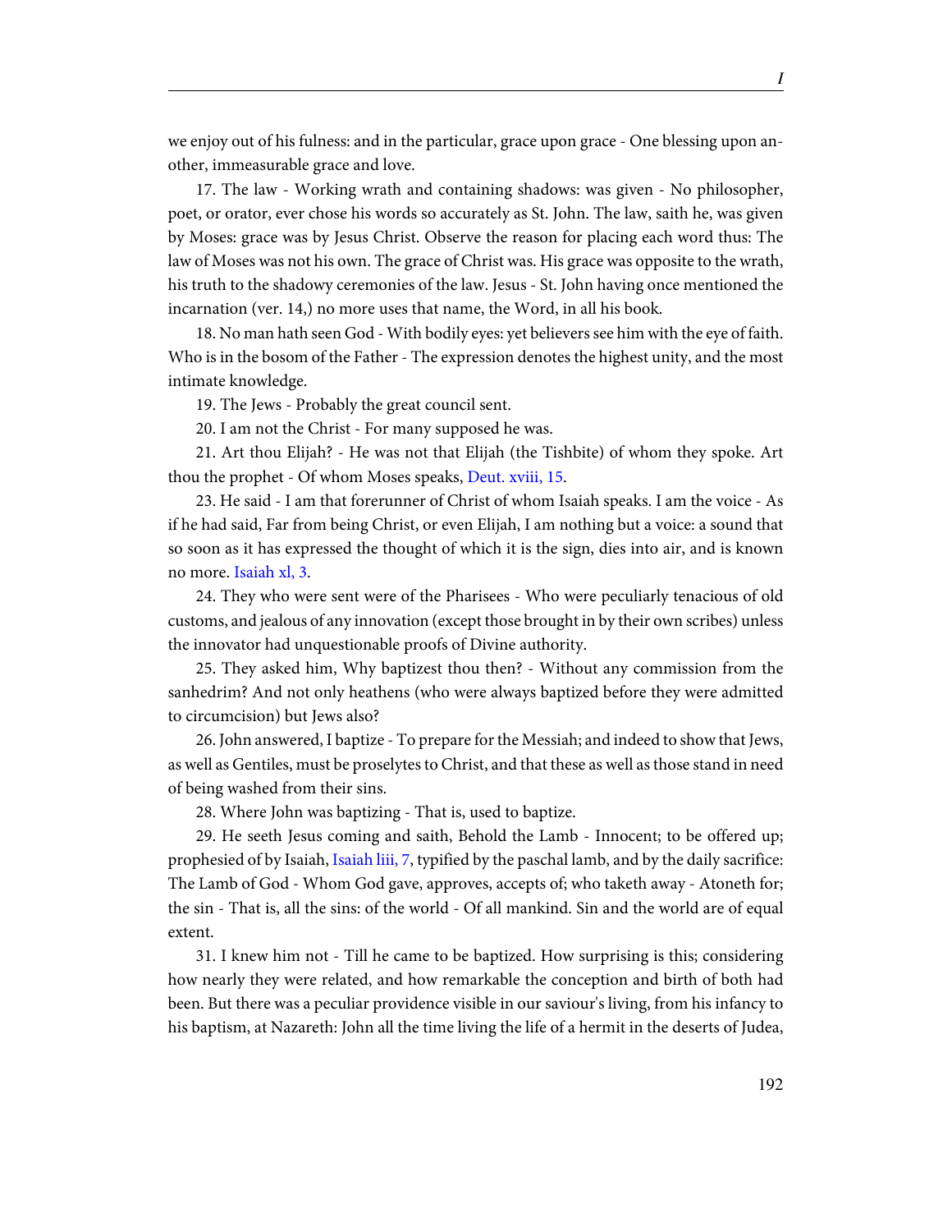we enjoy out of his fulness: and in the particular, grace upon grace - One blessing upon another, immeasurable grace and love.

17. The law - Working wrath and containing shadows: was given - No philosopher, poet, or orator, ever chose his words so accurately as St. John. The law, saith he, was given by Moses: grace was by Jesus Christ. Observe the reason for placing each word thus: The law of Moses was not his own. The grace of Christ was. His grace was opposite to the wrath, his truth to the shadowy ceremonies of the law. Jesus - St. John having once mentioned the incarnation (ver. 14,) no more uses that name, the Word, in all his book.

18. No man hath seen God - With bodily eyes: yet believers see him with the eye of faith. Who is in the bosom of the Father - The expression denotes the highest unity, and the most intimate knowledge.

19. The Jews - Probably the great council sent.

20. I am not the Christ - For many supposed he was.

21. Art thou Elijah? - He was not that Elijah (the Tishbite) of whom they spoke. Art thou the prophet - Of whom Moses speaks, Deut. xviii, 15.

23. He said - I am that forerunner of Christ of whom Isaiah speaks. I am the voice - As if he had said, Far from being Christ, or even Elijah, I am nothing but a voice: a sound that so soon as it has expressed the thought of which it is the sign, dies into air, and is known no more. Isaiah xl, 3.

24. They who were sent were of the Pharisees - Who were peculiarly tenacious of old customs, and jealous of any innovation (except those brought in by their own scribes) unless the innovator had unquestionable proofs of Divine authority.

25. They asked him, Why baptizest thou then? - Without any commission from the sanhedrim? And not only heathens (who were always baptized before they were admitted to circumcision) but Jews also?

26. John answered, I baptize - To prepare for the Messiah; and indeed to show that Jews, as well as Gentiles, must be proselytes to Christ, and that these as well as those stand in need of being washed from their sins.

28. Where John was baptizing - That is, used to baptize.

29. He seeth Jesus coming and saith, Behold the Lamb - Innocent; to be offered up; prophesied of by Isaiah, Isaiah liii, 7, typified by the paschal lamb, and by the daily sacrifice: The Lamb of God - Whom God gave, approves, accepts of; who taketh away - Atoneth for; the sin - That is, all the sins: of the world - Of all mankind. Sin and the world are of equal extent.

31. I knew him not - Till he came to be baptized. How surprising is this; considering how nearly they were related, and how remarkable the conception and birth of both had been. But there was a peculiar providence visible in our saviour's living, from his infancy to his baptism, at Nazareth: John all the time living the life of a hermit in the deserts of Judea,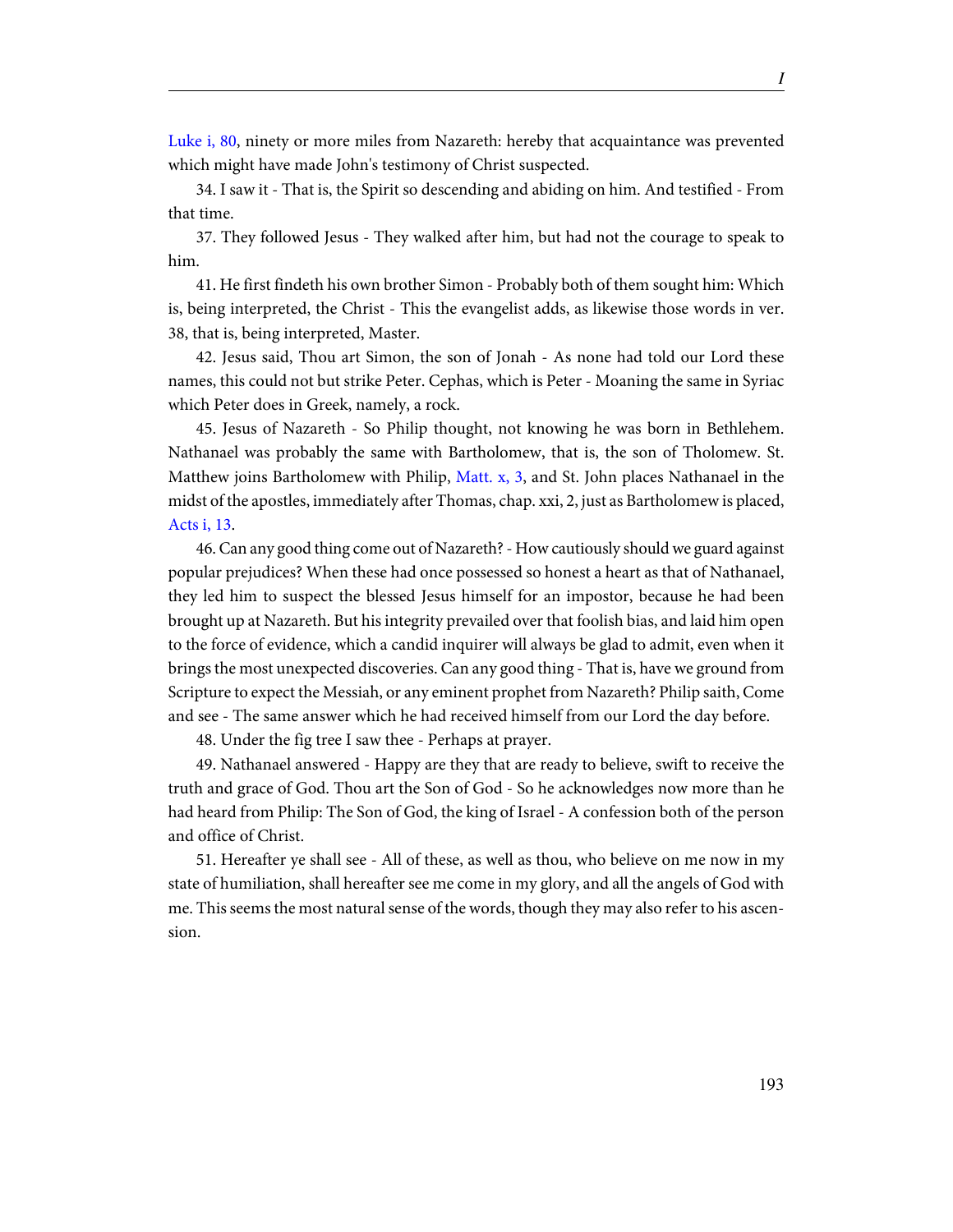Luke i, 80, ninety or more miles from Nazareth: hereby that acquaintance was prevented which might have made John's testimony of Christ suspected.

34. I saw it - That is, the Spirit so descending and abiding on him. And testified - From that time.

37. They followed Jesus - They walked after him, but had not the courage to speak to him.

41. He first findeth his own brother Simon - Probably both of them sought him: Which is, being interpreted, the Christ - This the evangelist adds, as likewise those words in ver. 38, that is, being interpreted, Master.

42. Jesus said, Thou art Simon, the son of Jonah - As none had told our Lord these names, this could not but strike Peter. Cephas, which is Peter - Moaning the same in Syriac which Peter does in Greek, namely, a rock.

45. Jesus of Nazareth - So Philip thought, not knowing he was born in Bethlehem. Nathanael was probably the same with Bartholomew, that is, the son of Tholomew. St. Matthew joins Bartholomew with Philip, Matt. x, 3, and St. John places Nathanael in the midst of the apostles, immediately after Thomas, chap. xxi, 2, just as Bartholomew is placed, Acts i, 13.

46. Can any good thing come out of Nazareth? - How cautiously should we guard against popular prejudices? When these had once possessed so honest a heart as that of Nathanael, they led him to suspect the blessed Jesus himself for an impostor, because he had been brought up at Nazareth. But his integrity prevailed over that foolish bias, and laid him open to the force of evidence, which a candid inquirer will always be glad to admit, even when it brings the most unexpected discoveries. Can any good thing - That is, have we ground from Scripture to expect the Messiah, or any eminent prophet from Nazareth? Philip saith, Come and see - The same answer which he had received himself from our Lord the day before.

48. Under the fig tree I saw thee - Perhaps at prayer.

49. Nathanael answered - Happy are they that are ready to believe, swift to receive the truth and grace of God. Thou art the Son of God - So he acknowledges now more than he had heard from Philip: The Son of God, the king of Israel - A confession both of the person and office of Christ.

51. Hereafter ye shall see - All of these, as well as thou, who believe on me now in my state of humiliation, shall hereafter see me come in my glory, and all the angels of God with me. This seems the most natural sense of the words, though they may also refer to his ascension.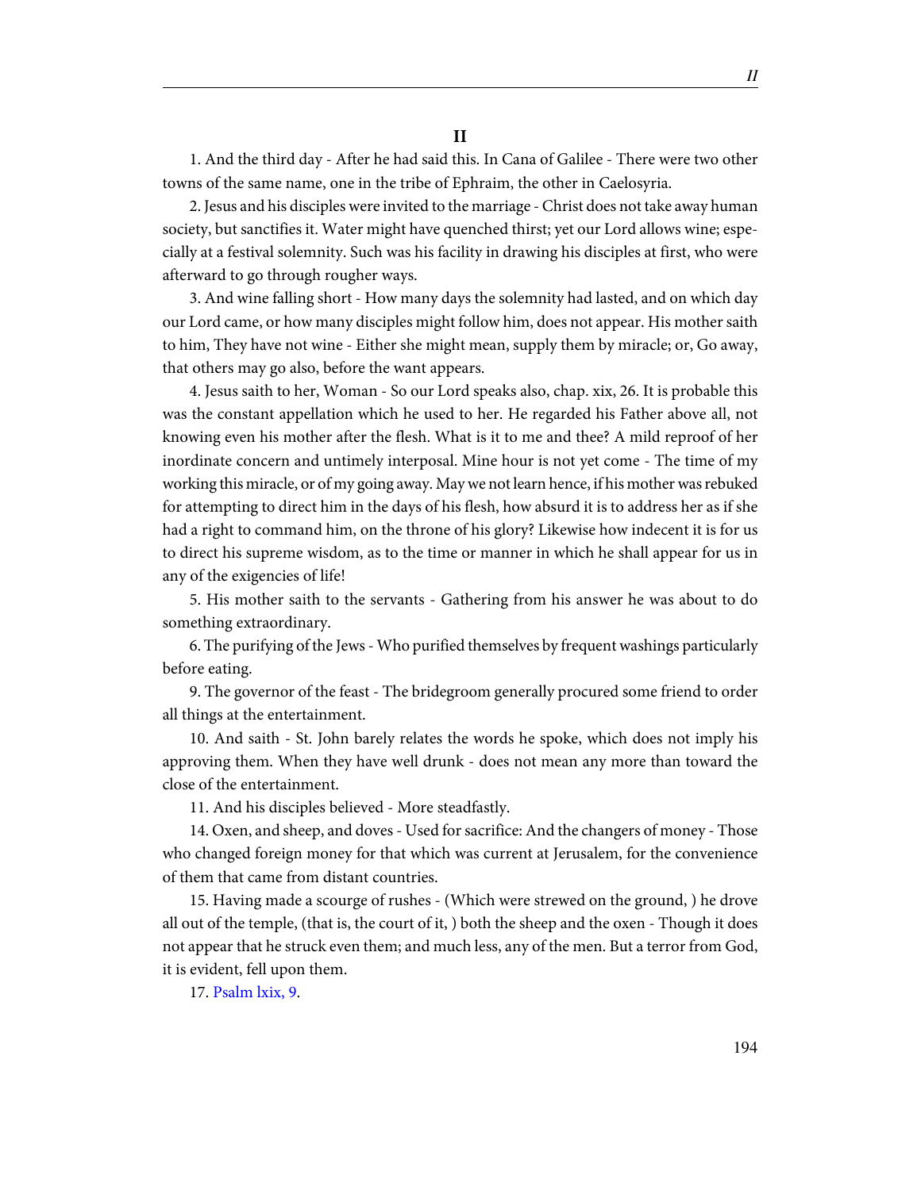## II

1. And the third day - After he had said this. In Cana of Galilee - There were two other towns of the same name, one in the tribe of Ephraim, the other in Caelosyria.

2. Jesus and his disciples were invited to the marriage - Christ does not take away human society, but sanctifies it. Water might have quenched thirst; yet our Lord allows wine; especially at a festival solemnity. Such was his facility in drawing his disciples at first, who were afterward to go through rougher ways.

3. And wine falling short - How many days the solemnity had lasted, and on which day our Lord came, or how many disciples might follow him, does not appear. His mother saith to him, They have not wine - Either she might mean, supply them by miracle; or, Go away, that others may go also, before the want appears.

4. Jesus saith to her, Woman - So our Lord speaks also, chap. xix, 26. It is probable this was the constant appellation which he used to her. He regarded his Father above all, not knowing even his mother after the flesh. What is it to me and thee? A mild reproof of her inordinate concern and untimely interposal. Mine hour is not yet come - The time of my working this miracle, or of my going away. May we not learn hence, if his mother was rebuked for attempting to direct him in the days of his flesh, how absurd it is to address her as if she had a right to command him, on the throne of his glory? Likewise how indecent it is for us to direct his supreme wisdom, as to the time or manner in which he shall appear for us in any of the exigencies of life!

5. His mother saith to the servants - Gathering from his answer he was about to do something extraordinary.

6. The purifying of the Jews - Who purified themselves by frequent washings particularly before eating.

9. The governor of the feast - The bridegroom generally procured some friend to order all things at the entertainment.

10. And saith - St. John barely relates the words he spoke, which does not imply his approving them. When they have well drunk - does not mean any more than toward the close of the entertainment.

11. And his disciples believed - More steadfastly.

14. Oxen, and sheep, and doves - Used for sacrifice: And the changers of money - Those who changed foreign money for that which was current at Jerusalem, for the convenience of them that came from distant countries.

15. Having made a scourge of rushes - (Which were strewed on the ground, ) he drove all out of the temple, (that is, the court of it, ) both the sheep and the oxen - Though it does not appear that he struck even them; and much less, any of the men. But a terror from God, it is evident, fell upon them.

17. Psalm lxix, 9.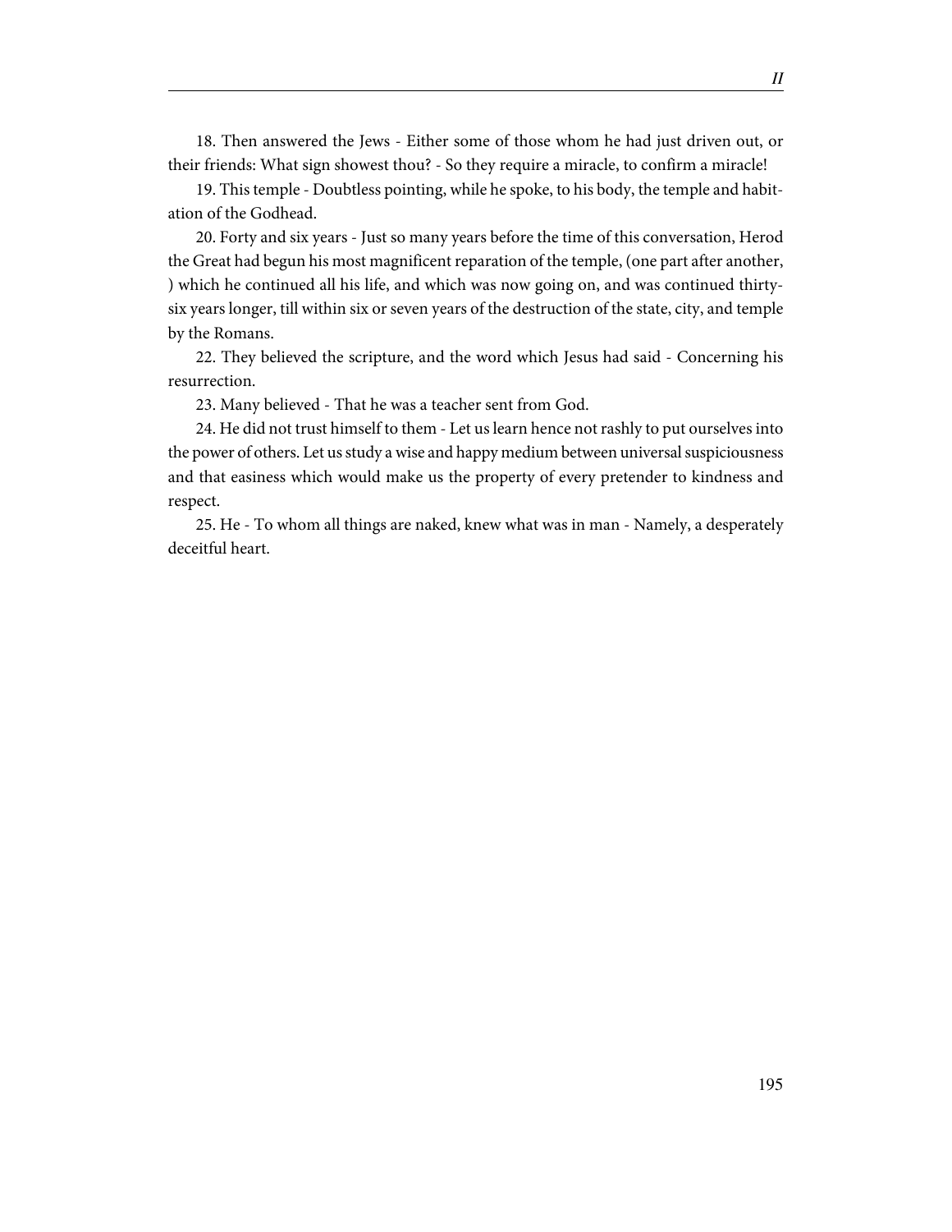18. Then answered the Jews - Either some of those whom he had just driven out, or their friends: What sign showest thou? - So they require a miracle, to confirm a miracle!

19. This temple - Doubtless pointing, while he spoke, to his body, the temple and habitation of the Godhead.

20. Forty and six years - Just so many years before the time of this conversation, Herod the Great had begun his most magnificent reparation of the temple, (one part after another, ) which he continued all his life, and which was now going on, and was continued thirty-six years longer, till within six or seven years of the destruction of the state, city, and temple by the Romans.

22. They believed the scripture, and the word which Jesus had said - Concerning his resurrection.

23. Many believed - That he was a teacher sent from God.

24. He did not trust himself to them - Let us learn hence not rashly to put ourselves into the power of others. Let us study a wise and happy medium between universal suspiciousness and that easiness which would make us the property of every pretender to kindness and respect.

25. He - To whom all things are naked, knew what was in man - Namely, a desperately deceitful heart.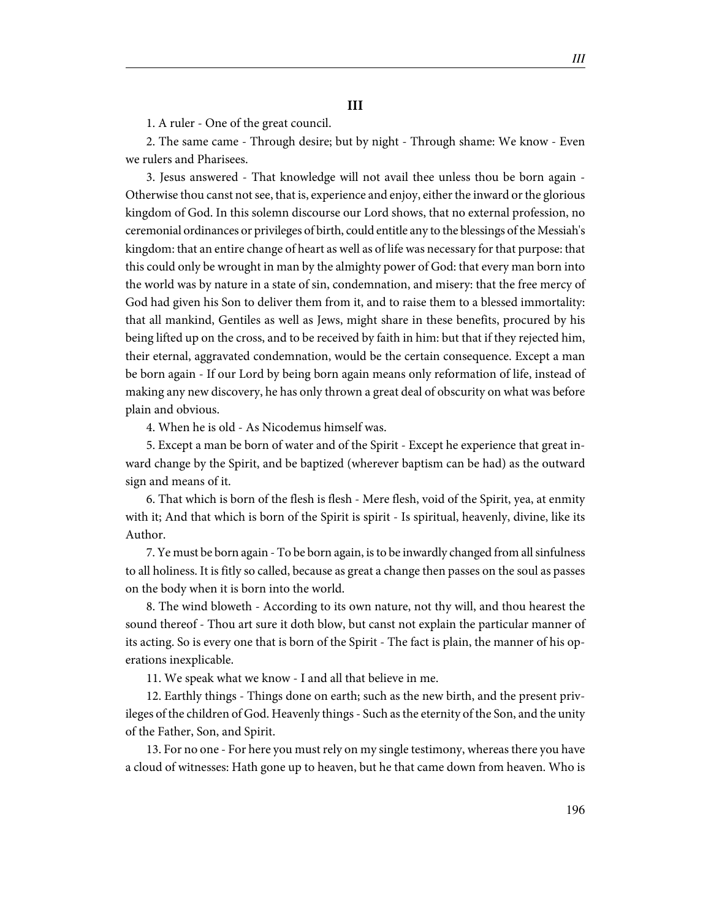### III

1. A ruler - One of the great council.

2. The same came - Through desire; but by night - Through shame: We know - Even we rulers and Pharisees.

3. Jesus answered - That knowledge will not avail thee unless thou be born again - Otherwise thou canst not see, that is, experience and enjoy, either the inward or the glorious kingdom of God. In this solemn discourse our Lord shows, that no external profession, no ceremonial ordinances or privileges of birth, could entitle any to the blessings of the Messiah's kingdom: that an entire change of heart as well as of life was necessary for that purpose: that this could only be wrought in man by the almighty power of God: that every man born into the world was by nature in a state of sin, condemnation, and misery: that the free mercy of God had given his Son to deliver them from it, and to raise them to a blessed immortality: that all mankind, Gentiles as well as Jews, might share in these benefits, procured by his being lifted up on the cross, and to be received by faith in him: but that if they rejected him, their eternal, aggravated condemnation, would be the certain consequence. Except a man be born again - If our Lord by being born again means only reformation of life, instead of making any new discovery, he has only thrown a great deal of obscurity on what was before plain and obvious.

4. When he is old - As Nicodemus himself was.

5. Except a man be born of water and of the Spirit - Except he experience that great inward change by the Spirit, and be baptized (wherever baptism can be had) as the outward sign and means of it.

6. That which is born of the flesh is flesh - Mere flesh, void of the Spirit, yea, at enmity with it; And that which is born of the Spirit is spirit - Is spiritual, heavenly, divine, like its Author.

7. Ye must be born again - To be born again, is to be inwardly changed from all sinfulness to all holiness. It is fitly so called, because as great a change then passes on the soul as passes on the body when it is born into the world.

8. The wind bloweth - According to its own nature, not thy will, and thou hearest the sound thereof - Thou art sure it doth blow, but canst not explain the particular manner of its acting. So is every one that is born of the Spirit - The fact is plain, the manner of his operations inexplicable.

11. We speak what we know - I and all that believe in me.

12. Earthly things - Things done on earth; such as the new birth, and the present privileges of the children of God. Heavenly things - Such as the eternity of the Son, and the unity of the Father, Son, and Spirit.

13. For no one - For here you must rely on my single testimony, whereas there you have a cloud of witnesses: Hath gone up to heaven, but he that came down from heaven. Who is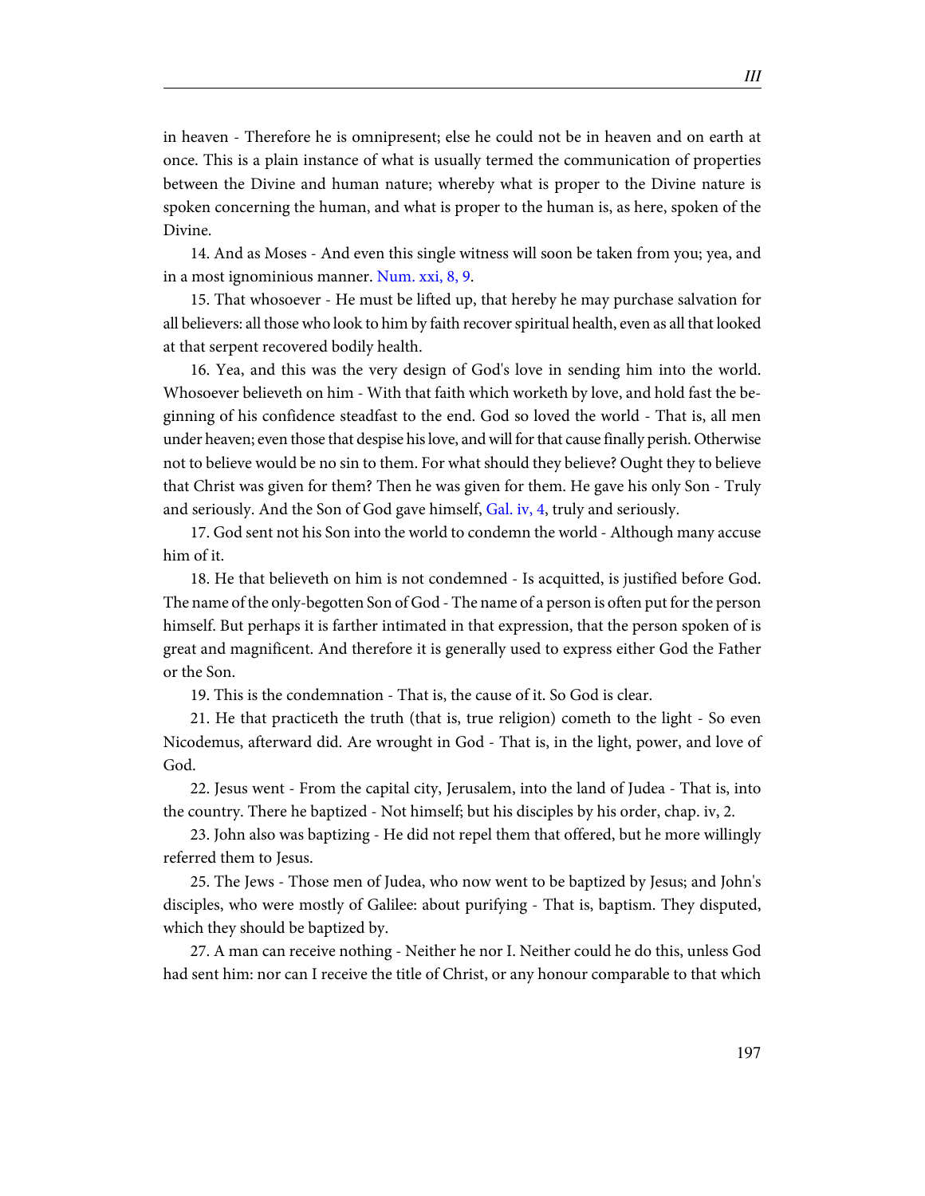in heaven - Therefore he is omnipresent; else he could not be in heaven and on earth at once. This is a plain instance of what is usually termed the communication of properties between the Divine and human nature; whereby what is proper to the Divine nature is spoken concerning the human, and what is proper to the human is, as here, spoken of the Divine.

14. And as Moses - And even this single witness will soon be taken from you; yea, and in a most ignominious manner. Num. xxi, 8, 9.

15. That whosoever - He must be lifted up, that hereby he may purchase salvation for all believers: all those who look to him by faith recover spiritual health, even as all that looked at that serpent recovered bodily health.

16. Yea, and this was the very design of God's love in sending him into the world. Whosoever believeth on him - With that faith which worketh by love, and hold fast the beginning of his confidence steadfast to the end. God so loved the world - That is, all men under heaven; even those that despise his love, and will for that cause finally perish. Otherwise not to believe would be no sin to them. For what should they believe? Ought they to believe that Christ was given for them? Then he was given for them. He gave his only Son - Truly and seriously. And the Son of God gave himself, Gal. iv, 4, truly and seriously.

17. God sent not his Son into the world to condemn the world - Although many accuse him of it.

18. He that believeth on him is not condemned - Is acquitted, is justified before God. The name of the only-begotten Son of God - The name of a person is often put for the person himself. But perhaps it is farther intimated in that expression, that the person spoken of is great and magnificent. And therefore it is generally used to express either God the Father or the Son.

19. This is the condemnation - That is, the cause of it. So God is clear.

21. He that practiceth the truth (that is, true religion) cometh to the light - So even Nicodemus, afterward did. Are wrought in God - That is, in the light, power, and love of God.

22. Jesus went - From the capital city, Jerusalem, into the land of Judea - That is, into the country. There he baptized - Not himself; but his disciples by his order, chap. iv, 2.

23. John also was baptizing - He did not repel them that offered, but he more willingly referred them to Jesus.

25. The Jews - Those men of Judea, who now went to be baptized by Jesus; and John's disciples, who were mostly of Galilee: about purifying - That is, baptism. They disputed, which they should be baptized by.

27. A man can receive nothing - Neither he nor I. Neither could he do this, unless God had sent him: nor can I receive the title of Christ, or any honour comparable to that which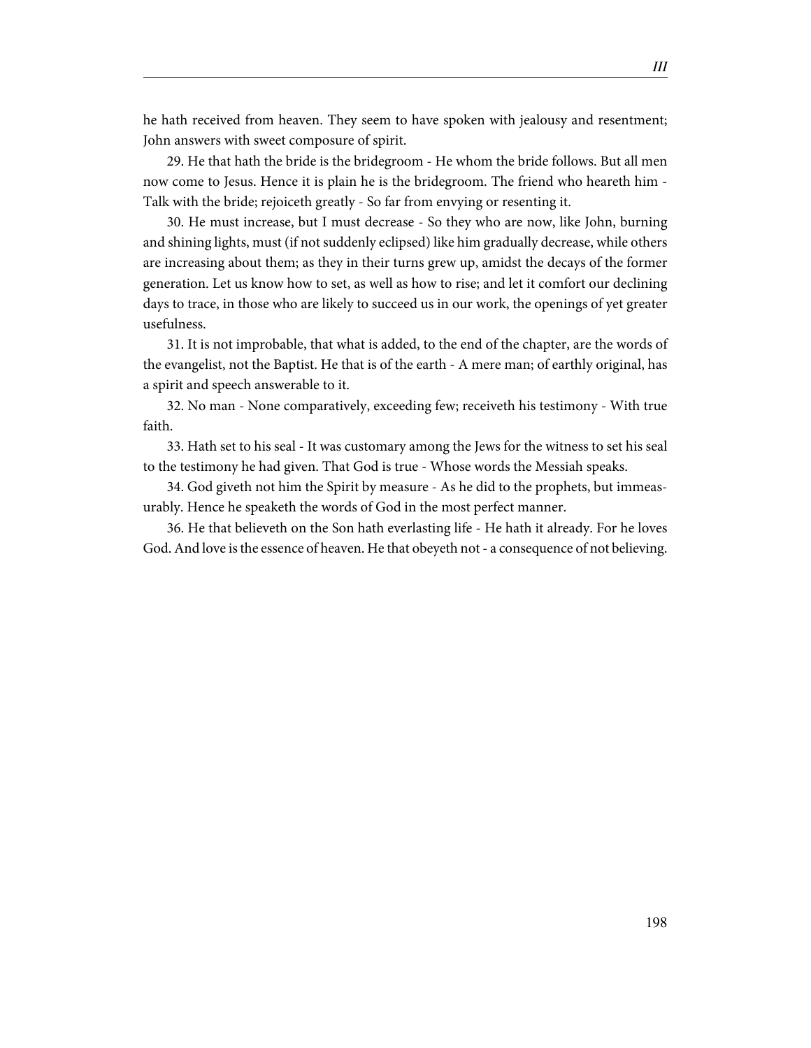he hath received from heaven. They seem to have spoken with jealousy and resentment; John answers with sweet composure of spirit.

29. He that hath the bride is the bridegroom - He whom the bride follows. But all men now come to Jesus. Hence it is plain he is the bridegroom. The friend who heareth him - Talk with the bride; rejoiceth greatly - So far from envying or resenting it.

30. He must increase, but I must decrease - So they who are now, like John, burning and shining lights, must (if not suddenly eclipsed) like him gradually decrease, while others are increasing about them; as they in their turns grew up, amidst the decays of the former generation. Let us know how to set, as well as how to rise; and let it comfort our declining days to trace, in those who are likely to succeed us in our work, the openings of yet greater usefulness.

31. It is not improbable, that what is added, to the end of the chapter, are the words of the evangelist, not the Baptist. He that is of the earth - A mere man; of earthly original, has a spirit and speech answerable to it.

32. No man - None comparatively, exceeding few; receiveth his testimony - With true faith.

33. Hath set to his seal - It was customary among the Jews for the witness to set his seal to the testimony he had given. That God is true - Whose words the Messiah speaks.

34. God giveth not him the Spirit by measure - As he did to the prophets, but immeasurably. Hence he speaketh the words of God in the most perfect manner.

36. He that believeth on the Son hath everlasting life - He hath it already. For he loves God. And love is the essence of heaven. He that obeyeth not - a consequence of not believing.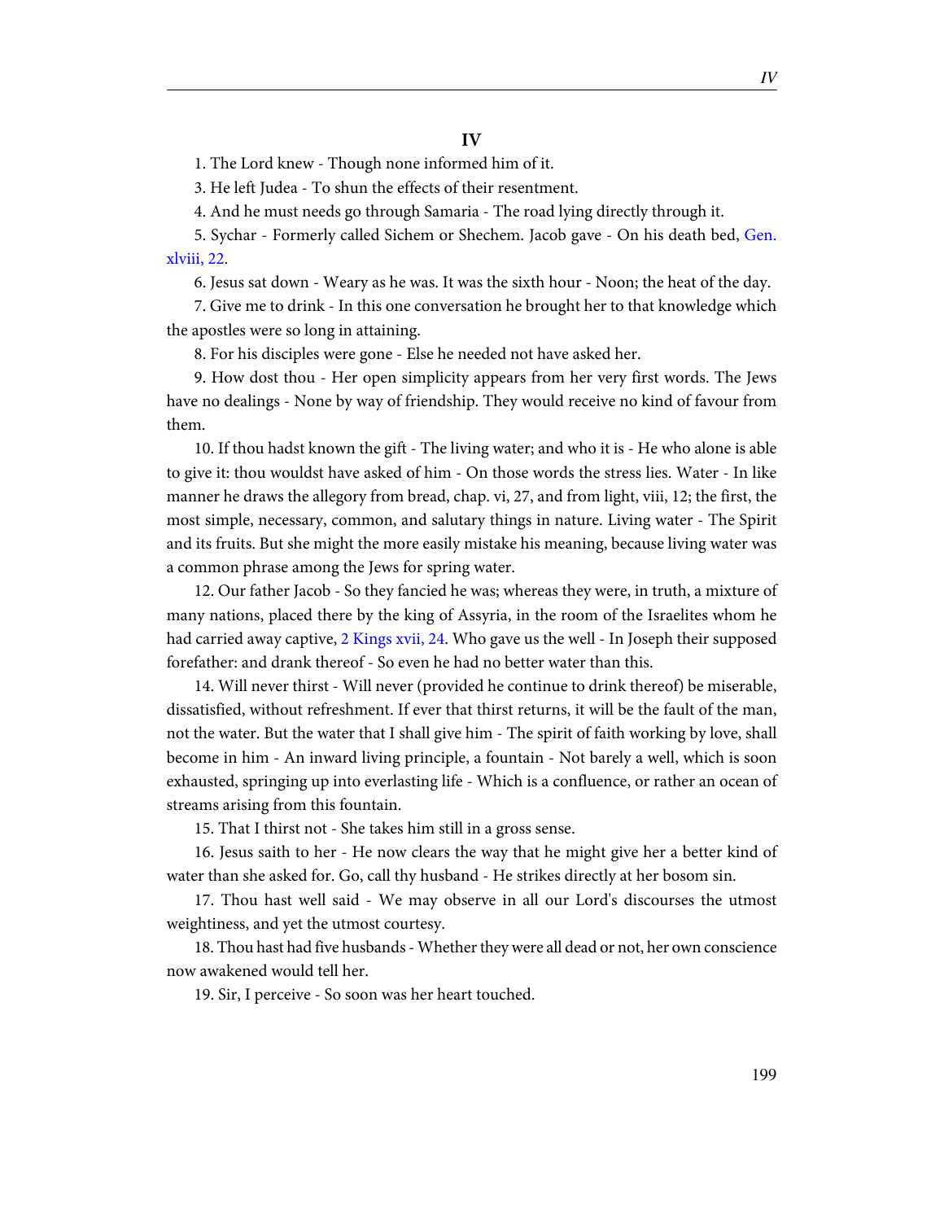## IV

1. The Lord knew - Though none informed him of it.

3. He left Judea - To shun the effects of their resentment.

4. And he must needs go through Samaria - The road lying directly through it.

5. Sychar - Formerly called Sichem or Shechem. Jacob gave - On his death bed, Gen. xlviii, 22.

6. Jesus sat down - Weary as he was. It was the sixth hour - Noon; the heat of the day.

7. Give me to drink - In this one conversation he brought her to that knowledge which the apostles were so long in attaining.

8. For his disciples were gone - Else he needed not have asked her.

9. How dost thou - Her open simplicity appears from her very first words. The Jews have no dealings - None by way of friendship. They would receive no kind of favour from them.

10. If thou hadst known the gift - The living water; and who it is - He who alone is able to give it: thou wouldst have asked of him - On those words the stress lies. Water - In like manner he draws the allegory from bread, chap. vi, 27, and from light, viii, 12; the first, the most simple, necessary, common, and salutary things in nature. Living water - The Spirit and its fruits. But she might the more easily mistake his meaning, because living water was a common phrase among the Jews for spring water.

12. Our father Jacob - So they fancied he was; whereas they were, in truth, a mixture of many nations, placed there by the king of Assyria, in the room of the Israelites whom he had carried away captive, 2 Kings xvii, 24. Who gave us the well - In Joseph their supposed forefather: and drank thereof - So even he had no better water than this.

14. Will never thirst - Will never (provided he continue to drink thereof) be miserable, dissatisfied, without refreshment. If ever that thirst returns, it will be the fault of the man, not the water. But the water that I shall give him - The spirit of faith working by love, shall become in him - An inward living principle, a fountain - Not barely a well, which is soon exhausted, springing up into everlasting life - Which is a confluence, or rather an ocean of streams arising from this fountain.

15. That I thirst not - She takes him still in a gross sense.

16. Jesus saith to her - He now clears the way that he might give her a better kind of water than she asked for. Go, call thy husband - He strikes directly at her bosom sin.

17. Thou hast well said - We may observe in all our Lord's discourses the utmost weightiness, and yet the utmost courtesy.

18. Thou hast had five husbands - Whether they were all dead or not, her own conscience now awakened would tell her.

19. Sir, I perceive - So soon was her heart touched.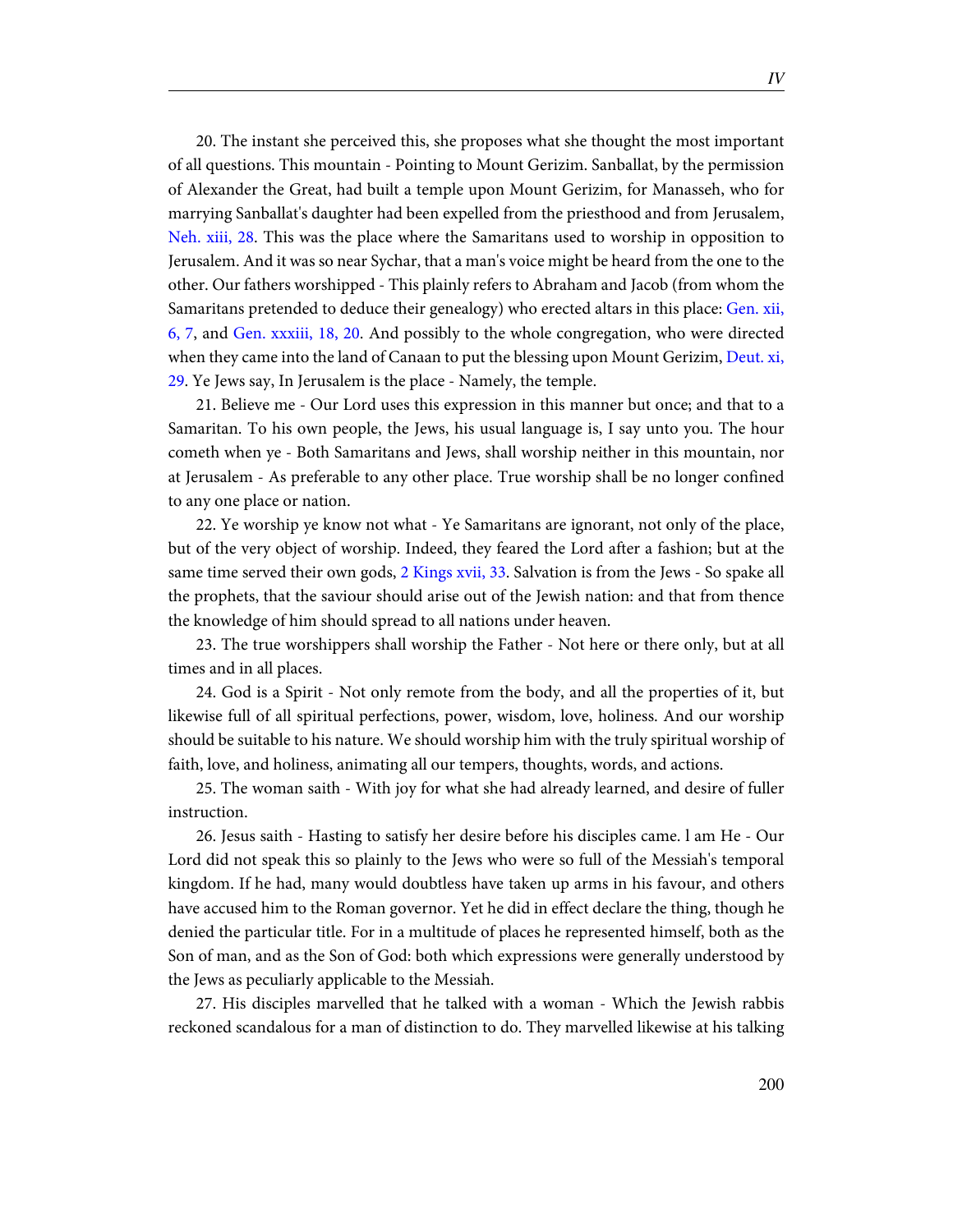20. The instant she perceived this, she proposes what she thought the most important of all questions. This mountain - Pointing to Mount Gerizim. Sanballat, by the permission of Alexander the Great, had built a temple upon Mount Gerizim, for Manasseh, who for marrying Sanballat's daughter had been expelled from the priesthood and from Jerusalem, Neh. xiii, 28. This was the place where the Samaritans used to worship in opposition to Jerusalem. And it was so near Sychar, that a man's voice might be heard from the one to the other. Our fathers worshipped - This plainly refers to Abraham and Jacob (from whom the Samaritans pretended to deduce their genealogy) who erected altars in this place: Gen. xii, 6, 7, and Gen. xxxiii, 18, 20. And possibly to the whole congregation, who were directed when they came into the land of Canaan to put the blessing upon Mount Gerizim, Deut. xi, 29. Ye Jews say, In Jerusalem is the place - Namely, the temple.

21. Believe me - Our Lord uses this expression in this manner but once; and that to a Samaritan. To his own people, the Jews, his usual language is, I say unto you. The hour cometh when ye - Both Samaritans and Jews, shall worship neither in this mountain, nor at Jerusalem - As preferable to any other place. True worship shall be no longer confined to any one place or nation.

22. Ye worship ye know not what - Ye Samaritans are ignorant, not only of the place, but of the very object of worship. Indeed, they feared the Lord after a fashion; but at the same time served their own gods, 2 Kings xvii, 33. Salvation is from the Jews - So spake all the prophets, that the saviour should arise out of the Jewish nation: and that from thence the knowledge of him should spread to all nations under heaven.

23. The true worshippers shall worship the Father - Not here or there only, but at all times and in all places.

24. God is a Spirit - Not only remote from the body, and all the properties of it, but likewise full of all spiritual perfections, power, wisdom, love, holiness. And our worship should be suitable to his nature. We should worship him with the truly spiritual worship of faith, love, and holiness, animating all our tempers, thoughts, words, and actions.

25. The woman saith - With joy for what she had already learned, and desire of fuller instruction.

26. Jesus saith - Hasting to satisfy her desire before his disciples came. I am He - Our Lord did not speak this so plainly to the Jews who were so full of the Messiah's temporal kingdom. If he had, many would doubtless have taken up arms in his favour, and others have accused him to the Roman governor. Yet he did in effect declare the thing, though he denied the particular title. For in a multitude of places he represented himself, both as the Son of man, and as the Son of God: both which expressions were generally understood by the Jews as peculiarly applicable to the Messiah.

27. His disciples marvelled that he talked with a woman - Which the Jewish rabbis reckoned scandalous for a man of distinction to do. They marvelled likewise at his talking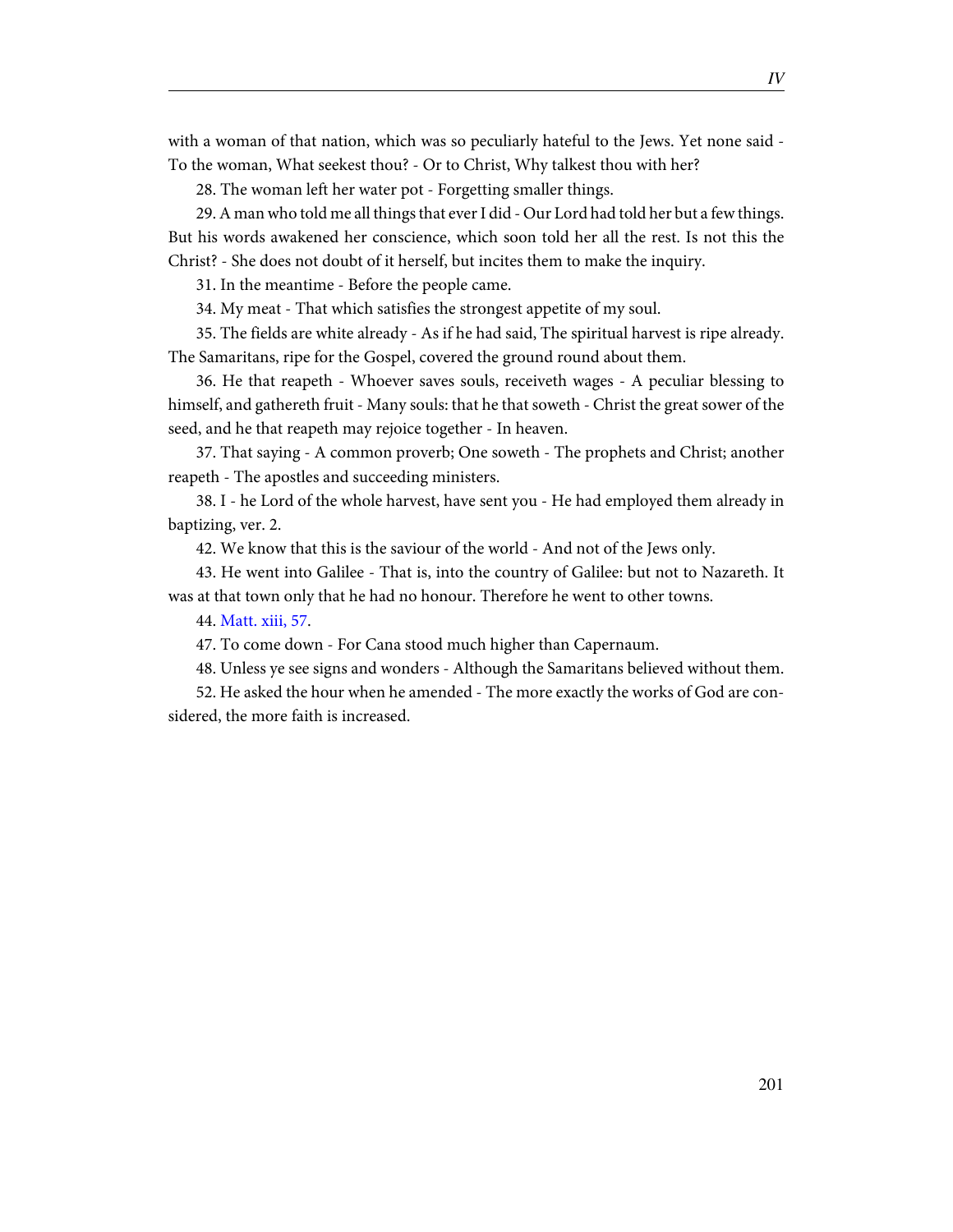with a woman of that nation, which was so peculiarly hateful to the Jews. Yet none said - To the woman, What seekest thou? - Or to Christ, Why talkest thou with her?

28. The woman left her water pot - Forgetting smaller things.

29. A man who told me all things that ever I did - Our Lord had told her but a few things. But his words awakened her conscience, which soon told her all the rest. Is not this the Christ? - She does not doubt of it herself, but incites them to make the inquiry.

31. In the meantime - Before the people came.

34. My meat - That which satisfies the strongest appetite of my soul.

35. The fields are white already - As if he had said, The spiritual harvest is ripe already. The Samaritans, ripe for the Gospel, covered the ground round about them.

36. He that reapeth - Whoever saves souls, receiveth wages - A peculiar blessing to himself, and gathereth fruit - Many souls: that he that soweth - Christ the great sower of the seed, and he that reapeth may rejoice together - In heaven.

37. That saying - A common proverb; One soweth - The prophets and Christ; another reapeth - The apostles and succeeding ministers.

38. I - he Lord of the whole harvest, have sent you - He had employed them already in baptizing, ver. 2.

42. We know that this is the saviour of the world - And not of the Jews only.

43. He went into Galilee - That is, into the country of Galilee: but not to Nazareth. It was at that town only that he had no honour. Therefore he went to other towns.

44. Matt. xiii, 57.

47. To come down - For Cana stood much higher than Capernaum.

48. Unless ye see signs and wonders - Although the Samaritans believed without them.

52. He asked the hour when he amended - The more exactly the works of God are considered, the more faith is increased.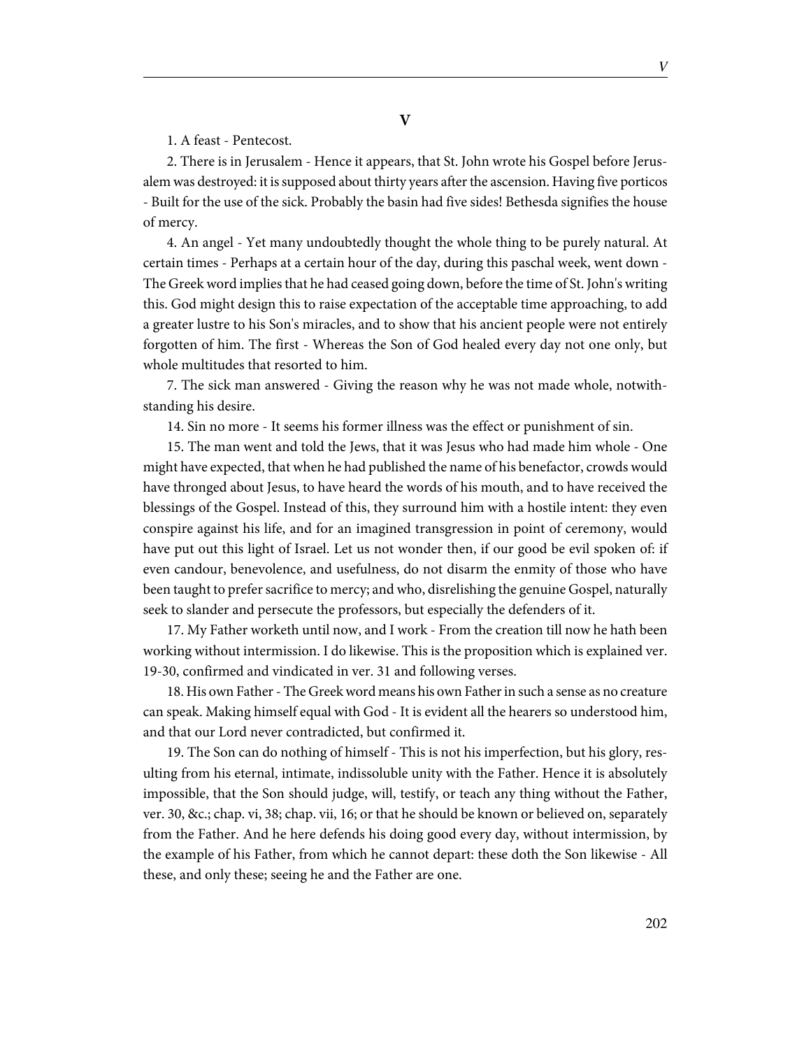## V

1. A feast - Pentecost.

2. There is in Jerusalem - Hence it appears, that St. John wrote his Gospel before Jerusalem was destroyed: it is supposed about thirty years after the ascension. Having five porticos - Built for the use of the sick. Probably the basin had five sides! Bethesda signifies the house of mercy.

4. An angel - Yet many undoubtedly thought the whole thing to be purely natural. At certain times - Perhaps at a certain hour of the day, during this paschal week, went down - The Greek word implies that he had ceased going down, before the time of St. John's writing this. God might design this to raise expectation of the acceptable time approaching, to add a greater lustre to his Son's miracles, and to show that his ancient people were not entirely forgotten of him. The first - Whereas the Son of God healed every day not one only, but whole multitudes that resorted to him.

7. The sick man answered - Giving the reason why he was not made whole, notwithstanding his desire.

14. Sin no more - It seems his former illness was the effect or punishment of sin.

15. The man went and told the Jews, that it was Jesus who had made him whole - One might have expected, that when he had published the name of his benefactor, crowds would have thronged about Jesus, to have heard the words of his mouth, and to have received the blessings of the Gospel. Instead of this, they surround him with a hostile intent: they even conspire against his life, and for an imagined transgression in point of ceremony, would have put out this light of Israel. Let us not wonder then, if our good be evil spoken of: if even candour, benevolence, and usefulness, do not disarm the enmity of those who have been taught to prefer sacrifice to mercy; and who, disrelishing the genuine Gospel, naturally seek to slander and persecute the professors, but especially the defenders of it.

17. My Father worketh until now, and I work - From the creation till now he hath been working without intermission. I do likewise. This is the proposition which is explained ver. 19-30, confirmed and vindicated in ver. 31 and following verses.

18. His own Father - The Greek word means his own Father in such a sense as no creature can speak. Making himself equal with God - It is evident all the hearers so understood him, and that our Lord never contradicted, but confirmed it.

19. The Son can do nothing of himself - This is not his imperfection, but his glory, resulting from his eternal, intimate, indissoluble unity with the Father. Hence it is absolutely impossible, that the Son should judge, will, testify, or teach any thing without the Father, ver. 30, &c.; chap. vi, 38; chap. vii, 16; or that he should be known or believed on, separately from the Father. And he here defends his doing good every day, without intermission, by the example of his Father, from which he cannot depart: these doth the Son likewise - All these, and only these; seeing he and the Father are one.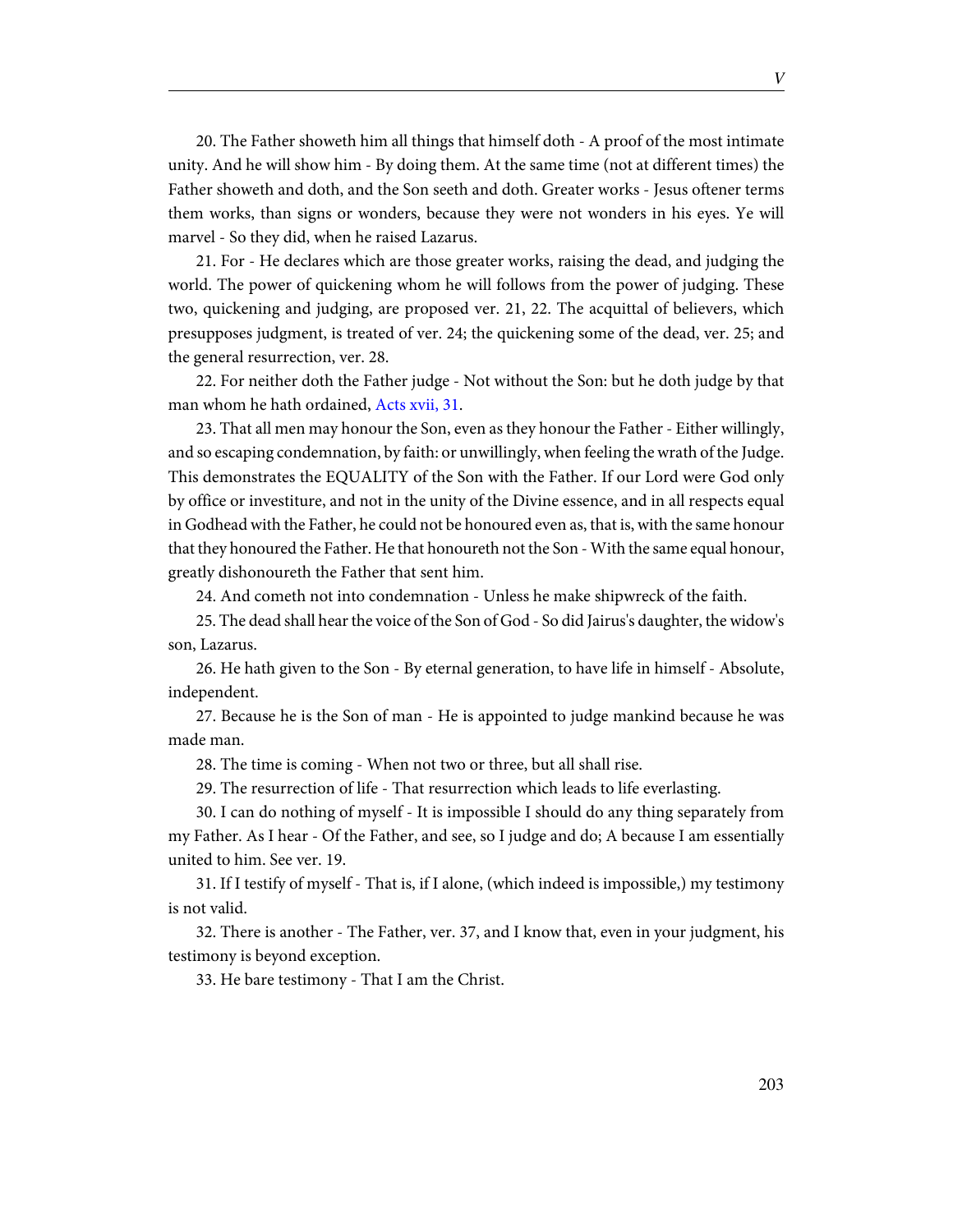20. The Father showeth him all things that himself doth - A proof of the most intimate unity. And he will show him - By doing them. At the same time (not at different times) the Father showeth and doth, and the Son seeth and doth. Greater works - Jesus oftener terms them works, than signs or wonders, because they were not wonders in his eyes. Ye will marvel - So they did, when he raised Lazarus.

21. For - He declares which are those greater works, raising the dead, and judging the world. The power of quickening whom he will follows from the power of judging. These two, quickening and judging, are proposed ver. 21, 22. The acquittal of believers, which presupposes judgment, is treated of ver. 24; the quickening some of the dead, ver. 25; and the general resurrection, ver. 28.

22. For neither doth the Father judge - Not without the Son: but he doth judge by that man whom he hath ordained, Acts xvii, 31.

23. That all men may honour the Son, even as they honour the Father - Either willingly, and so escaping condemnation, by faith: or unwillingly, when feeling the wrath of the Judge. This demonstrates the EQUALITY of the Son with the Father. If our Lord were God only by office or investiture, and not in the unity of the Divine essence, and in all respects equal in Godhead with the Father, he could not be honoured even as, that is, with the same honour that they honoured the Father. He that honoureth not the Son - With the same equal honour, greatly dishonoureth the Father that sent him.

24. And cometh not into condemnation - Unless he make shipwreck of the faith.

25. The dead shall hear the voice of the Son of God - So did Jairus's daughter, the widow's son, Lazarus.

26. He hath given to the Son - By eternal generation, to have life in himself - Absolute, independent.

27. Because he is the Son of man - He is appointed to judge mankind because he was made man.

28. The time is coming - When not two or three, but all shall rise.

29. The resurrection of life - That resurrection which leads to life everlasting.

30. I can do nothing of myself - It is impossible I should do any thing separately from my Father. As I hear - Of the Father, and see, so I judge and do; A because I am essentially united to him. See ver. 19.

31. If I testify of myself - That is, if I alone, (which indeed is impossible,) my testimony is not valid.

32. There is another - The Father, ver. 37, and I know that, even in your judgment, his testimony is beyond exception.

33. He bare testimony - That I am the Christ.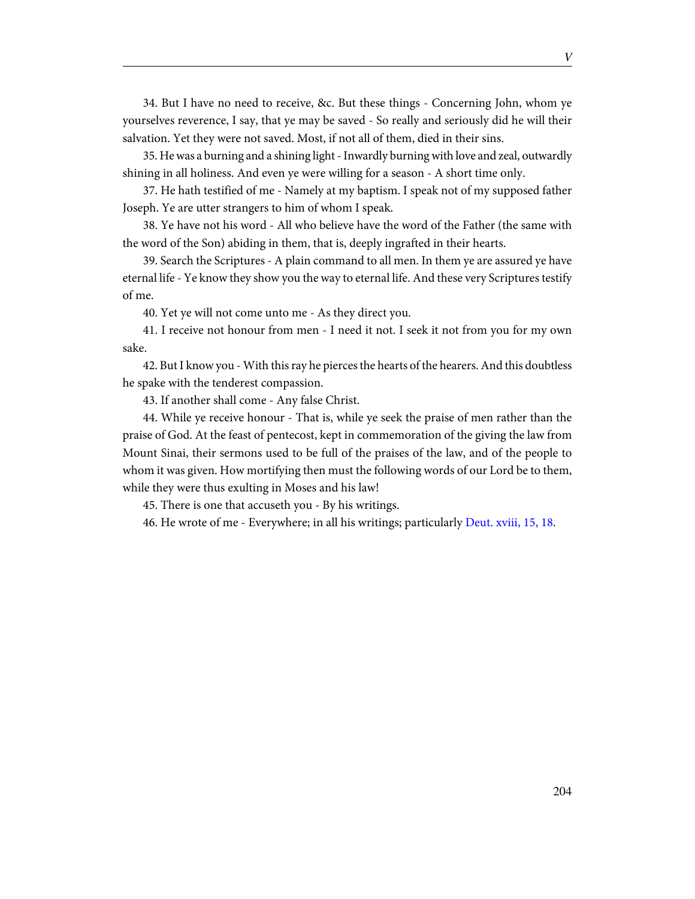34. But I have no need to receive, &c. But these things - Concerning John, whom ye yourselves reverence, I say, that ye may be saved - So really and seriously did he will their salvation. Yet they were not saved. Most, if not all of them, died in their sins.

35. He was a burning and a shining light - Inwardly burning with love and zeal, outwardly shining in all holiness. And even ye were willing for a season - A short time only.

37. He hath testified of me - Namely at my baptism. I speak not of my supposed father Joseph. Ye are utter strangers to him of whom I speak.

38. Ye have not his word - All who believe have the word of the Father (the same with the word of the Son) abiding in them, that is, deeply ingrafted in their hearts.

39. Search the Scriptures - A plain command to all men. In them ye are assured ye have eternal life - Ye know they show you the way to eternal life. And these very Scriptures testify of me.

40. Yet ye will not come unto me - As they direct you.

41. I receive not honour from men - I need it not. I seek it not from you for my own sake.

42. But I know you - With this ray he pierces the hearts of the hearers. And this doubtless he spake with the tenderest compassion.

43. If another shall come - Any false Christ.

44. While ye receive honour - That is, while ye seek the praise of men rather than the praise of God. At the feast of pentecost, kept in commemoration of the giving the law from Mount Sinai, their sermons used to be full of the praises of the law, and of the people to whom it was given. How mortifying then must the following words of our Lord be to them, while they were thus exulting in Moses and his law!

45. There is one that accuseth you - By his writings.

46. He wrote of me - Everywhere; in all his writings; particularly Deut. xviii, 15, 18.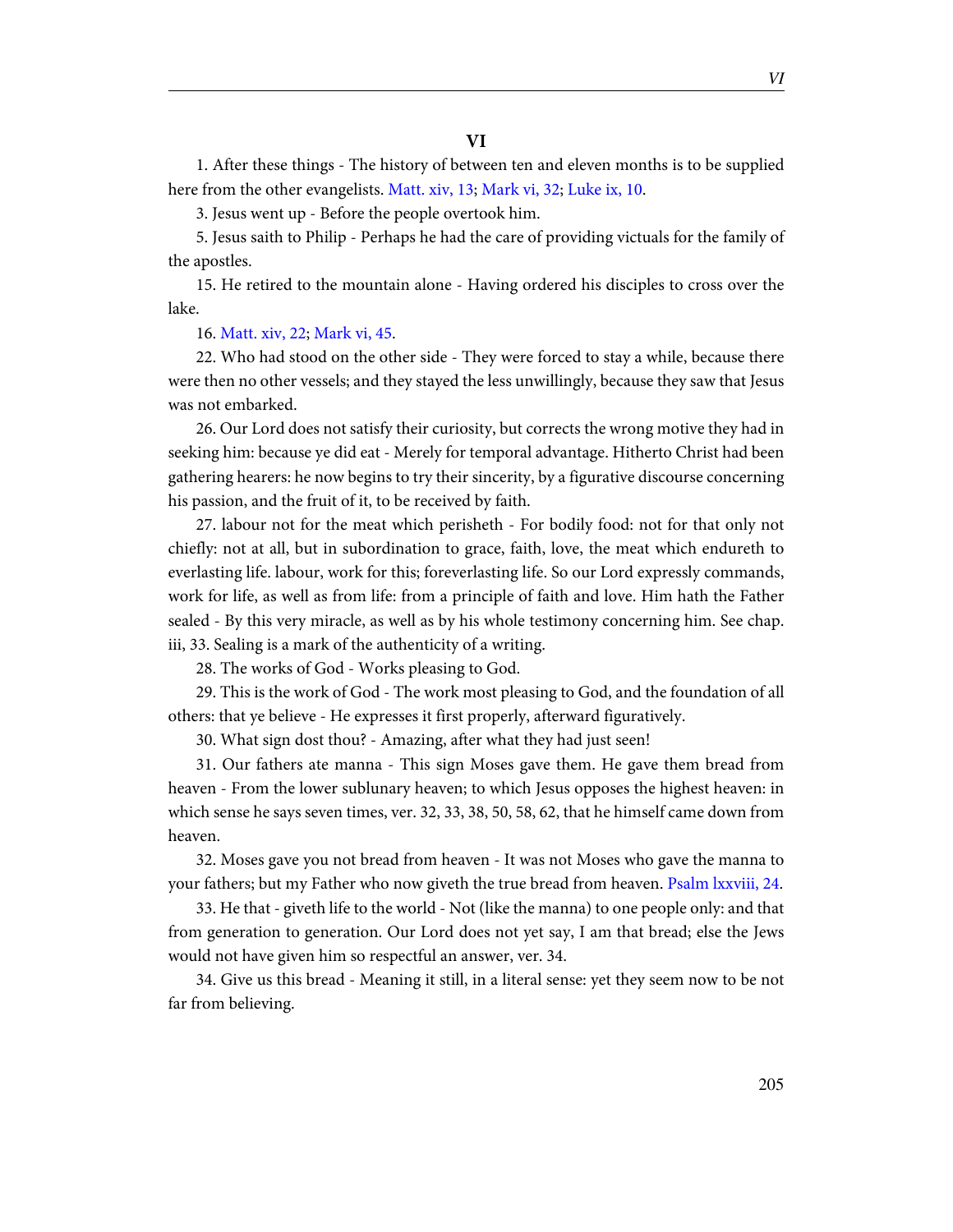## VI

1. After these things - The history of between ten and eleven months is to be supplied here from the other evangelists. Matt. xiv, 13; Mark vi, 32; Luke ix, 10.

3. Jesus went up - Before the people overtook him.

5. Jesus saith to Philip - Perhaps he had the care of providing victuals for the family of the apostles.

15. He retired to the mountain alone - Having ordered his disciples to cross over the lake.

16. Matt. xiv, 22; Mark vi, 45.

22. Who had stood on the other side - They were forced to stay a while, because there were then no other vessels; and they stayed the less unwillingly, because they saw that Jesus was not embarked.

26. Our Lord does not satisfy their curiosity, but corrects the wrong motive they had in seeking him: because ye did eat - Merely for temporal advantage. Hitherto Christ had been gathering hearers: he now begins to try their sincerity, by a figurative discourse concerning his passion, and the fruit of it, to be received by faith.

27. labour not for the meat which perisheth - For bodily food: not for that only not chiefly: not at all, but in subordination to grace, faith, love, the meat which endureth to everlasting life. labour, work for this; foreverlasting life. So our Lord expressly commands, work for life, as well as from life: from a principle of faith and love. Him hath the Father sealed - By this very miracle, as well as by his whole testimony concerning him. See chap. iii, 33. Sealing is a mark of the authenticity of a writing.

28. The works of God - Works pleasing to God.

29. This is the work of God - The work most pleasing to God, and the foundation of all others: that ye believe - He expresses it first properly, afterward figuratively.

30. What sign dost thou? - Amazing, after what they had just seen!

31. Our fathers ate manna - This sign Moses gave them. He gave them bread from heaven - From the lower sublunary heaven; to which Jesus opposes the highest heaven: in which sense he says seven times, ver. 32, 33, 38, 50, 58, 62, that he himself came down from heaven.

32. Moses gave you not bread from heaven - It was not Moses who gave the manna to your fathers; but my Father who now giveth the true bread from heaven. Psalm lxxviii, 24.

33. He that - giveth life to the world - Not (like the manna) to one people only: and that from generation to generation. Our Lord does not yet say, I am that bread; else the Jews would not have given him so respectful an answer, ver. 34.

34. Give us this bread - Meaning it still, in a literal sense: yet they seem now to be not far from believing.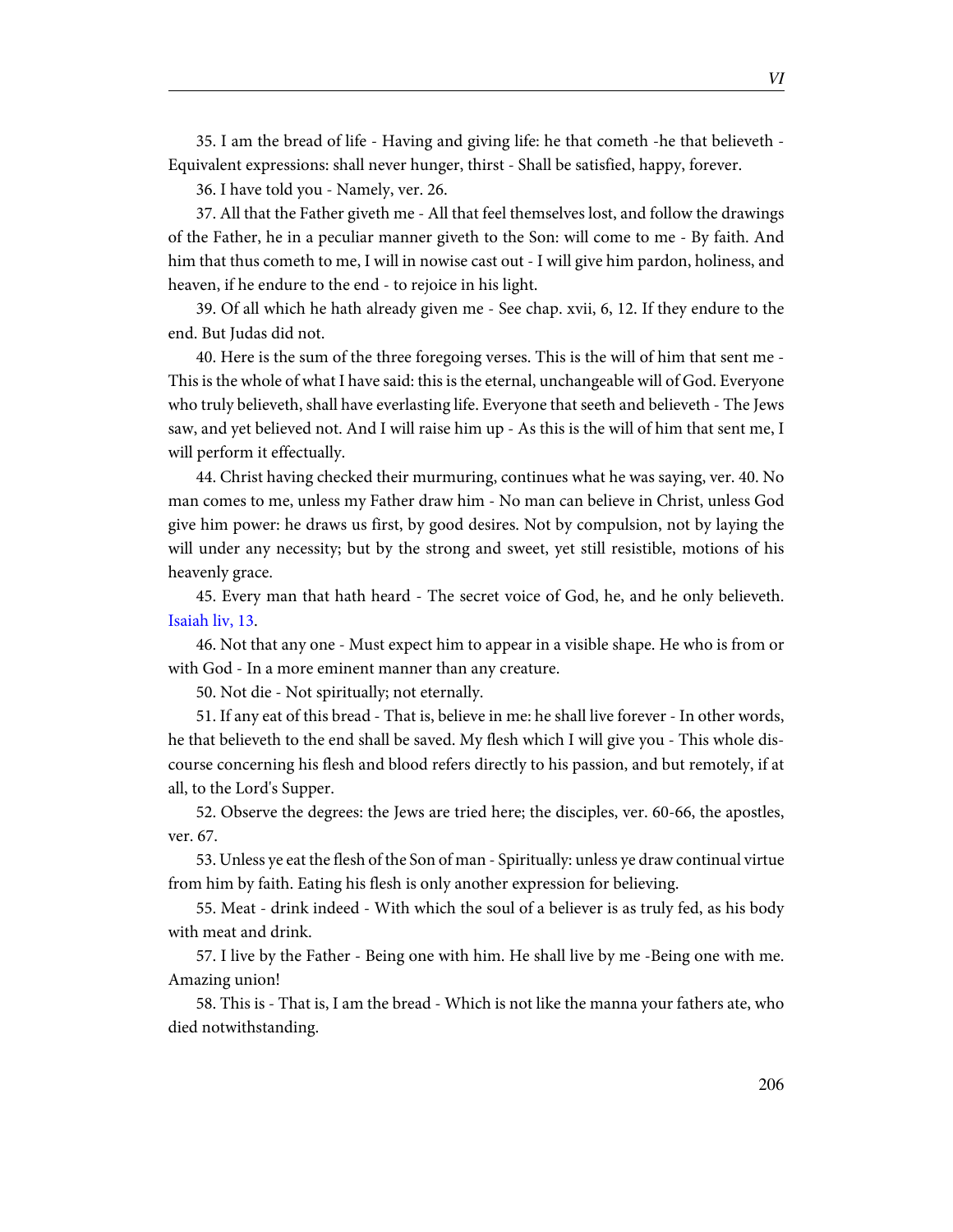35. I am the bread of life - Having and giving life: he that cometh -he that believeth - Equivalent expressions: shall never hunger, thirst - Shall be satisfied, happy, forever.

36. I have told you - Namely, ver. 26.

37. All that the Father giveth me - All that feel themselves lost, and follow the drawings of the Father, he in a peculiar manner giveth to the Son: will come to me - By faith. And him that thus cometh to me, I will in nowise cast out - I will give him pardon, holiness, and heaven, if he endure to the end - to rejoice in his light.

39. Of all which he hath already given me - See chap. xvii, 6, 12. If they endure to the end. But Judas did not.

40. Here is the sum of the three foregoing verses. This is the will of him that sent me - This is the whole of what I have said: this is the eternal, unchangeable will of God. Everyone who truly believeth, shall have everlasting life. Everyone that seeth and believeth - The Jews saw, and yet believed not. And I will raise him up - As this is the will of him that sent me, I will perform it effectually.

44. Christ having checked their murmuring, continues what he was saying, ver. 40. No man comes to me, unless my Father draw him - No man can believe in Christ, unless God give him power: he draws us first, by good desires. Not by compulsion, not by laying the will under any necessity; but by the strong and sweet, yet still resistible, motions of his heavenly grace.

45. Every man that hath heard - The secret voice of God, he, and he only believeth. Isaiah liv, 13.

46. Not that any one - Must expect him to appear in a visible shape. He who is from or with God - In a more eminent manner than any creature.

50. Not die - Not spiritually; not eternally.

51. If any eat of this bread - That is, believe in me: he shall live forever - In other words, he that believeth to the end shall be saved. My flesh which I will give you - This whole discourse concerning his flesh and blood refers directly to his passion, and but remotely, if at all, to the Lord's Supper.

52. Observe the degrees: the Jews are tried here; the disciples, ver. 60-66, the apostles, ver. 67.

53. Unless ye eat the flesh of the Son of man - Spiritually: unless ye draw continual virtue from him by faith. Eating his flesh is only another expression for believing.

55. Meat - drink indeed - With which the soul of a believer is as truly fed, as his body with meat and drink.

57. I live by the Father - Being one with him. He shall live by me -Being one with me. Amazing union!

58. This is - That is, I am the bread - Which is not like the manna your fathers ate, who died notwithstanding.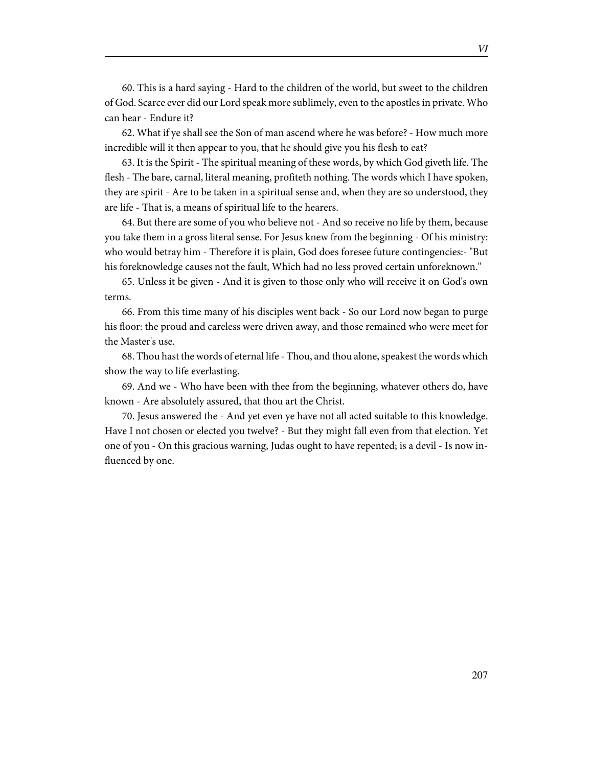60. This is a hard saying - Hard to the children of the world, but sweet to the children of God. Scarce ever did our Lord speak more sublimely, even to the apostles in private. Who can hear - Endure it?

62. What if ye shall see the Son of man ascend where he was before? - How much more incredible will it then appear to you, that he should give you his flesh to eat?

63. It is the Spirit - The spiritual meaning of these words, by which God giveth life. The flesh - The bare, carnal, literal meaning, profiteth nothing. The words which I have spoken, they are spirit - Are to be taken in a spiritual sense and, when they are so understood, they are life - That is, a means of spiritual life to the hearers.

64. But there are some of you who believe not - And so receive no life by them, because you take them in a gross literal sense. For Jesus knew from the beginning - Of his ministry: who would betray him - Therefore it is plain, God does foresee future contingencies:- "But his foreknowledge causes not the fault, Which had no less proved certain unforeknown."

65. Unless it be given - And it is given to those only who will receive it on God's own terms.

66. From this time many of his disciples went back - So our Lord now began to purge his floor: the proud and careless were driven away, and those remained who were meet for the Master's use.

68. Thou hast the words of eternal life - Thou, and thou alone, speakest the words which show the way to life everlasting.

69. And we - Who have been with thee from the beginning, whatever others do, have known - Are absolutely assured, that thou art the Christ.

70. Jesus answered the - And yet even ye have not all acted suitable to this knowledge. Have I not chosen or elected you twelve? - But they might fall even from that election. Yet one of you - On this gracious warning, Judas ought to have repented; is a devil - Is now influenced by one.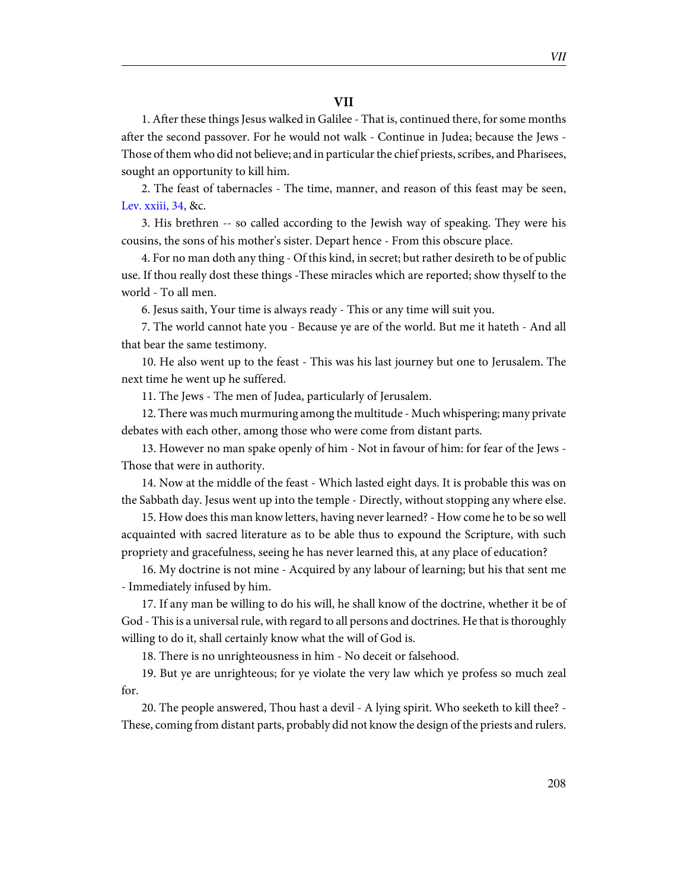# VII

1. After these things Jesus walked in Galilee - That is, continued there, for some months after the second passover. For he would not walk - Continue in Judea; because the Jews - Those of them who did not believe; and in particular the chief priests, scribes, and Pharisees, sought an opportunity to kill him.

2. The feast of tabernacles - The time, manner, and reason of this feast may be seen, Lev. xxiii, 34, &c.

3. His brethren -- so called according to the Jewish way of speaking. They were his cousins, the sons of his mother's sister. Depart hence - From this obscure place.

4. For no man doth any thing - Of this kind, in secret; but rather desireth to be of public use. If thou really dost these things -These miracles which are reported; show thyself to the world - To all men.

6. Jesus saith, Your time is always ready - This or any time will suit you.

7. The world cannot hate you - Because ye are of the world. But me it hateth - And all that bear the same testimony.

10. He also went up to the feast - This was his last journey but one to Jerusalem. The next time he went up he suffered.

11. The Jews - The men of Judea, particularly of Jerusalem.

12. There was much murmuring among the multitude - Much whispering; many private debates with each other, among those who were come from distant parts.

13. However no man spake openly of him - Not in favour of him: for fear of the Jews - Those that were in authority.

14. Now at the middle of the feast - Which lasted eight days. It is probable this was on the Sabbath day. Jesus went up into the temple - Directly, without stopping any where else.

15. How does this man know letters, having never learned? - How come he to be so well acquainted with sacred literature as to be able thus to expound the Scripture, with such propriety and gracefulness, seeing he has never learned this, at any place of education?

16. My doctrine is not mine - Acquired by any labour of learning; but his that sent me - Immediately infused by him.

17. If any man be willing to do his will, he shall know of the doctrine, whether it be of God - This is a universal rule, with regard to all persons and doctrines. He that is thoroughly willing to do it, shall certainly know what the will of God is.

18. There is no unrighteousness in him - No deceit or falsehood.

19. But ye are unrighteous; for ye violate the very law which ye profess so much zeal for.

20. The people answered, Thou hast a devil - A lying spirit. Who seeketh to kill thee? - These, coming from distant parts, probably did not know the design of the priests and rulers.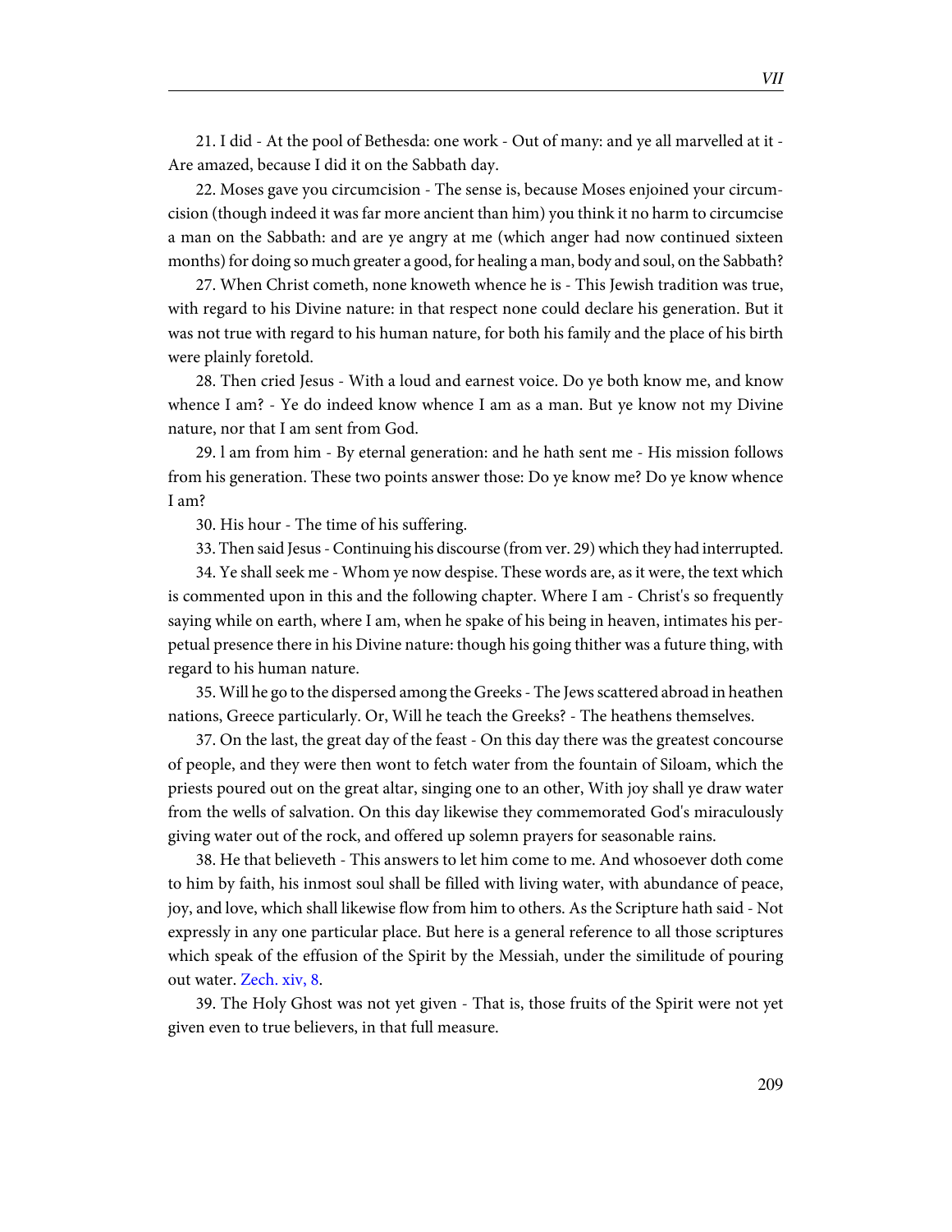21. I did - At the pool of Bethesda: one work - Out of many: and ye all marvelled at it - Are amazed, because I did it on the Sabbath day.

22. Moses gave you circumcision - The sense is, because Moses enjoined your circumcision (though indeed it was far more ancient than him) you think it no harm to circumcise a man on the Sabbath: and are ye angry at me (which anger had now continued sixteen months) for doing so much greater a good, for healing a man, body and soul, on the Sabbath?

27. When Christ cometh, none knoweth whence he is - This Jewish tradition was true, with regard to his Divine nature: in that respect none could declare his generation. But it was not true with regard to his human nature, for both his family and the place of his birth were plainly foretold.

28. Then cried Jesus - With a loud and earnest voice. Do ye both know me, and know whence I am? - Ye do indeed know whence I am as a man. But ye know not my Divine nature, nor that I am sent from God.

29. l am from him - By eternal generation: and he hath sent me - His mission follows from his generation. These two points answer those: Do ye know me? Do ye know whence I am?

30. His hour - The time of his suffering.

33. Then said Jesus - Continuing his discourse (from ver. 29) which they had interrupted.

34. Ye shall seek me - Whom ye now despise. These words are, as it were, the text which is commented upon in this and the following chapter. Where I am - Christ's so frequently saying while on earth, where I am, when he spake of his being in heaven, intimates his perpetual presence there in his Divine nature: though his going thither was a future thing, with regard to his human nature.

35. Will he go to the dispersed among the Greeks - The Jews scattered abroad in heathen nations, Greece particularly. Or, Will he teach the Greeks? - The heathens themselves.

37. On the last, the great day of the feast - On this day there was the greatest concourse of people, and they were then wont to fetch water from the fountain of Siloam, which the priests poured out on the great altar, singing one to an other, With joy shall ye draw water from the wells of salvation. On this day likewise they commemorated God's miraculously giving water out of the rock, and offered up solemn prayers for seasonable rains.

38. He that believeth - This answers to let him come to me. And whosoever doth come to him by faith, his inmost soul shall be filled with living water, with abundance of peace, joy, and love, which shall likewise flow from him to others. As the Scripture hath said - Not expressly in any one particular place. But here is a general reference to all those scriptures which speak of the effusion of the Spirit by the Messiah, under the similitude of pouring out water. Zech. xiv, 8.

39. The Holy Ghost was not yet given - That is, those fruits of the Spirit were not yet given even to true believers, in that full measure.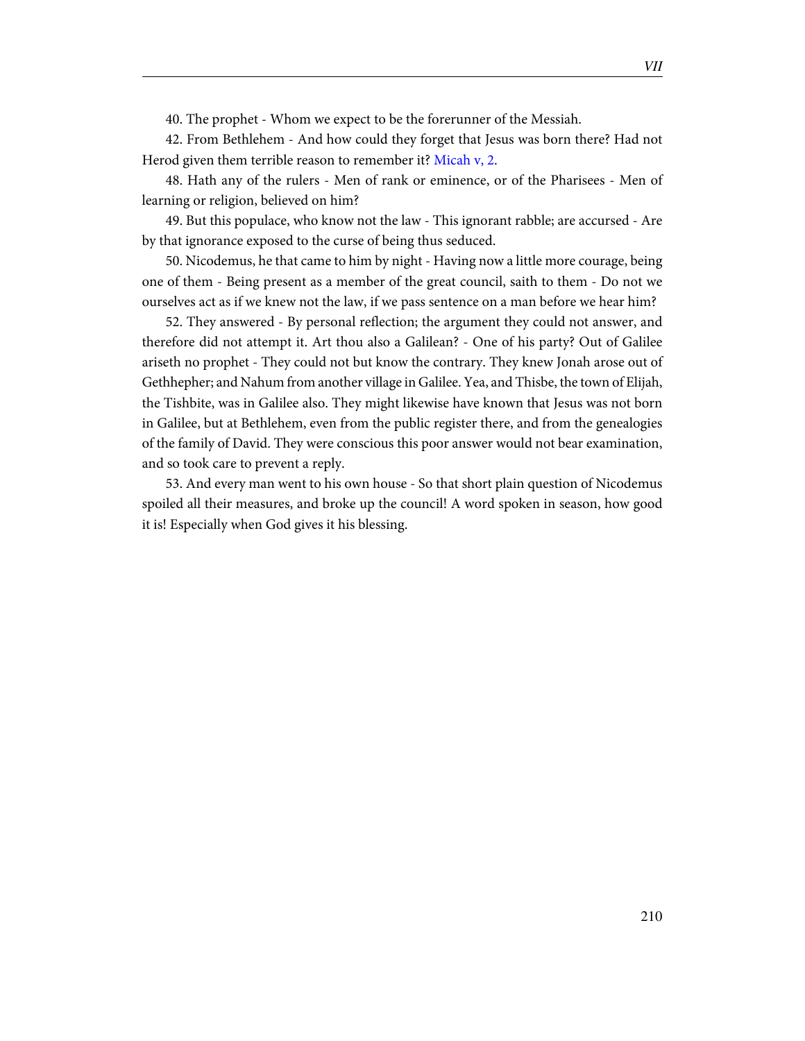40. The prophet - Whom we expect to be the forerunner of the Messiah.

42. From Bethlehem - And how could they forget that Jesus was born there? Had not Herod given them terrible reason to remember it? Micah v, 2.

48. Hath any of the rulers - Men of rank or eminence, or of the Pharisees - Men of learning or religion, believed on him?

49. But this populace, who know not the law - This ignorant rabble; are accursed - Are by that ignorance exposed to the curse of being thus seduced.

50. Nicodemus, he that came to him by night - Having now a little more courage, being one of them - Being present as a member of the great council, saith to them - Do not we ourselves act as if we knew not the law, if we pass sentence on a man before we hear him?

52. They answered - By personal reflection; the argument they could not answer, and therefore did not attempt it. Art thou also a Galilean? - One of his party? Out of Galilee ariseth no prophet - They could not but know the contrary. They knew Jonah arose out of Gethhepher; and Nahum from another village in Galilee. Yea, and Thisbe, the town of Elijah, the Tishbite, was in Galilee also. They might likewise have known that Jesus was not born in Galilee, but at Bethlehem, even from the public register there, and from the genealogies of the family of David. They were conscious this poor answer would not bear examination, and so took care to prevent a reply.

53. And every man went to his own house - So that short plain question of Nicodemus spoiled all their measures, and broke up the council! A word spoken in season, how good it is! Especially when God gives it his blessing.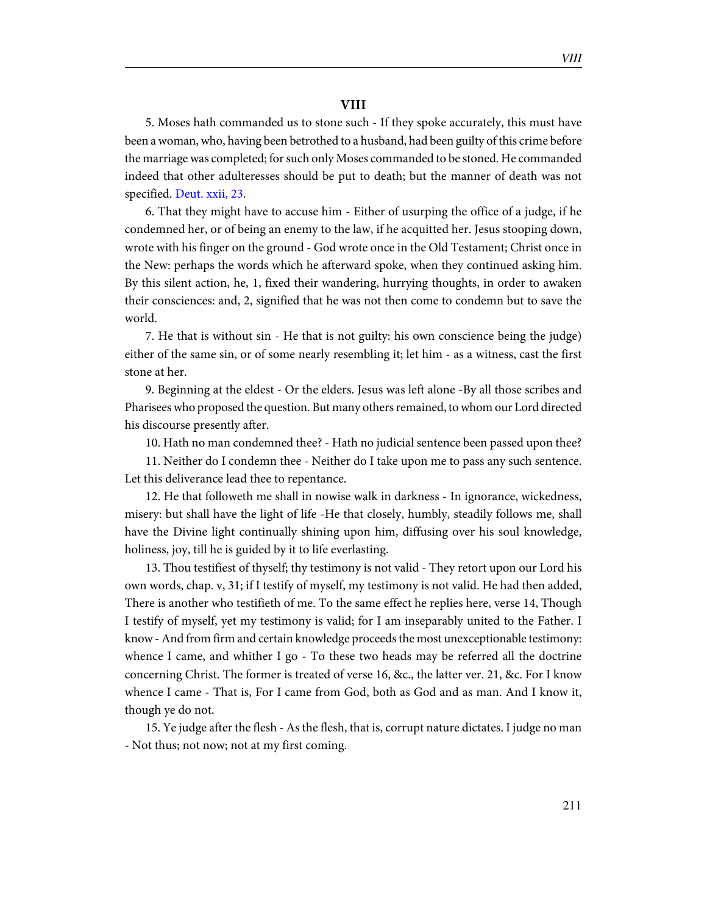## VIII

5. Moses hath commanded us to stone such - If they spoke accurately, this must have been a woman, who, having been betrothed to a husband, had been guilty of this crime before the marriage was completed; for such only Moses commanded to be stoned. He commanded indeed that other adulteresses should be put to death; but the manner of death was not specified. Deut. xxii, 23.

6. That they might have to accuse him - Either of usurping the office of a judge, if he condemned her, or of being an enemy to the law, if he acquitted her. Jesus stooping down, wrote with his finger on the ground - God wrote once in the Old Testament; Christ once in the New: perhaps the words which he afterward spoke, when they continued asking him. By this silent action, he, 1, fixed their wandering, hurrying thoughts, in order to awaken their consciences: and, 2, signified that he was not then come to condemn but to save the world.

7. He that is without sin - He that is not guilty: his own conscience being the judge) either of the same sin, or of some nearly resembling it; let him - as a witness, cast the first stone at her.

9. Beginning at the eldest - Or the elders. Jesus was left alone -By all those scribes and Pharisees who proposed the question. But many others remained, to whom our Lord directed his discourse presently after.

10. Hath no man condemned thee? - Hath no judicial sentence been passed upon thee?

11. Neither do I condemn thee - Neither do I take upon me to pass any such sentence. Let this deliverance lead thee to repentance.

12. He that followeth me shall in nowise walk in darkness - In ignorance, wickedness, misery: but shall have the light of life -He that closely, humbly, steadily follows me, shall have the Divine light continually shining upon him, diffusing over his soul knowledge, holiness, joy, till he is guided by it to life everlasting.

13. Thou testifiest of thyself; thy testimony is not valid - They retort upon our Lord his own words, chap. v, 31; if I testify of myself, my testimony is not valid. He had then added, There is another who testifieth of me. To the same effect he replies here, verse 14, Though I testify of myself, yet my testimony is valid; for I am inseparably united to the Father. I know - And from firm and certain knowledge proceeds the most unexceptionable testimony: whence I came, and whither I go - To these two heads may be referred all the doctrine concerning Christ. The former is treated of verse 16, &c., the latter ver. 21, &c. For I know whence I came - That is, For I came from God, both as God and as man. And I know it, though ye do not.

15. Ye judge after the flesh - As the flesh, that is, corrupt nature dictates. I judge no man - Not thus; not now; not at my first coming.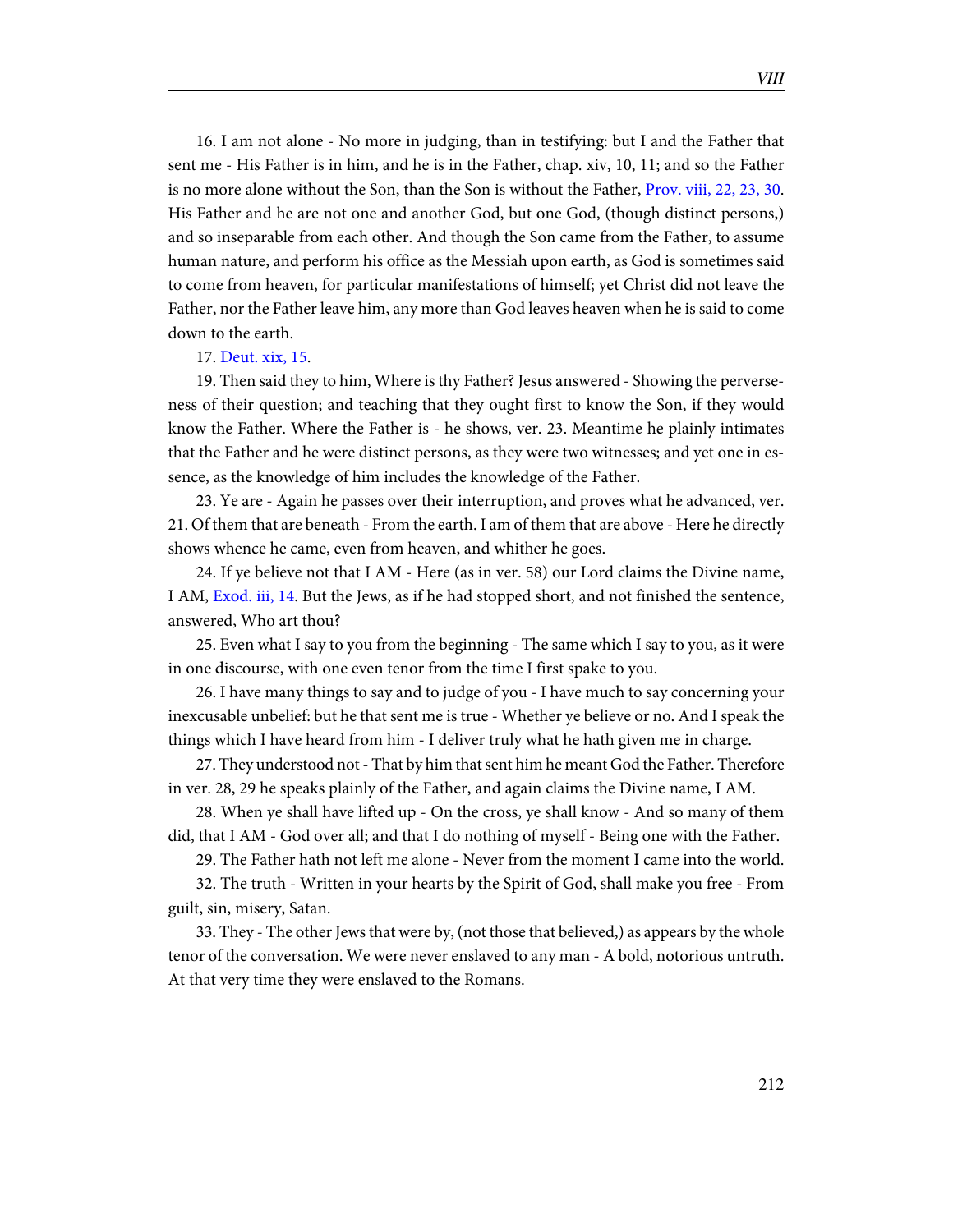16. I am not alone - No more in judging, than in testifying: but I and the Father that sent me - His Father is in him, and he is in the Father, chap. xiv, 10, 11; and so the Father is no more alone without the Son, than the Son is without the Father, Prov. viii, 22, 23, 30. His Father and he are not one and another God, but one God, (though distinct persons,) and so inseparable from each other. And though the Son came from the Father, to assume human nature, and perform his office as the Messiah upon earth, as God is sometimes said to come from heaven, for particular manifestations of himself; yet Christ did not leave the Father, nor the Father leave him, any more than God leaves heaven when he is said to come down to the earth.

17. Deut. xix, 15.

19. Then said they to him, Where is thy Father? Jesus answered - Showing the perverseness of their question; and teaching that they ought first to know the Son, if they would know the Father. Where the Father is - he shows, ver. 23. Meantime he plainly intimates that the Father and he were distinct persons, as they were two witnesses; and yet one in essence, as the knowledge of him includes the knowledge of the Father.

23. Ye are - Again he passes over their interruption, and proves what he advanced, ver. 21. Of them that are beneath - From the earth. I am of them that are above - Here he directly shows whence he came, even from heaven, and whither he goes.

24. If ye believe not that I AM - Here (as in ver. 58) our Lord claims the Divine name, I AM, Exod. iii, 14. But the Jews, as if he had stopped short, and not finished the sentence, answered, Who art thou?

25. Even what I say to you from the beginning - The same which I say to you, as it were in one discourse, with one even tenor from the time I first spake to you.

26. I have many things to say and to judge of you - I have much to say concerning your inexcusable unbelief: but he that sent me is true - Whether ye believe or no. And I speak the things which I have heard from him - I deliver truly what he hath given me in charge.

27. They understood not - That by him that sent him he meant God the Father. Therefore in ver. 28, 29 he speaks plainly of the Father, and again claims the Divine name, I AM.

28. When ye shall have lifted up - On the cross, ye shall know - And so many of them did, that I AM - God over all; and that I do nothing of myself - Being one with the Father.

29. The Father hath not left me alone - Never from the moment I came into the world.

32. The truth - Written in your hearts by the Spirit of God, shall make you free - From guilt, sin, misery, Satan.

33. They - The other Jews that were by, (not those that believed,) as appears by the whole tenor of the conversation. We were never enslaved to any man - A bold, notorious untruth. At that very time they were enslaved to the Romans.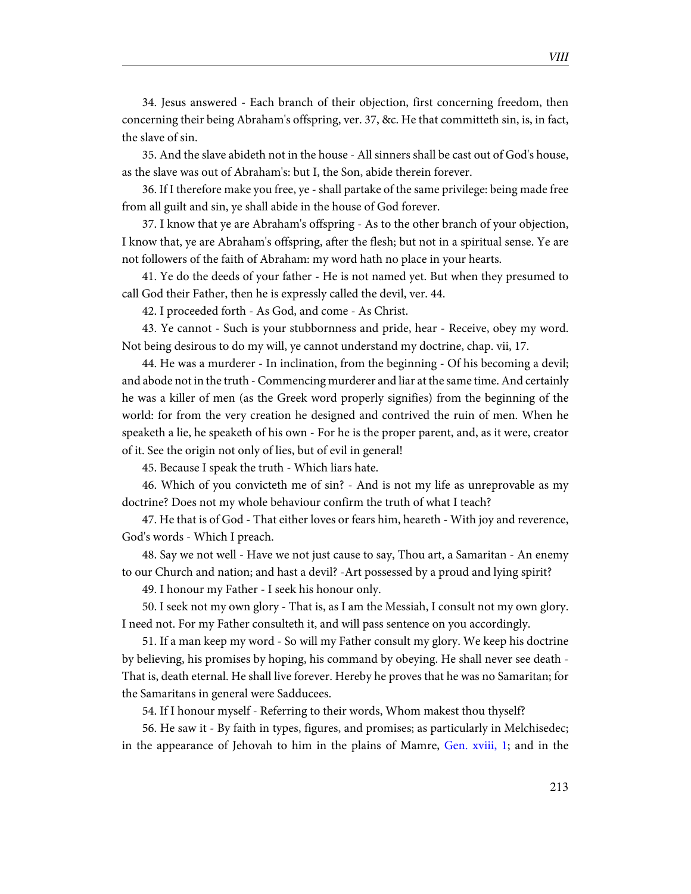34. Jesus answered - Each branch of their objection, first concerning freedom, then concerning their being Abraham's offspring, ver. 37, &c. He that committeth sin, is, in fact, the slave of sin.

35. And the slave abideth not in the house - All sinners shall be cast out of God's house, as the slave was out of Abraham's: but I, the Son, abide therein forever.

36. If I therefore make you free, ye - shall partake of the same privilege: being made free from all guilt and sin, ye shall abide in the house of God forever.

37. I know that ye are Abraham's offspring - As to the other branch of your objection, I know that, ye are Abraham's offspring, after the flesh; but not in a spiritual sense. Ye are not followers of the faith of Abraham: my word hath no place in your hearts.

41. Ye do the deeds of your father - He is not named yet. But when they presumed to call God their Father, then he is expressly called the devil, ver. 44.

42. I proceeded forth - As God, and come - As Christ.

43. Ye cannot - Such is your stubbornness and pride, hear - Receive, obey my word. Not being desirous to do my will, ye cannot understand my doctrine, chap. vii, 17.

44. He was a murderer - In inclination, from the beginning - Of his becoming a devil; and abode not in the truth - Commencing murderer and liar at the same time. And certainly he was a killer of men (as the Greek word properly signifies) from the beginning of the world: for from the very creation he designed and contrived the ruin of men. When he speaketh a lie, he speaketh of his own - For he is the proper parent, and, as it were, creator of it. See the origin not only of lies, but of evil in general!

45. Because I speak the truth - Which liars hate.

46. Which of you convicteth me of sin? - And is not my life as unreprovable as my doctrine? Does not my whole behaviour confirm the truth of what I teach?

47. He that is of God - That either loves or fears him, heareth - With joy and reverence, God's words - Which I preach.

48. Say we not well - Have we not just cause to say, Thou art, a Samaritan - An enemy to our Church and nation; and hast a devil? -Art possessed by a proud and lying spirit?

49. I honour my Father - I seek his honour only.

50. I seek not my own glory - That is, as I am the Messiah, I consult not my own glory. I need not. For my Father consulteth it, and will pass sentence on you accordingly.

51. If a man keep my word - So will my Father consult my glory. We keep his doctrine by believing, his promises by hoping, his command by obeying. He shall never see death - That is, death eternal. He shall live forever. Hereby he proves that he was no Samaritan; for the Samaritans in general were Sadducees.

54. If I honour myself - Referring to their words, Whom makest thou thyself?

56. He saw it - By faith in types, figures, and promises; as particularly in Melchisedec; in the appearance of Jehovah to him in the plains of Mamre, Gen. xviii, 1; and in the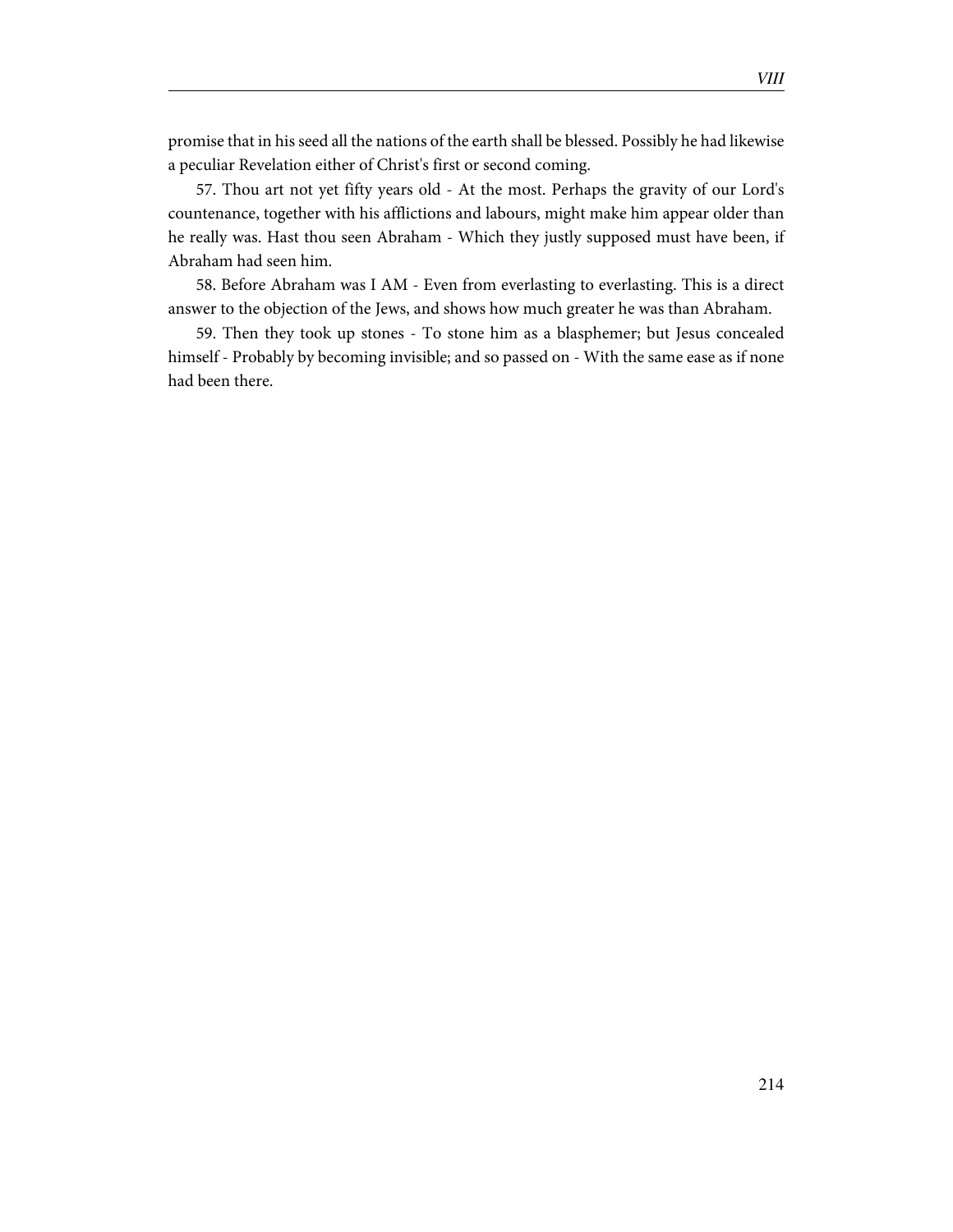promise that in his seed all the nations of the earth shall be blessed. Possibly he had likewise a peculiar Revelation either of Christ's first or second coming.

57. Thou art not yet fifty years old - At the most. Perhaps the gravity of our Lord's countenance, together with his afflictions and labours, might make him appear older than he really was. Hast thou seen Abraham - Which they justly supposed must have been, if Abraham had seen him.

58. Before Abraham was I AM - Even from everlasting to everlasting. This is a direct answer to the objection of the Jews, and shows how much greater he was than Abraham.

59. Then they took up stones - To stone him as a blasphemer; but Jesus concealed himself - Probably by becoming invisible; and so passed on - With the same ease as if none had been there.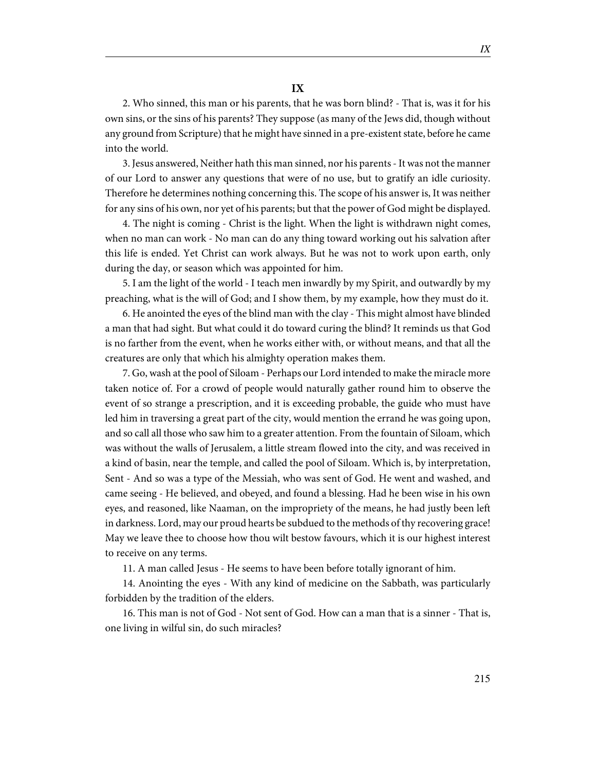# IX

2. Who sinned, this man or his parents, that he was born blind? - That is, was it for his own sins, or the sins of his parents? They suppose (as many of the Jews did, though without any ground from Scripture) that he might have sinned in a pre-existent state, before he came into the world.

3. Jesus answered, Neither hath this man sinned, nor his parents - It was not the manner of our Lord to answer any questions that were of no use, but to gratify an idle curiosity. Therefore he determines nothing concerning this. The scope of his answer is, It was neither for any sins of his own, nor yet of his parents; but that the power of God might be displayed.

4. The night is coming - Christ is the light. When the light is withdrawn night comes, when no man can work - No man can do any thing toward working out his salvation after this life is ended. Yet Christ can work always. But he was not to work upon earth, only during the day, or season which was appointed for him.

5. I am the light of the world - I teach men inwardly by my Spirit, and outwardly by my preaching, what is the will of God; and I show them, by my example, how they must do it.

6. He anointed the eyes of the blind man with the clay - This might almost have blinded a man that had sight. But what could it do toward curing the blind? It reminds us that God is no farther from the event, when he works either with, or without means, and that all the creatures are only that which his almighty operation makes them.

7. Go, wash at the pool of Siloam - Perhaps our Lord intended to make the miracle more taken notice of. For a crowd of people would naturally gather round him to observe the event of so strange a prescription, and it is exceeding probable, the guide who must have led him in traversing a great part of the city, would mention the errand he was going upon, and so call all those who saw him to a greater attention. From the fountain of Siloam, which was without the walls of Jerusalem, a little stream flowed into the city, and was received in a kind of basin, near the temple, and called the pool of Siloam. Which is, by interpretation, Sent - And so was a type of the Messiah, who was sent of God. He went and washed, and came seeing - He believed, and obeyed, and found a blessing. Had he been wise in his own eyes, and reasoned, like Naaman, on the impropriety of the means, he had justly been left in darkness. Lord, may our proud hearts be subdued to the methods of thy recovering grace! May we leave thee to choose how thou wilt bestow favours, which it is our highest interest to receive on any terms.

11. A man called Jesus - He seems to have been before totally ignorant of him.

14. Anointing the eyes - With any kind of medicine on the Sabbath, was particularly forbidden by the tradition of the elders.

16. This man is not of God - Not sent of God. How can a man that is a sinner - That is, one living in wilful sin, do such miracles?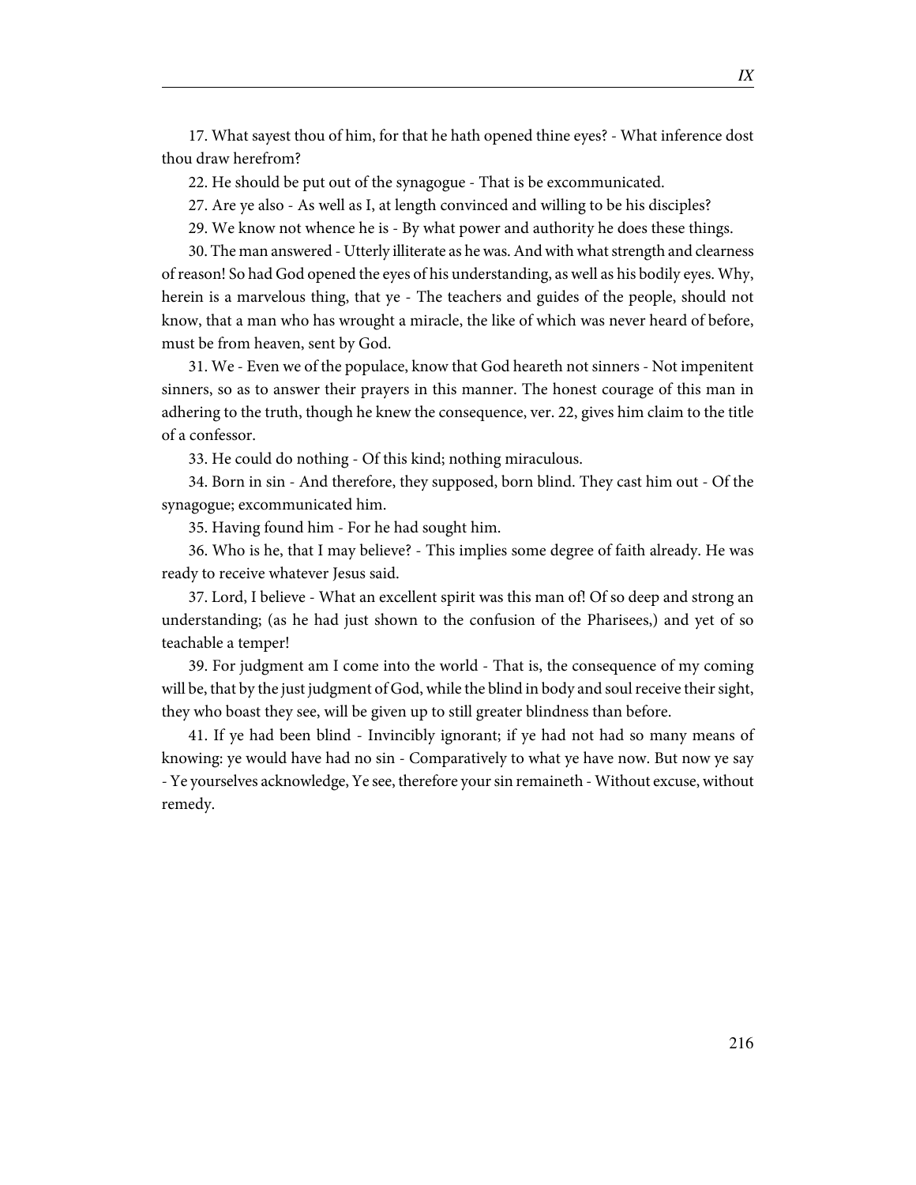17. What sayest thou of him, for that he hath opened thine eyes? - What inference dost thou draw herefrom?

22. He should be put out of the synagogue - That is be excommunicated.

27. Are ye also - As well as I, at length convinced and willing to be his disciples?

29. We know not whence he is - By what power and authority he does these things.

30. The man answered - Utterly illiterate as he was. And with what strength and clearness of reason! So had God opened the eyes of his understanding, as well as his bodily eyes. Why, herein is a marvelous thing, that ye - The teachers and guides of the people, should not know, that a man who has wrought a miracle, the like of which was never heard of before, must be from heaven, sent by God.

31. We - Even we of the populace, know that God heareth not sinners - Not impenitent sinners, so as to answer their prayers in this manner. The honest courage of this man in adhering to the truth, though he knew the consequence, ver. 22, gives him claim to the title of a confessor.

33. He could do nothing - Of this kind; nothing miraculous.

34. Born in sin - And therefore, they supposed, born blind. They cast him out - Of the synagogue; excommunicated him.

35. Having found him - For he had sought him.

36. Who is he, that I may believe? - This implies some degree of faith already. He was ready to receive whatever Jesus said.

37. Lord, I believe - What an excellent spirit was this man of! Of so deep and strong an understanding; (as he had just shown to the confusion of the Pharisees,) and yet of so teachable a temper!

39. For judgment am I come into the world - That is, the consequence of my coming will be, that by the just judgment of God, while the blind in body and soul receive their sight, they who boast they see, will be given up to still greater blindness than before.

41. If ye had been blind - Invincibly ignorant; if ye had not had so many means of knowing: ye would have had no sin - Comparatively to what ye have now. But now ye say - Ye yourselves acknowledge, Ye see, therefore your sin remaineth - Without excuse, without remedy.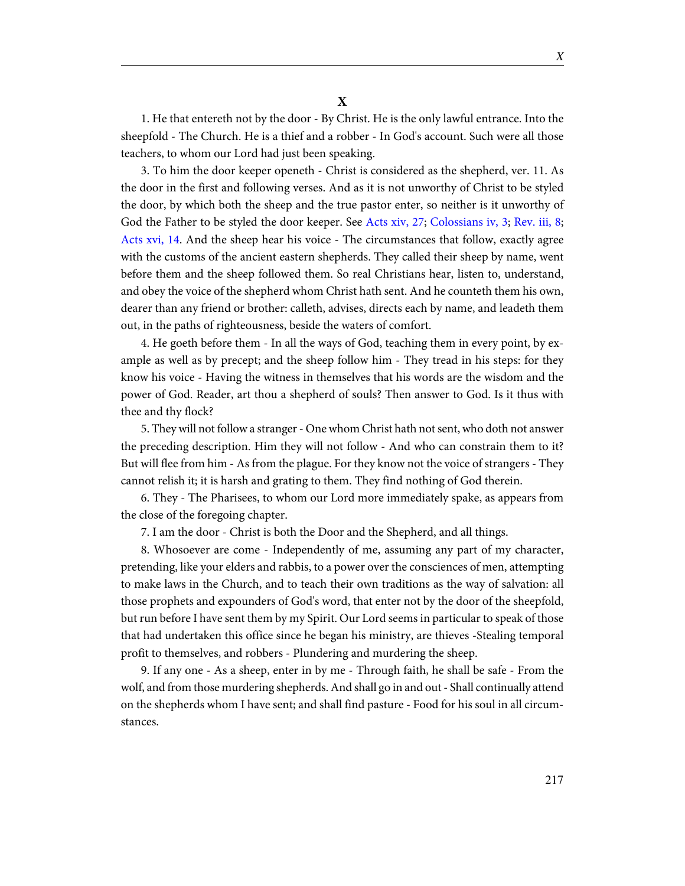# X

1. He that entereth not by the door - By Christ. He is the only lawful entrance. Into the sheepfold - The Church. He is a thief and a robber - In God's account. Such were all those teachers, to whom our Lord had just been speaking.

3. To him the door keeper openeth - Christ is considered as the shepherd, ver. 11. As the door in the first and following verses. And as it is not unworthy of Christ to be styled the door, by which both the sheep and the true pastor enter, so neither is it unworthy of God the Father to be styled the door keeper. See Acts xiv, 27; Colossians iv, 3; Rev. iii, 8; Acts xvi, 14. And the sheep hear his voice - The circumstances that follow, exactly agree with the customs of the ancient eastern shepherds. They called their sheep by name, went before them and the sheep followed them. So real Christians hear, listen to, understand, and obey the voice of the shepherd whom Christ hath sent. And he counteth them his own, dearer than any friend or brother: calleth, advises, directs each by name, and leadeth them out, in the paths of righteousness, beside the waters of comfort.

4. He goeth before them - In all the ways of God, teaching them in every point, by example as well as by precept; and the sheep follow him - They tread in his steps: for they know his voice - Having the witness in themselves that his words are the wisdom and the power of God. Reader, art thou a shepherd of souls? Then answer to God. Is it thus with thee and thy flock?

5. They will not follow a stranger - One whom Christ hath not sent, who doth not answer the preceding description. Him they will not follow - And who can constrain them to it? But will flee from him - As from the plague. For they know not the voice of strangers - They cannot relish it; it is harsh and grating to them. They find nothing of God therein.

6. They - The Pharisees, to whom our Lord more immediately spake, as appears from the close of the foregoing chapter.

7. I am the door - Christ is both the Door and the Shepherd, and all things.

8. Whosoever are come - Independently of me, assuming any part of my character, pretending, like your elders and rabbis, to a power over the consciences of men, attempting to make laws in the Church, and to teach their own traditions as the way of salvation: all those prophets and expounders of God's word, that enter not by the door of the sheepfold, but run before I have sent them by my Spirit. Our Lord seems in particular to speak of those that had undertaken this office since he began his ministry, are thieves -Stealing temporal profit to themselves, and robbers - Plundering and murdering the sheep.

9. If any one - As a sheep, enter in by me - Through faith, he shall be safe - From the wolf, and from those murdering shepherds. And shall go in and out - Shall continually attend on the shepherds whom I have sent; and shall find pasture - Food for his soul in all circumstances.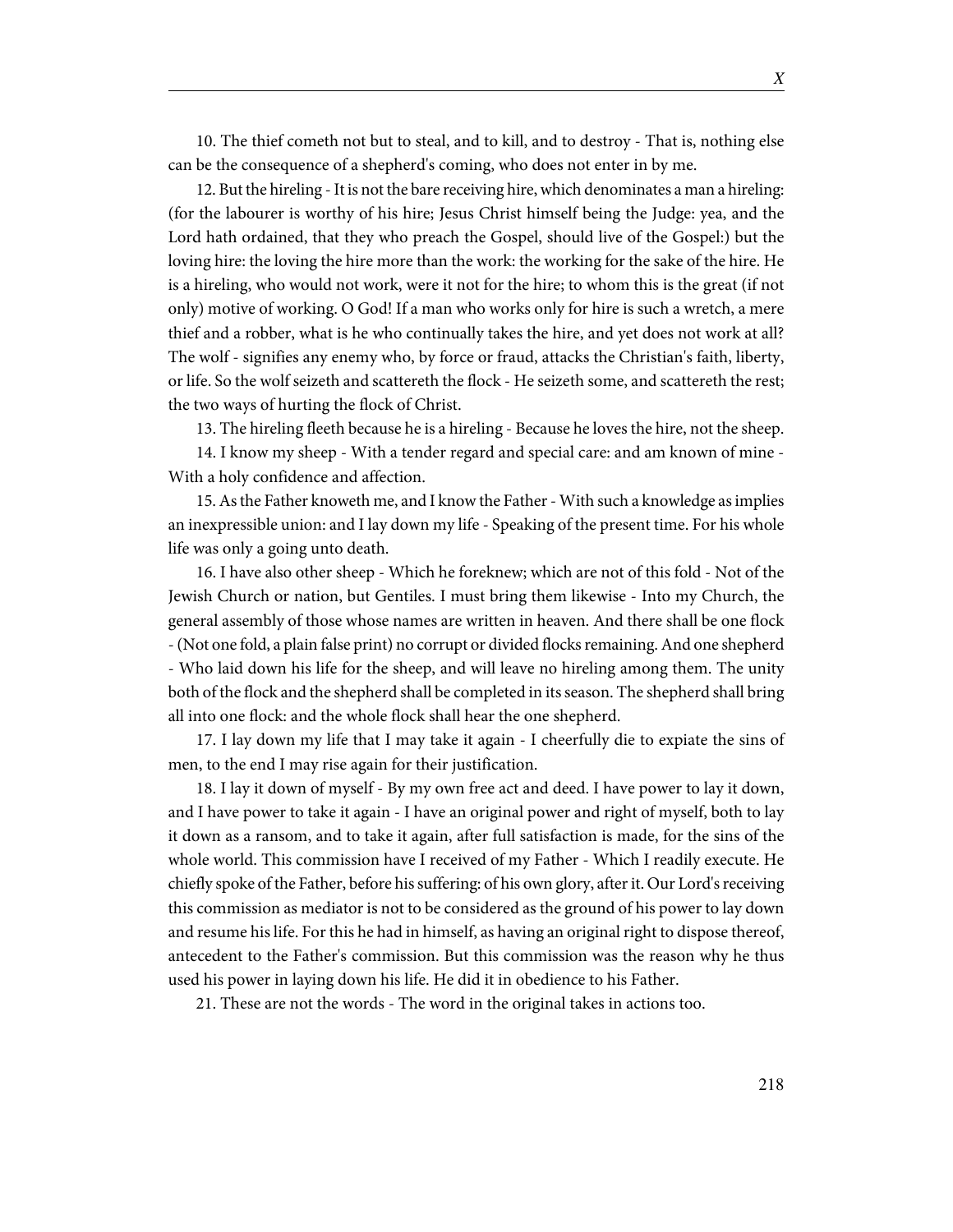10. The thief cometh not but to steal, and to kill, and to destroy - That is, nothing else can be the consequence of a shepherd's coming, who does not enter in by me.

12. But the hireling - It is not the bare receiving hire, which denominates a man a hireling: (for the labourer is worthy of his hire; Jesus Christ himself being the Judge: yea, and the Lord hath ordained, that they who preach the Gospel, should live of the Gospel:) but the loving hire: the loving the hire more than the work: the working for the sake of the hire. He is a hireling, who would not work, were it not for the hire; to whom this is the great (if not only) motive of working. O God! If a man who works only for hire is such a wretch, a mere thief and a robber, what is he who continually takes the hire, and yet does not work at all? The wolf - signifies any enemy who, by force or fraud, attacks the Christian's faith, liberty, or life. So the wolf seizeth and scattereth the flock - He seizeth some, and scattereth the rest; the two ways of hurting the flock of Christ.

13. The hireling fleeth because he is a hireling - Because he loves the hire, not the sheep.

14. I know my sheep - With a tender regard and special care: and am known of mine - With a holy confidence and affection.

15. As the Father knoweth me, and I know the Father - With such a knowledge as implies an inexpressible union: and I lay down my life - Speaking of the present time. For his whole life was only a going unto death.

16. I have also other sheep - Which he foreknew; which are not of this fold - Not of the Jewish Church or nation, but Gentiles. I must bring them likewise - Into my Church, the general assembly of those whose names are written in heaven. And there shall be one flock - (Not one fold, a plain false print) no corrupt or divided flocks remaining. And one shepherd - Who laid down his life for the sheep, and will leave no hireling among them. The unity both of the flock and the shepherd shall be completed in its season. The shepherd shall bring all into one flock: and the whole flock shall hear the one shepherd.

17. I lay down my life that I may take it again - I cheerfully die to expiate the sins of men, to the end I may rise again for their justification.

18. I lay it down of myself - By my own free act and deed. I have power to lay it down, and I have power to take it again - I have an original power and right of myself, both to lay it down as a ransom, and to take it again, after full satisfaction is made, for the sins of the whole world. This commission have I received of my Father - Which I readily execute. He chiefly spoke of the Father, before his suffering: of his own glory, after it. Our Lord's receiving this commission as mediator is not to be considered as the ground of his power to lay down and resume his life. For this he had in himself, as having an original right to dispose thereof, antecedent to the Father's commission. But this commission was the reason why he thus used his power in laying down his life. He did it in obedience to his Father.

21. These are not the words - The word in the original takes in actions too.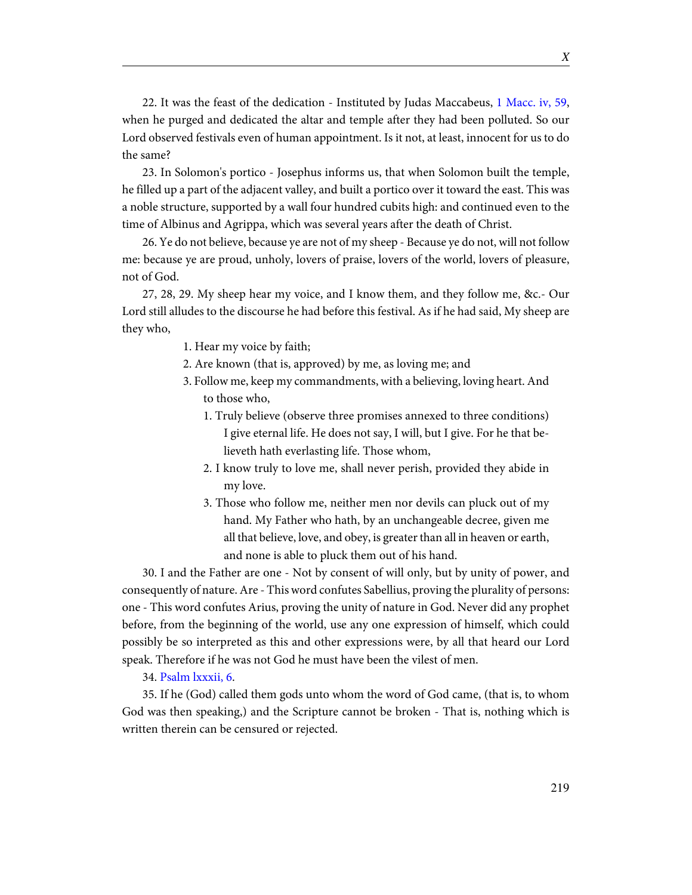22. It was the feast of the dedication - Instituted by Judas Maccabeus, 1 Macc. iv, 59, when he purged and dedicated the altar and temple after they had been polluted. So our Lord observed festivals even of human appointment. Is it not, at least, innocent for us to do the same?

23. In Solomon's portico - Josephus informs us, that when Solomon built the temple, he filled up a part of the adjacent valley, and built a portico over it toward the east. This was a noble structure, supported by a wall four hundred cubits high: and continued even to the time of Albinus and Agrippa, which was several years after the death of Christ.

26. Ye do not believe, because ye are not of my sheep - Because ye do not, will not follow me: because ye are proud, unholy, lovers of praise, lovers of the world, lovers of pleasure, not of God.

27, 28, 29. My sheep hear my voice, and I know them, and they follow me, &c.- Our Lord still alludes to the discourse he had before this festival. As if he had said, My sheep are they who,

1. Hear my voice by faith;
2. Are known (that is, approved) by me, as loving me; and
3. Follow me, keep my commandments, with a believing, loving heart. And to those who,
    1. Truly believe (observe three promises annexed to three conditions) I give eternal life. He does not say, I will, but I give. For he that believeth hath everlasting life. Those whom,
    2. I know truly to love me, shall never perish, provided they abide in my love.
    3. Those who follow me, neither men nor devils can pluck out of my hand. My Father who hath, by an unchangeable decree, given me all that believe, love, and obey, is greater than all in heaven or earth, and none is able to pluck them out of his hand.

30. I and the Father are one - Not by consent of will only, but by unity of power, and consequently of nature. Are - This word confutes Sabellius, proving the plurality of persons: one - This word confutes Arius, proving the unity of nature in God. Never did any prophet before, from the beginning of the world, use any one expression of himself, which could possibly be so interpreted as this and other expressions were, by all that heard our Lord speak. Therefore if he was not God he must have been the vilest of men.

34. Psalm lxxxii, 6.

35. If he (God) called them gods unto whom the word of God came, (that is, to whom God was then speaking,) and the Scripture cannot be broken - That is, nothing which is written therein can be censured or rejected.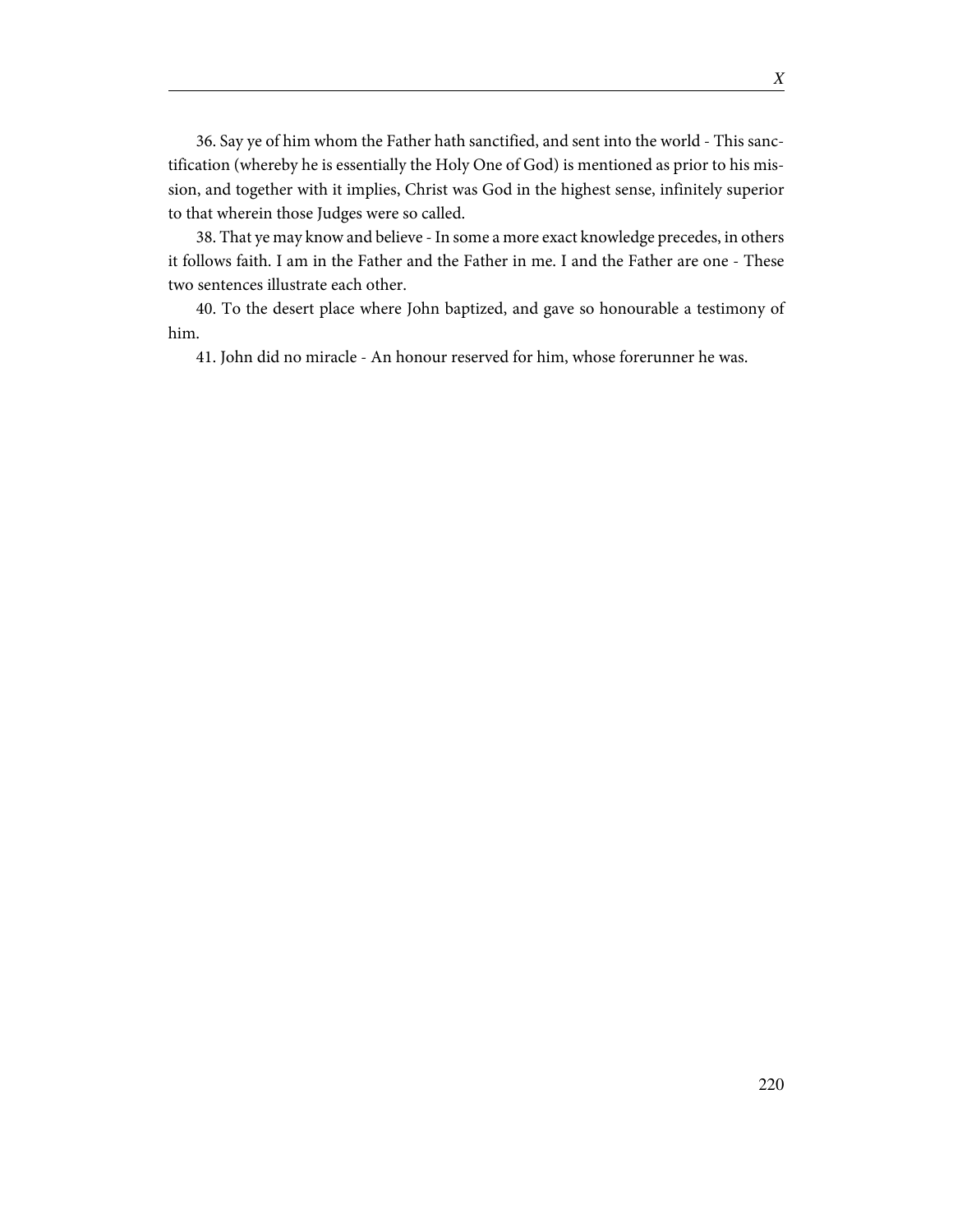36. Say ye of him whom the Father hath sanctified, and sent into the world - This sanctification (whereby he is essentially the Holy One of God) is mentioned as prior to his mission, and together with it implies, Christ was God in the highest sense, infinitely superior to that wherein those Judges were so called.

38. That ye may know and believe - In some a more exact knowledge precedes, in others it follows faith. I am in the Father and the Father in me. I and the Father are one - These two sentences illustrate each other.

40. To the desert place where John baptized, and gave so honourable a testimony of him.

41. John did no miracle - An honour reserved for him, whose forerunner he was.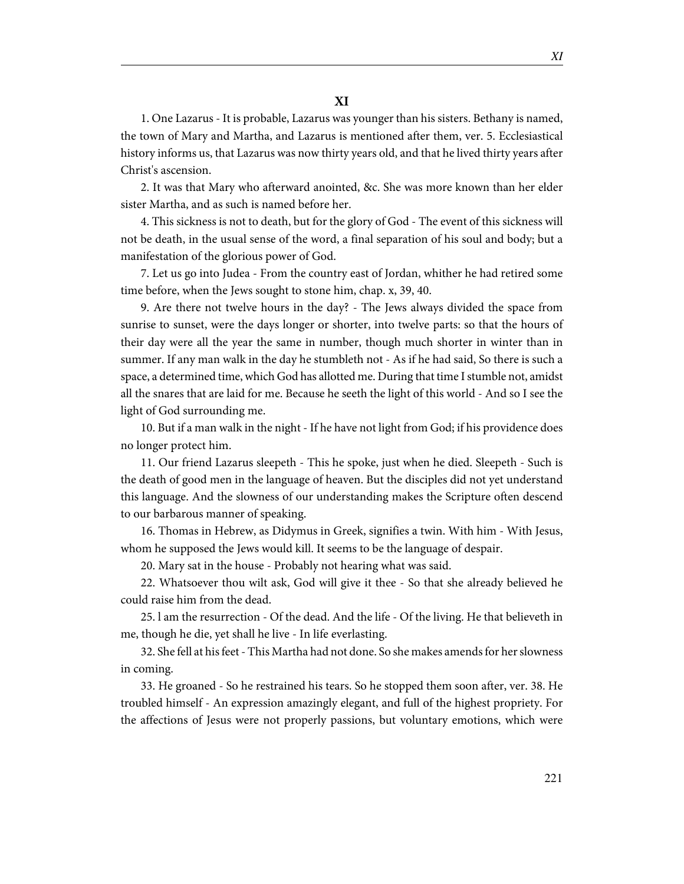## XI

1. One Lazarus - It is probable, Lazarus was younger than his sisters. Bethany is named, the town of Mary and Martha, and Lazarus is mentioned after them, ver. 5. Ecclesiastical history informs us, that Lazarus was now thirty years old, and that he lived thirty years after Christ's ascension.

2. It was that Mary who afterward anointed, &c. She was more known than her elder sister Martha, and as such is named before her.

4. This sickness is not to death, but for the glory of God - The event of this sickness will not be death, in the usual sense of the word, a final separation of his soul and body; but a manifestation of the glorious power of God.

7. Let us go into Judea - From the country east of Jordan, whither he had retired some time before, when the Jews sought to stone him, chap. x, 39, 40.

9. Are there not twelve hours in the day? - The Jews always divided the space from sunrise to sunset, were the days longer or shorter, into twelve parts: so that the hours of their day were all the year the same in number, though much shorter in winter than in summer. If any man walk in the day he stumbleth not - As if he had said, So there is such a space, a determined time, which God has allotted me. During that time I stumble not, amidst all the snares that are laid for me. Because he seeth the light of this world - And so I see the light of God surrounding me.

10. But if a man walk in the night - If he have not light from God; if his providence does no longer protect him.

11. Our friend Lazarus sleepeth - This he spoke, just when he died. Sleepeth - Such is the death of good men in the language of heaven. But the disciples did not yet understand this language. And the slowness of our understanding makes the Scripture often descend to our barbarous manner of speaking.

16. Thomas in Hebrew, as Didymus in Greek, signifies a twin. With him - With Jesus, whom he supposed the Jews would kill. It seems to be the language of despair.

20. Mary sat in the house - Probably not hearing what was said.

22. Whatsoever thou wilt ask, God will give it thee - So that she already believed he could raise him from the dead.

25. l am the resurrection - Of the dead. And the life - Of the living. He that believeth in me, though he die, yet shall he live - In life everlasting.

32. She fell at his feet - This Martha had not done. So she makes amends for her slowness in coming.

33. He groaned - So he restrained his tears. So he stopped them soon after, ver. 38. He troubled himself - An expression amazingly elegant, and full of the highest propriety. For the affections of Jesus were not properly passions, but voluntary emotions, which were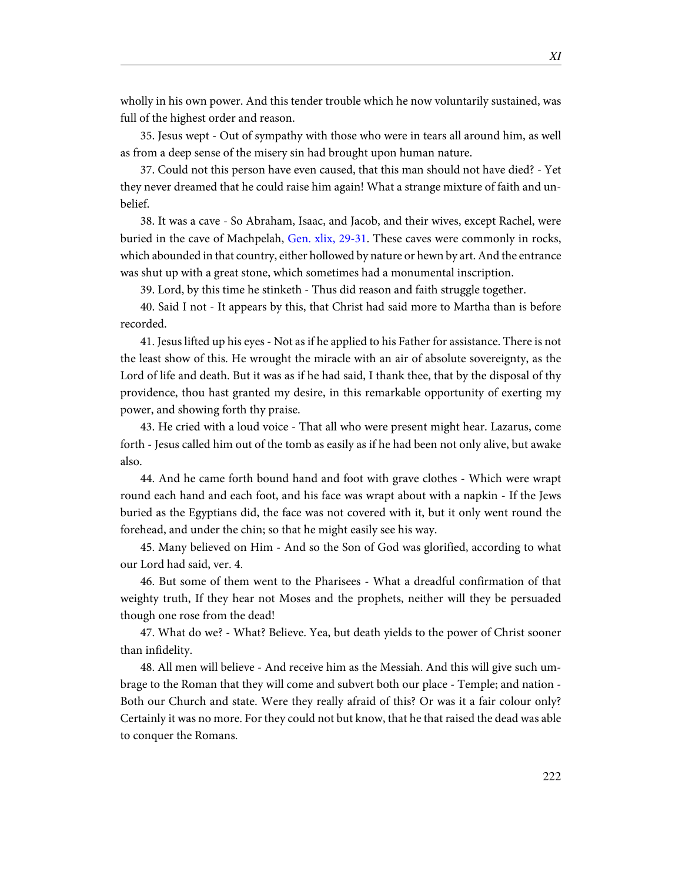wholly in his own power. And this tender trouble which he now voluntarily sustained, was full of the highest order and reason.

35. Jesus wept - Out of sympathy with those who were in tears all around him, as well as from a deep sense of the misery sin had brought upon human nature.

37. Could not this person have even caused, that this man should not have died? - Yet they never dreamed that he could raise him again! What a strange mixture of faith and unbelief.

38. It was a cave - So Abraham, Isaac, and Jacob, and their wives, except Rachel, were buried in the cave of Machpelah, Gen. xlix, 29-31. These caves were commonly in rocks, which abounded in that country, either hollowed by nature or hewn by art. And the entrance was shut up with a great stone, which sometimes had a monumental inscription.

39. Lord, by this time he stinketh - Thus did reason and faith struggle together.

40. Said I not - It appears by this, that Christ had said more to Martha than is before recorded.

41. Jesus lifted up his eyes - Not as if he applied to his Father for assistance. There is not the least show of this. He wrought the miracle with an air of absolute sovereignty, as the Lord of life and death. But it was as if he had said, I thank thee, that by the disposal of thy providence, thou hast granted my desire, in this remarkable opportunity of exerting my power, and showing forth thy praise.

43. He cried with a loud voice - That all who were present might hear. Lazarus, come forth - Jesus called him out of the tomb as easily as if he had been not only alive, but awake also.

44. And he came forth bound hand and foot with grave clothes - Which were wrapt round each hand and each foot, and his face was wrapt about with a napkin - If the Jews buried as the Egyptians did, the face was not covered with it, but it only went round the forehead, and under the chin; so that he might easily see his way.

45. Many believed on Him - And so the Son of God was glorified, according to what our Lord had said, ver. 4.

46. But some of them went to the Pharisees - What a dreadful confirmation of that weighty truth, If they hear not Moses and the prophets, neither will they be persuaded though one rose from the dead!

47. What do we? - What? Believe. Yea, but death yields to the power of Christ sooner than infidelity.

48. All men will believe - And receive him as the Messiah. And this will give such umbrage to the Roman that they will come and subvert both our place - Temple; and nation - Both our Church and state. Were they really afraid of this? Or was it a fair colour only? Certainly it was no more. For they could not but know, that he that raised the dead was able to conquer the Romans.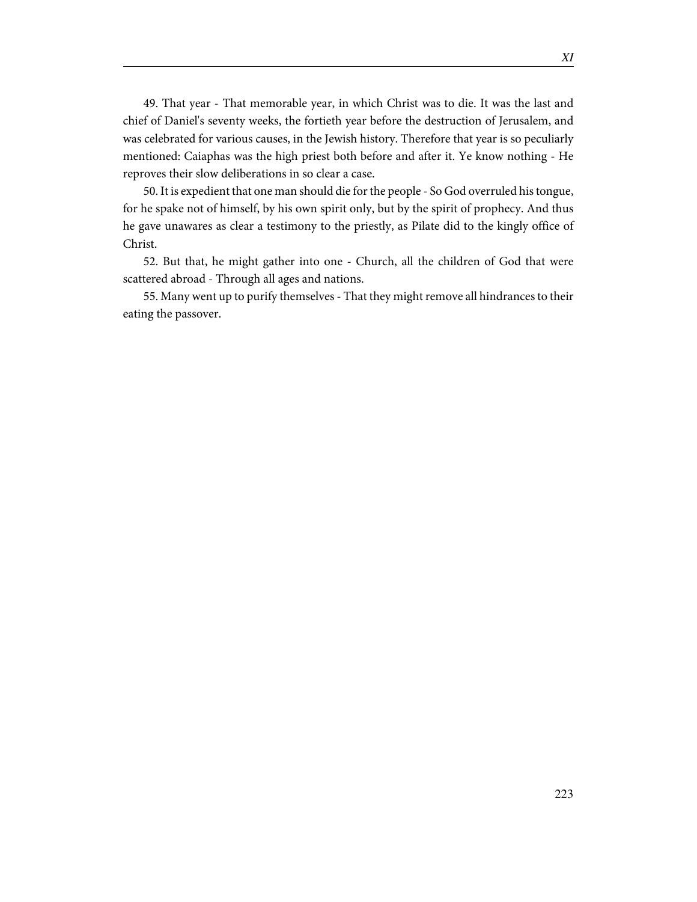49. That year - That memorable year, in which Christ was to die. It was the last and chief of Daniel's seventy weeks, the fortieth year before the destruction of Jerusalem, and was celebrated for various causes, in the Jewish history. Therefore that year is so peculiarly mentioned: Caiaphas was the high priest both before and after it. Ye know nothing - He reproves their slow deliberations in so clear a case.

50. It is expedient that one man should die for the people - So God overruled his tongue, for he spake not of himself, by his own spirit only, but by the spirit of prophecy. And thus he gave unawares as clear a testimony to the priestly, as Pilate did to the kingly office of Christ.

52. But that, he might gather into one - Church, all the children of God that were scattered abroad - Through all ages and nations.

55. Many went up to purify themselves - That they might remove all hindrances to their eating the passover.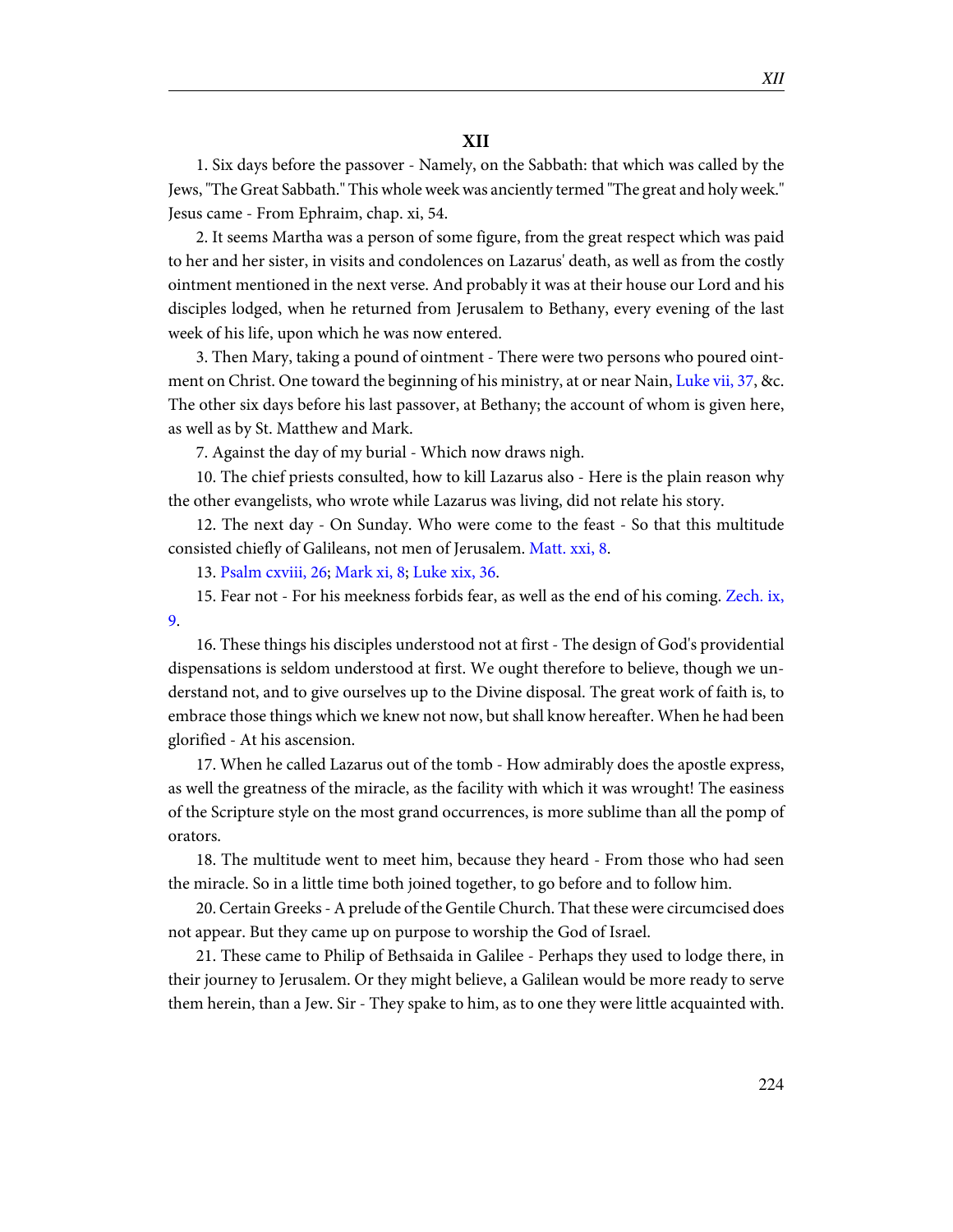## XII

1. Six days before the passover - Namely, on the Sabbath: that which was called by the Jews, "The Great Sabbath." This whole week was anciently termed "The great and holy week." Jesus came - From Ephraim, chap. xi, 54.

2. It seems Martha was a person of some figure, from the great respect which was paid to her and her sister, in visits and condolences on Lazarus' death, as well as from the costly ointment mentioned in the next verse. And probably it was at their house our Lord and his disciples lodged, when he returned from Jerusalem to Bethany, every evening of the last week of his life, upon which he was now entered.

3. Then Mary, taking a pound of ointment - There were two persons who poured ointment on Christ. One toward the beginning of his ministry, at or near Nain, Luke vii, 37, &c. The other six days before his last passover, at Bethany; the account of whom is given here, as well as by St. Matthew and Mark.

7. Against the day of my burial - Which now draws nigh.

10. The chief priests consulted, how to kill Lazarus also - Here is the plain reason why the other evangelists, who wrote while Lazarus was living, did not relate his story.

12. The next day - On Sunday. Who were come to the feast - So that this multitude consisted chiefly of Galileans, not men of Jerusalem. Matt. xxi, 8.

13. Psalm cxviii, 26; Mark xi, 8; Luke xix, 36.

15. Fear not - For his meekness forbids fear, as well as the end of his coming. Zech. ix, 9.

16. These things his disciples understood not at first - The design of God's providential dispensations is seldom understood at first. We ought therefore to believe, though we understand not, and to give ourselves up to the Divine disposal. The great work of faith is, to embrace those things which we knew not now, but shall know hereafter. When he had been glorified - At his ascension.

17. When he called Lazarus out of the tomb - How admirably does the apostle express, as well the greatness of the miracle, as the facility with which it was wrought! The easiness of the Scripture style on the most grand occurrences, is more sublime than all the pomp of orators.

18. The multitude went to meet him, because they heard - From those who had seen the miracle. So in a little time both joined together, to go before and to follow him.

20. Certain Greeks - A prelude of the Gentile Church. That these were circumcised does not appear. But they came up on purpose to worship the God of Israel.

21. These came to Philip of Bethsaida in Galilee - Perhaps they used to lodge there, in their journey to Jerusalem. Or they might believe, a Galilean would be more ready to serve them herein, than a Jew. Sir - They spake to him, as to one they were little acquainted with.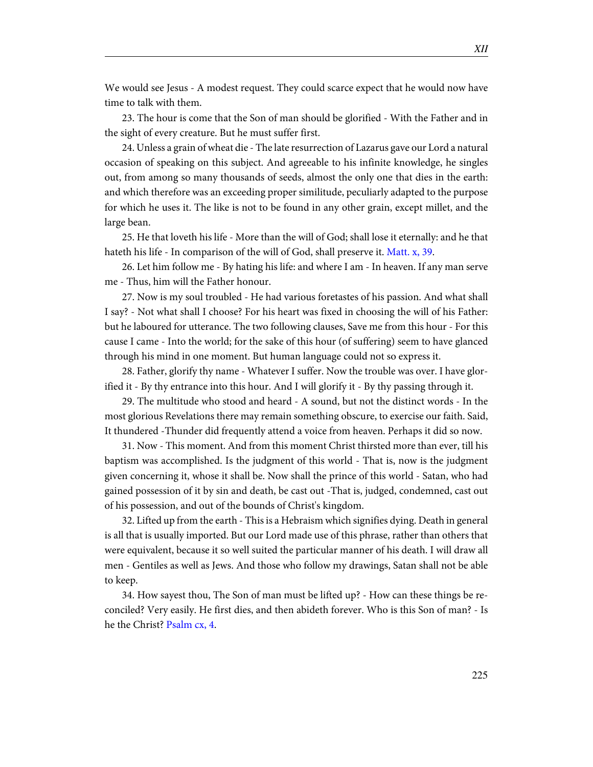We would see Jesus - A modest request. They could scarce expect that he would now have time to talk with them.

23. The hour is come that the Son of man should be glorified - With the Father and in the sight of every creature. But he must suffer first.

24. Unless a grain of wheat die - The late resurrection of Lazarus gave our Lord a natural occasion of speaking on this subject. And agreeable to his infinite knowledge, he singles out, from among so many thousands of seeds, almost the only one that dies in the earth: and which therefore was an exceeding proper similitude, peculiarly adapted to the purpose for which he uses it. The like is not to be found in any other grain, except millet, and the large bean.

25. He that loveth his life - More than the will of God; shall lose it eternally: and he that hateth his life - In comparison of the will of God, shall preserve it. Matt. x, 39.

26. Let him follow me - By hating his life: and where I am - In heaven. If any man serve me - Thus, him will the Father honour.

27. Now is my soul troubled - He had various foretastes of his passion. And what shall I say? - Not what shall I choose? For his heart was fixed in choosing the will of his Father: but he laboured for utterance. The two following clauses, Save me from this hour - For this cause I came - Into the world; for the sake of this hour (of suffering) seem to have glanced through his mind in one moment. But human language could not so express it.

28. Father, glorify thy name - Whatever I suffer. Now the trouble was over. I have glorified it - By thy entrance into this hour. And I will glorify it - By thy passing through it.

29. The multitude who stood and heard - A sound, but not the distinct words - In the most glorious Revelations there may remain something obscure, to exercise our faith. Said, It thundered -Thunder did frequently attend a voice from heaven. Perhaps it did so now.

31. Now - This moment. And from this moment Christ thirsted more than ever, till his baptism was accomplished. Is the judgment of this world - That is, now is the judgment given concerning it, whose it shall be. Now shall the prince of this world - Satan, who had gained possession of it by sin and death, be cast out -That is, judged, condemned, cast out of his possession, and out of the bounds of Christ's kingdom.

32. Lifted up from the earth - This is a Hebraism which signifies dying. Death in general is all that is usually imported. But our Lord made use of this phrase, rather than others that were equivalent, because it so well suited the particular manner of his death. I will draw all men - Gentiles as well as Jews. And those who follow my drawings, Satan shall not be able to keep.

34. How sayest thou, The Son of man must be lifted up? - How can these things be reconciled? Very easily. He first dies, and then abideth forever. Who is this Son of man? - Is he the Christ? Psalm cx, 4.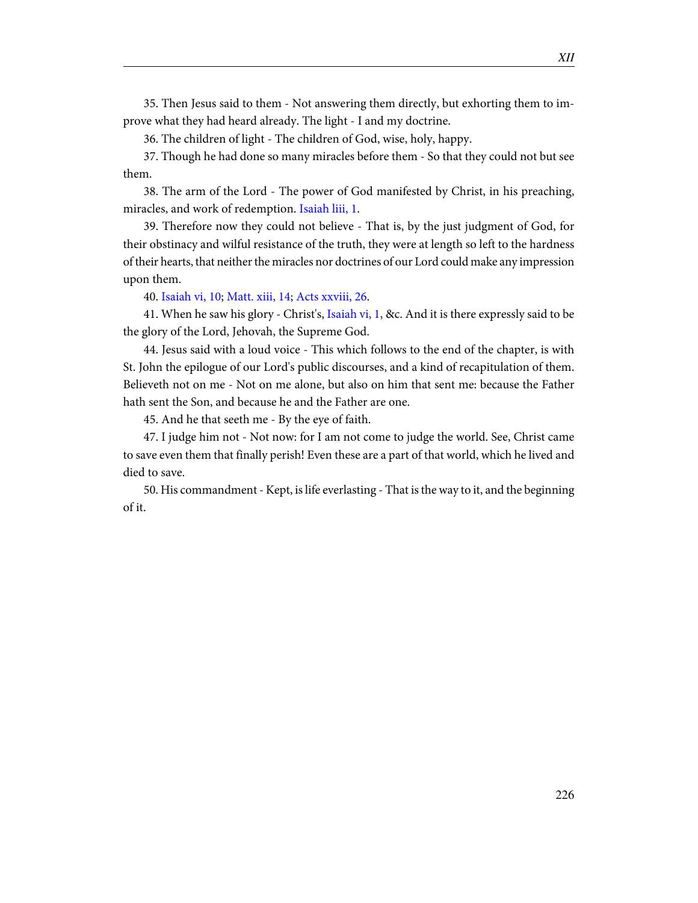35. Then Jesus said to them - Not answering them directly, but exhorting them to improve what they had heard already. The light - I and my doctrine.

36. The children of light - The children of God, wise, holy, happy.

37. Though he had done so many miracles before them - So that they could not but see them.

38. The arm of the Lord - The power of God manifested by Christ, in his preaching, miracles, and work of redemption. Isaiah liii, 1.

39. Therefore now they could not believe - That is, by the just judgment of God, for their obstinacy and wilful resistance of the truth, they were at length so left to the hardness of their hearts, that neither the miracles nor doctrines of our Lord could make any impression upon them.

40. Isaiah vi, 10; Matt. xiii, 14; Acts xxviii, 26.

41. When he saw his glory - Christ's, Isaiah vi, 1, &c. And it is there expressly said to be the glory of the Lord, Jehovah, the Supreme God.

44. Jesus said with a loud voice - This which follows to the end of the chapter, is with St. John the epilogue of our Lord's public discourses, and a kind of recapitulation of them. Believeth not on me - Not on me alone, but also on him that sent me: because the Father hath sent the Son, and because he and the Father are one.

45. And he that seeth me - By the eye of faith.

47. I judge him not - Not now: for I am not come to judge the world. See, Christ came to save even them that finally perish! Even these are a part of that world, which he lived and died to save.

50. His commandment - Kept, is life everlasting - That is the way to it, and the beginning of it.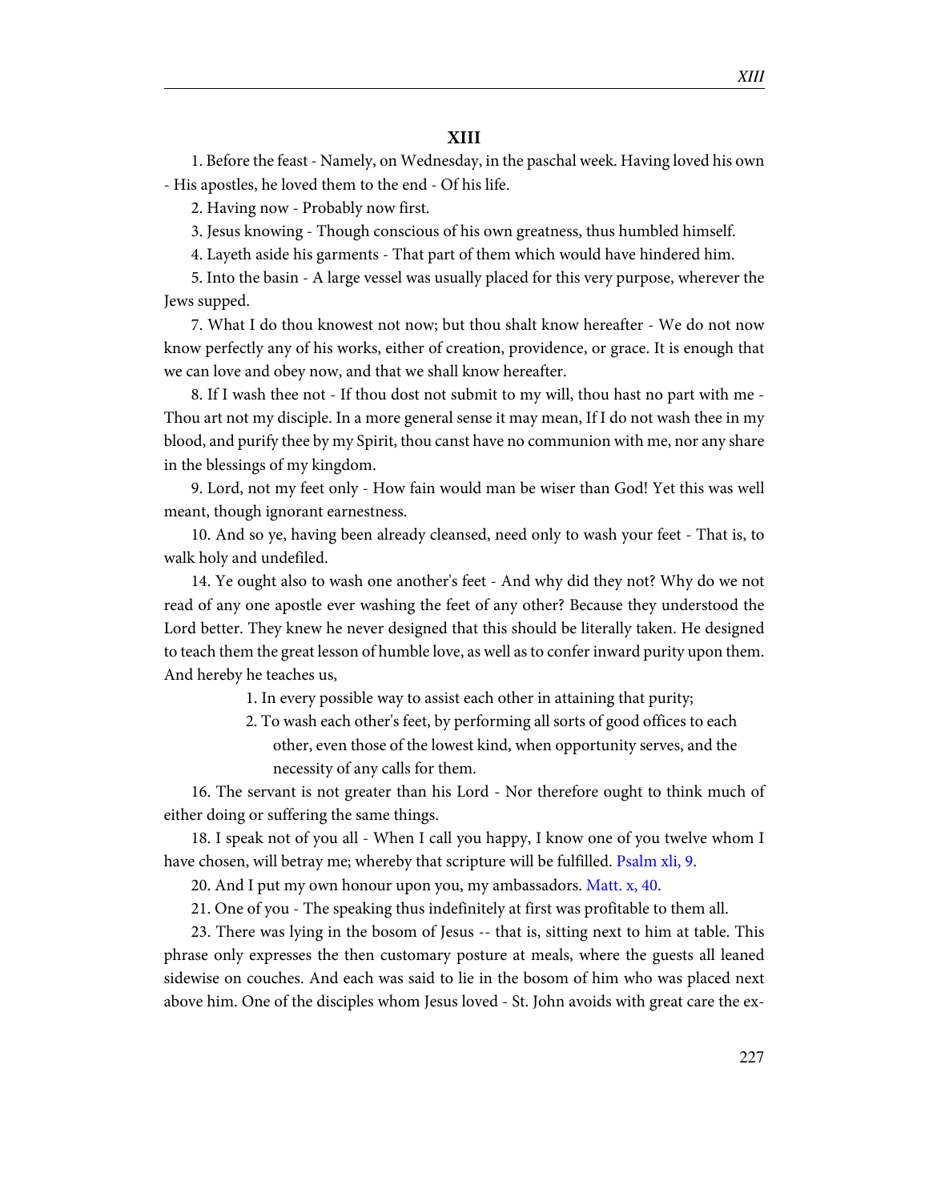# XIII

1. Before the feast - Namely, on Wednesday, in the paschal week. Having loved his own - His apostles, he loved them to the end - Of his life.

2. Having now - Probably now first.

3. Jesus knowing - Though conscious of his own greatness, thus humbled himself.

4. Layeth aside his garments - That part of them which would have hindered him.

5. Into the basin - A large vessel was usually placed for this very purpose, wherever the Jews supped.

7. What I do thou knowest not now; but thou shalt know hereafter - We do not now know perfectly any of his works, either of creation, providence, or grace. It is enough that we can love and obey now, and that we shall know hereafter.

8. If I wash thee not - If thou dost not submit to my will, thou hast no part with me - Thou art not my disciple. In a more general sense it may mean, If I do not wash thee in my blood, and purify thee by my Spirit, thou canst have no communion with me, nor any share in the blessings of my kingdom.

9. Lord, not my feet only - How fain would man be wiser than God! Yet this was well meant, though ignorant earnestness.

10. And so ye, having been already cleansed, need only to wash your feet - That is, to walk holy and undefiled.

14. Ye ought also to wash one another's feet - And why did they not? Why do we not read of any one apostle ever washing the feet of any other? Because they understood the Lord better. They knew he never designed that this should be literally taken. He designed to teach them the great lesson of humble love, as well as to confer inward purity upon them. And hereby he teaches us,

1. In every possible way to assist each other in attaining that purity;
2. To wash each other's feet, by performing all sorts of good offices to each other, even those of the lowest kind, when opportunity serves, and the necessity of any calls for them.

16. The servant is not greater than his Lord - Nor therefore ought to think much of either doing or suffering the same things.

18. I speak not of you all - When I call you happy, I know one of you twelve whom I have chosen, will betray me; whereby that scripture will be fulfilled. Psalm xli, 9.

20. And I put my own honour upon you, my ambassadors. Matt. x, 40.

21. One of you - The speaking thus indefinitely at first was profitable to them all.

23. There was lying in the bosom of Jesus -- that is, sitting next to him at table. This phrase only expresses the then customary posture at meals, where the guests all leaned sidewise on couches. And each was said to lie in the bosom of him who was placed next above him. One of the disciples whom Jesus loved - St. John avoids with great care the ex-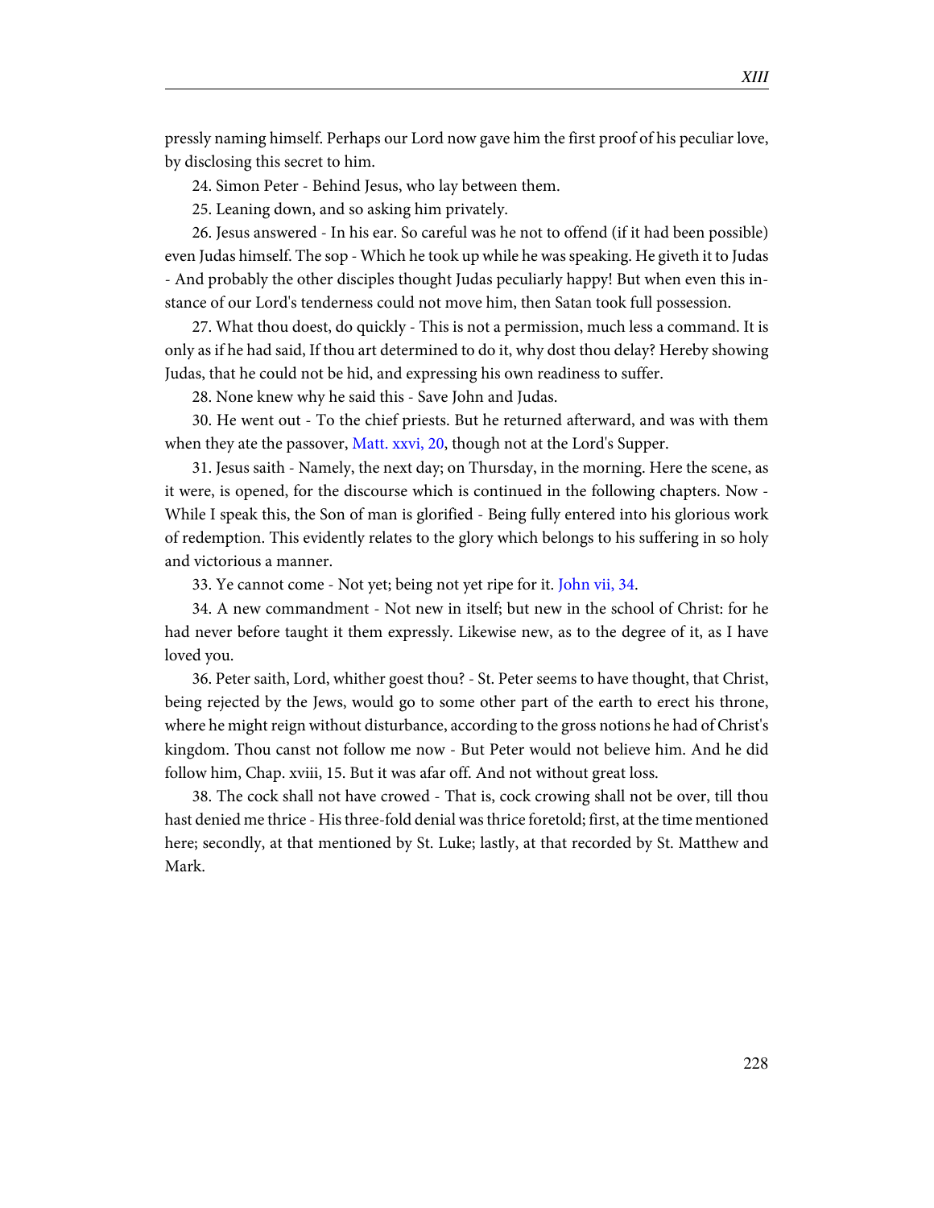pressly naming himself. Perhaps our Lord now gave him the first proof of his peculiar love, by disclosing this secret to him.

24. Simon Peter - Behind Jesus, who lay between them.

25. Leaning down, and so asking him privately.

26. Jesus answered - In his ear. So careful was he not to offend (if it had been possible) even Judas himself. The sop - Which he took up while he was speaking. He giveth it to Judas - And probably the other disciples thought Judas peculiarly happy! But when even this instance of our Lord's tenderness could not move him, then Satan took full possession.

27. What thou doest, do quickly - This is not a permission, much less a command. It is only as if he had said, If thou art determined to do it, why dost thou delay? Hereby showing Judas, that he could not be hid, and expressing his own readiness to suffer.

28. None knew why he said this - Save John and Judas.

30. He went out - To the chief priests. But he returned afterward, and was with them when they ate the passover, Matt. xxvi, 20, though not at the Lord's Supper.

31. Jesus saith - Namely, the next day; on Thursday, in the morning. Here the scene, as it were, is opened, for the discourse which is continued in the following chapters. Now - While I speak this, the Son of man is glorified - Being fully entered into his glorious work of redemption. This evidently relates to the glory which belongs to his suffering in so holy and victorious a manner.

33. Ye cannot come - Not yet; being not yet ripe for it. John vii, 34.

34. A new commandment - Not new in itself; but new in the school of Christ: for he had never before taught it them expressly. Likewise new, as to the degree of it, as I have loved you.

36. Peter saith, Lord, whither goest thou? - St. Peter seems to have thought, that Christ, being rejected by the Jews, would go to some other part of the earth to erect his throne, where he might reign without disturbance, according to the gross notions he had of Christ's kingdom. Thou canst not follow me now - But Peter would not believe him. And he did follow him, Chap. xviii, 15. But it was afar off. And not without great loss.

38. The cock shall not have crowed - That is, cock crowing shall not be over, till thou hast denied me thrice - His three-fold denial was thrice foretold; first, at the time mentioned here; secondly, at that mentioned by St. Luke; lastly, at that recorded by St. Matthew and Mark.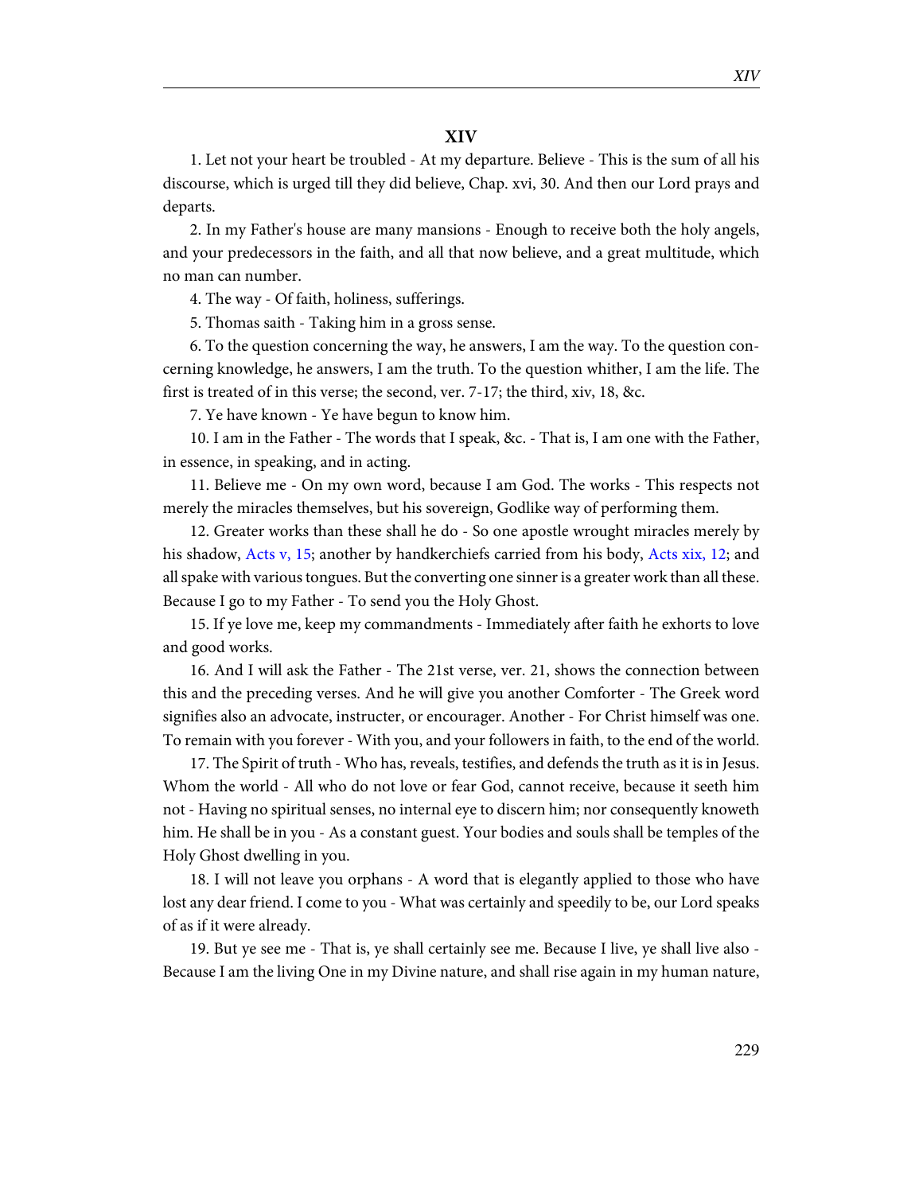## XIV

1. Let not your heart be troubled - At my departure. Believe - This is the sum of all his discourse, which is urged till they did believe, Chap. xvi, 30. And then our Lord prays and departs.

2. In my Father's house are many mansions - Enough to receive both the holy angels, and your predecessors in the faith, and all that now believe, and a great multitude, which no man can number.

4. The way - Of faith, holiness, sufferings.

5. Thomas saith - Taking him in a gross sense.

6. To the question concerning the way, he answers, I am the way. To the question concerning knowledge, he answers, I am the truth. To the question whither, I am the life. The first is treated of in this verse; the second, ver. 7-17; the third, xiv, 18, &c.

7. Ye have known - Ye have begun to know him.

10. I am in the Father - The words that I speak, &c. - That is, I am one with the Father, in essence, in speaking, and in acting.

11. Believe me - On my own word, because I am God. The works - This respects not merely the miracles themselves, but his sovereign, Godlike way of performing them.

12. Greater works than these shall he do - So one apostle wrought miracles merely by his shadow, Acts v, 15; another by handkerchiefs carried from his body, Acts xix, 12; and all spake with various tongues. But the converting one sinner is a greater work than all these. Because I go to my Father - To send you the Holy Ghost.

15. If ye love me, keep my commandments - Immediately after faith he exhorts to love and good works.

16. And I will ask the Father - The 21st verse, ver. 21, shows the connection between this and the preceding verses. And he will give you another Comforter - The Greek word signifies also an advocate, instructer, or encourager. Another - For Christ himself was one. To remain with you forever - With you, and your followers in faith, to the end of the world.

17. The Spirit of truth - Who has, reveals, testifies, and defends the truth as it is in Jesus. Whom the world - All who do not love or fear God, cannot receive, because it seeth him not - Having no spiritual senses, no internal eye to discern him; nor consequently knoweth him. He shall be in you - As a constant guest. Your bodies and souls shall be temples of the Holy Ghost dwelling in you.

18. I will not leave you orphans - A word that is elegantly applied to those who have lost any dear friend. I come to you - What was certainly and speedily to be, our Lord speaks of as if it were already.

19. But ye see me - That is, ye shall certainly see me. Because I live, ye shall live also - Because I am the living One in my Divine nature, and shall rise again in my human nature,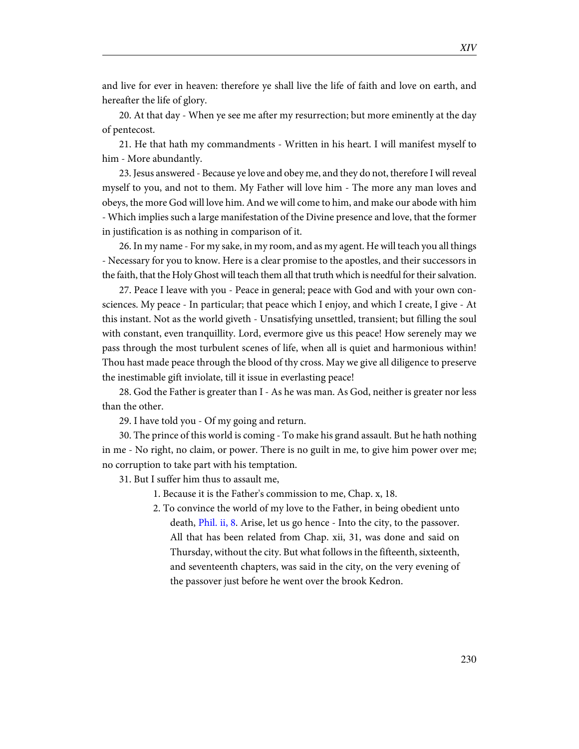and live for ever in heaven: therefore ye shall live the life of faith and love on earth, and hereafter the life of glory.

20. At that day - When ye see me after my resurrection; but more eminently at the day of pentecost.

21. He that hath my commandments - Written in his heart. I will manifest myself to him - More abundantly.

23. Jesus answered - Because ye love and obey me, and they do not, therefore I will reveal myself to you, and not to them. My Father will love him - The more any man loves and obeys, the more God will love him. And we will come to him, and make our abode with him - Which implies such a large manifestation of the Divine presence and love, that the former in justification is as nothing in comparison of it.

26. In my name - For my sake, in my room, and as my agent. He will teach you all things - Necessary for you to know. Here is a clear promise to the apostles, and their successors in the faith, that the Holy Ghost will teach them all that truth which is needful for their salvation.

27. Peace I leave with you - Peace in general; peace with God and with your own consciences. My peace - In particular; that peace which I enjoy, and which I create, I give - At this instant. Not as the world giveth - Unsatisfying unsettled, transient; but filling the soul with constant, even tranquillity. Lord, evermore give us this peace! How serenely may we pass through the most turbulent scenes of life, when all is quiet and harmonious within! Thou hast made peace through the blood of thy cross. May we give all diligence to preserve the inestimable gift inviolate, till it issue in everlasting peace!

28. God the Father is greater than I - As he was man. As God, neither is greater nor less than the other.

29. I have told you - Of my going and return.

30. The prince of this world is coming - To make his grand assault. But he hath nothing in me - No right, no claim, or power. There is no guilt in me, to give him power over me; no corruption to take part with his temptation.

31. But I suffer him thus to assault me,

1. Because it is the Father's commission to me, Chap. x, 18.
2. To convince the world of my love to the Father, in being obedient unto death, Phil. ii, 8. Arise, let us go hence - Into the city, to the passover. All that has been related from Chap. xii, 31, was done and said on Thursday, without the city. But what follows in the fifteenth, sixteenth, and seventeenth chapters, was said in the city, on the very evening of the passover just before he went over the brook Kedron.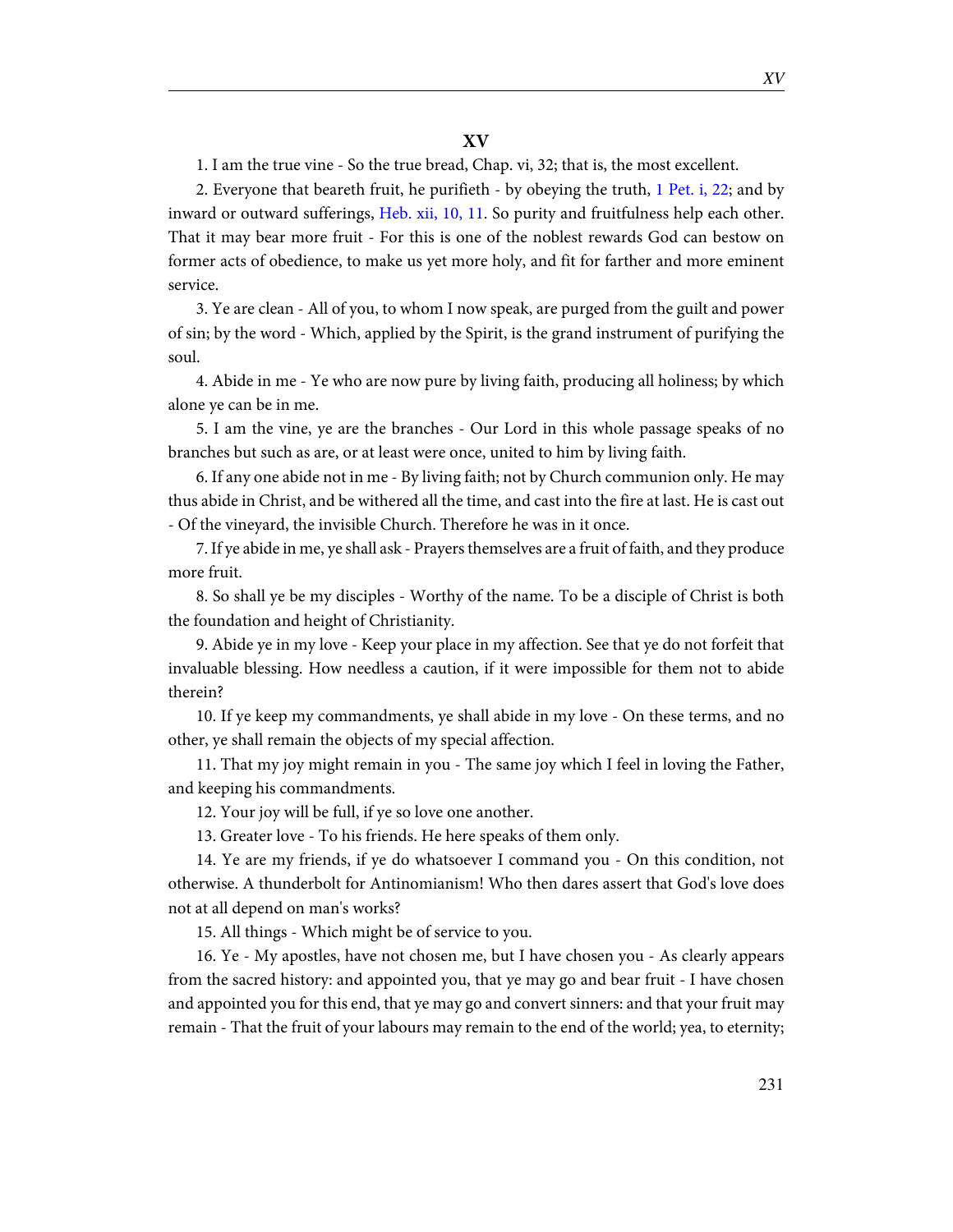## XV

1. I am the true vine - So the true bread, Chap. vi, 32; that is, the most excellent.

2. Everyone that beareth fruit, he purifieth - by obeying the truth, 1 Pet. i, 22; and by inward or outward sufferings, Heb. xii, 10, 11. So purity and fruitfulness help each other. That it may bear more fruit - For this is one of the noblest rewards God can bestow on former acts of obedience, to make us yet more holy, and fit for farther and more eminent service.

3. Ye are clean - All of you, to whom I now speak, are purged from the guilt and power of sin; by the word - Which, applied by the Spirit, is the grand instrument of purifying the soul.

4. Abide in me - Ye who are now pure by living faith, producing all holiness; by which alone ye can be in me.

5. I am the vine, ye are the branches - Our Lord in this whole passage speaks of no branches but such as are, or at least were once, united to him by living faith.

6. If any one abide not in me - By living faith; not by Church communion only. He may thus abide in Christ, and be withered all the time, and cast into the fire at last. He is cast out - Of the vineyard, the invisible Church. Therefore he was in it once.

7. If ye abide in me, ye shall ask - Prayers themselves are a fruit of faith, and they produce more fruit.

8. So shall ye be my disciples - Worthy of the name. To be a disciple of Christ is both the foundation and height of Christianity.

9. Abide ye in my love - Keep your place in my affection. See that ye do not forfeit that invaluable blessing. How needless a caution, if it were impossible for them not to abide therein?

10. If ye keep my commandments, ye shall abide in my love - On these terms, and no other, ye shall remain the objects of my special affection.

11. That my joy might remain in you - The same joy which I feel in loving the Father, and keeping his commandments.

12. Your joy will be full, if ye so love one another.

13. Greater love - To his friends. He here speaks of them only.

14. Ye are my friends, if ye do whatsoever I command you - On this condition, not otherwise. A thunderbolt for Antinomianism! Who then dares assert that God's love does not at all depend on man's works?

15. All things - Which might be of service to you.

16. Ye - My apostles, have not chosen me, but I have chosen you - As clearly appears from the sacred history: and appointed you, that ye may go and bear fruit - I have chosen and appointed you for this end, that ye may go and convert sinners: and that your fruit may remain - That the fruit of your labours may remain to the end of the world; yea, to eternity;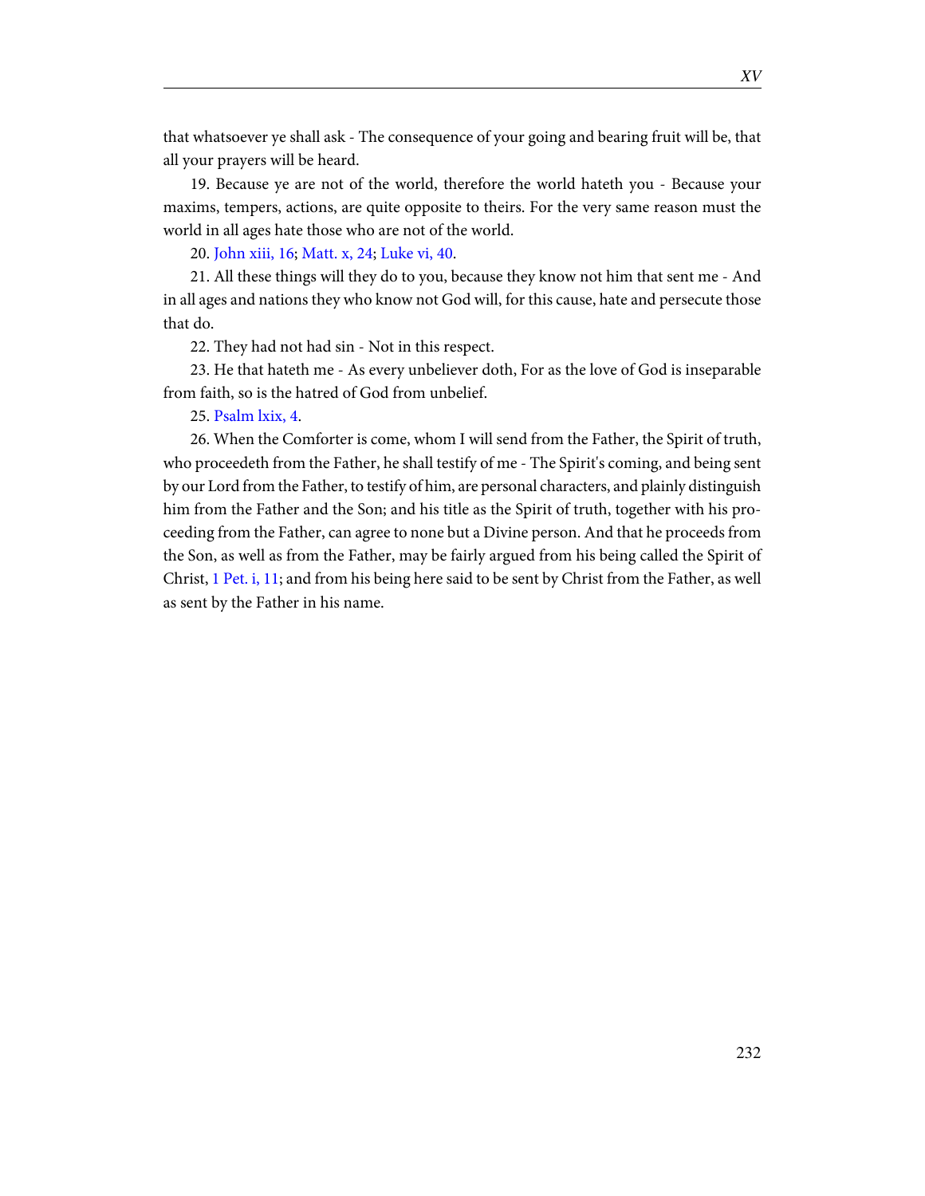that whatsoever ye shall ask - The consequence of your going and bearing fruit will be, that all your prayers will be heard.

19. Because ye are not of the world, therefore the world hateth you - Because your maxims, tempers, actions, are quite opposite to theirs. For the very same reason must the world in all ages hate those who are not of the world.

20. John xiii, 16; Matt. x, 24; Luke vi, 40.

21. All these things will they do to you, because they know not him that sent me - And in all ages and nations they who know not God will, for this cause, hate and persecute those that do.

22. They had not had sin - Not in this respect.

23. He that hateth me - As every unbeliever doth, For as the love of God is inseparable from faith, so is the hatred of God from unbelief.

25. Psalm lxix, 4.

26. When the Comforter is come, whom I will send from the Father, the Spirit of truth, who proceedeth from the Father, he shall testify of me - The Spirit's coming, and being sent by our Lord from the Father, to testify of him, are personal characters, and plainly distinguish him from the Father and the Son; and his title as the Spirit of truth, together with his proceeding from the Father, can agree to none but a Divine person. And that he proceeds from the Son, as well as from the Father, may be fairly argued from his being called the Spirit of Christ, 1 Pet. i, 11; and from his being here said to be sent by Christ from the Father, as well as sent by the Father in his name.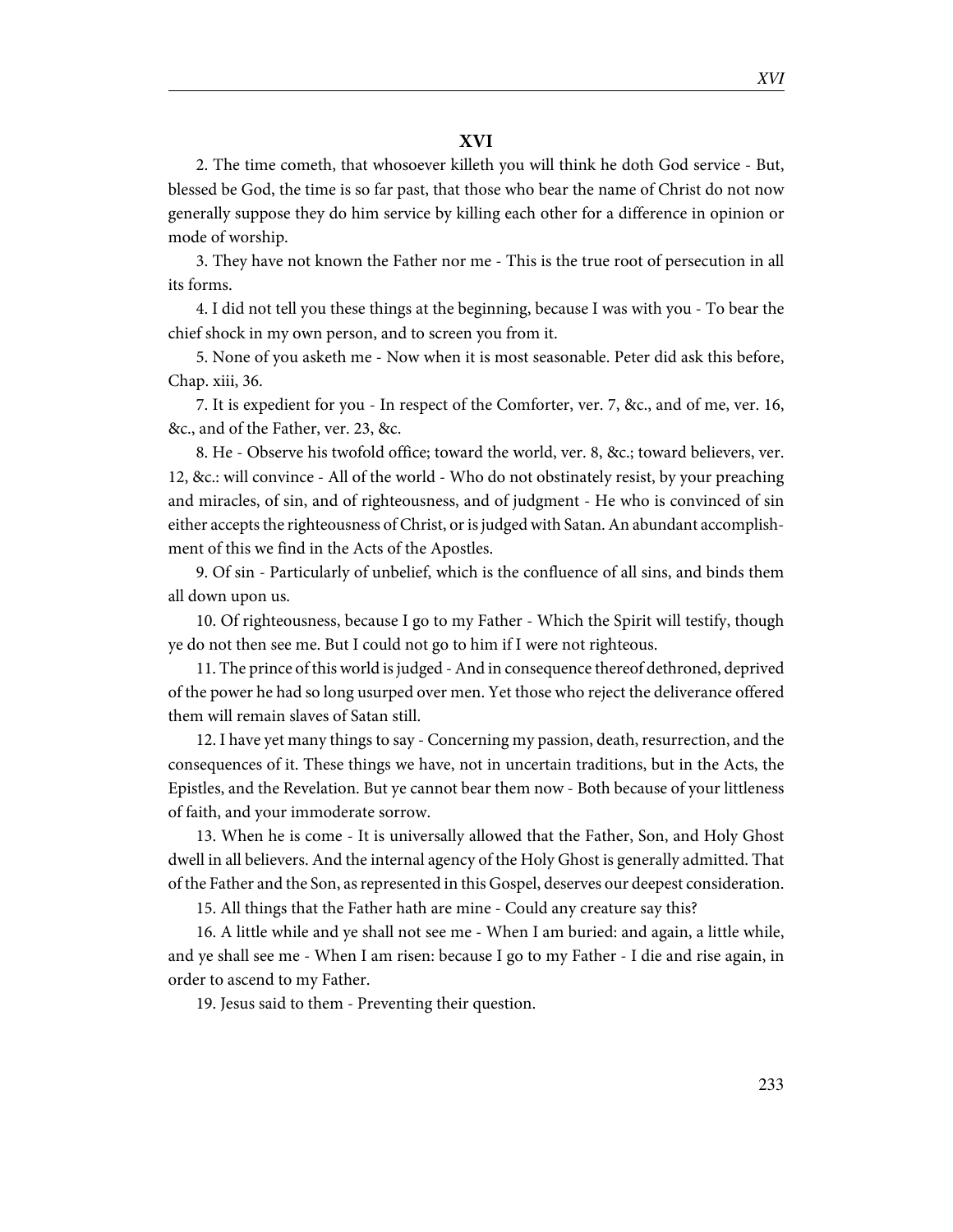## XVI

2. The time cometh, that whosoever killeth you will think he doth God service - But, blessed be God, the time is so far past, that those who bear the name of Christ do not now generally suppose they do him service by killing each other for a difference in opinion or mode of worship.

3. They have not known the Father nor me - This is the true root of persecution in all its forms.

4. I did not tell you these things at the beginning, because I was with you - To bear the chief shock in my own person, and to screen you from it.

5. None of you asketh me - Now when it is most seasonable. Peter did ask this before, Chap. xiii, 36.

7. It is expedient for you - In respect of the Comforter, ver. 7, &c., and of me, ver. 16, &c., and of the Father, ver. 23, &c.

8. He - Observe his twofold office; toward the world, ver. 8, &c.; toward believers, ver. 12, &c.: will convince - All of the world - Who do not obstinately resist, by your preaching and miracles, of sin, and of righteousness, and of judgment - He who is convinced of sin either accepts the righteousness of Christ, or is judged with Satan. An abundant accomplishment of this we find in the Acts of the Apostles.

9. Of sin - Particularly of unbelief, which is the confluence of all sins, and binds them all down upon us.

10. Of righteousness, because I go to my Father - Which the Spirit will testify, though ye do not then see me. But I could not go to him if I were not righteous.

11. The prince of this world is judged - And in consequence thereof dethroned, deprived of the power he had so long usurped over men. Yet those who reject the deliverance offered them will remain slaves of Satan still.

12. I have yet many things to say - Concerning my passion, death, resurrection, and the consequences of it. These things we have, not in uncertain traditions, but in the Acts, the Epistles, and the Revelation. But ye cannot bear them now - Both because of your littleness of faith, and your immoderate sorrow.

13. When he is come - It is universally allowed that the Father, Son, and Holy Ghost dwell in all believers. And the internal agency of the Holy Ghost is generally admitted. That of the Father and the Son, as represented in this Gospel, deserves our deepest consideration.

15. All things that the Father hath are mine - Could any creature say this?

16. A little while and ye shall not see me - When I am buried: and again, a little while, and ye shall see me - When I am risen: because I go to my Father - I die and rise again, in order to ascend to my Father.

19. Jesus said to them - Preventing their question.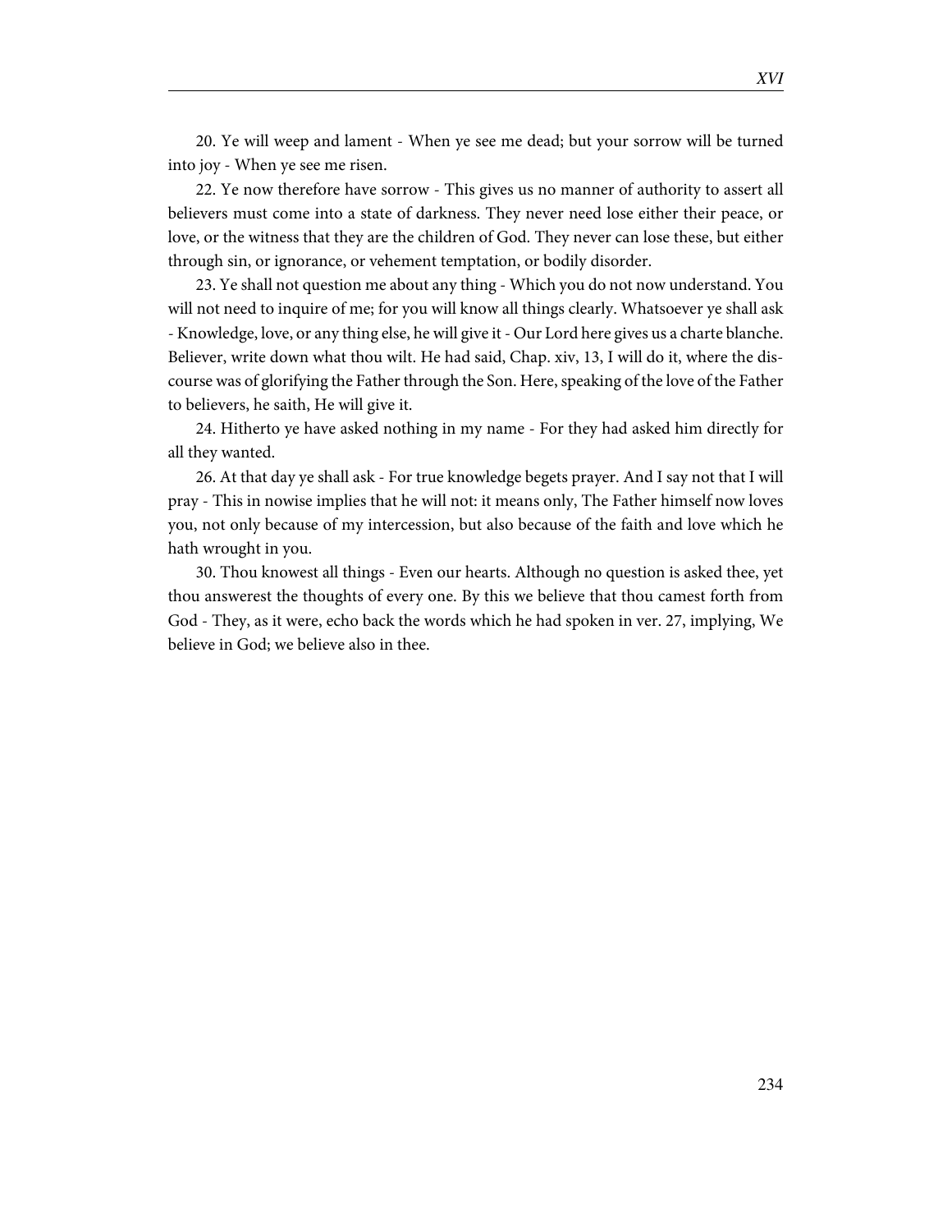20. Ye will weep and lament - When ye see me dead; but your sorrow will be turned into joy - When ye see me risen.

22. Ye now therefore have sorrow - This gives us no manner of authority to assert all believers must come into a state of darkness. They never need lose either their peace, or love, or the witness that they are the children of God. They never can lose these, but either through sin, or ignorance, or vehement temptation, or bodily disorder.

23. Ye shall not question me about any thing - Which you do not now understand. You will not need to inquire of me; for you will know all things clearly. Whatsoever ye shall ask - Knowledge, love, or any thing else, he will give it - Our Lord here gives us a charte blanche. Believer, write down what thou wilt. He had said, Chap. xiv, 13, I will do it, where the discourse was of glorifying the Father through the Son. Here, speaking of the love of the Father to believers, he saith, He will give it.

24. Hitherto ye have asked nothing in my name - For they had asked him directly for all they wanted.

26. At that day ye shall ask - For true knowledge begets prayer. And I say not that I will pray - This in nowise implies that he will not: it means only, The Father himself now loves you, not only because of my intercession, but also because of the faith and love which he hath wrought in you.

30. Thou knowest all things - Even our hearts. Although no question is asked thee, yet thou answerest the thoughts of every one. By this we believe that thou camest forth from God - They, as it were, echo back the words which he had spoken in ver. 27, implying, We believe in God; we believe also in thee.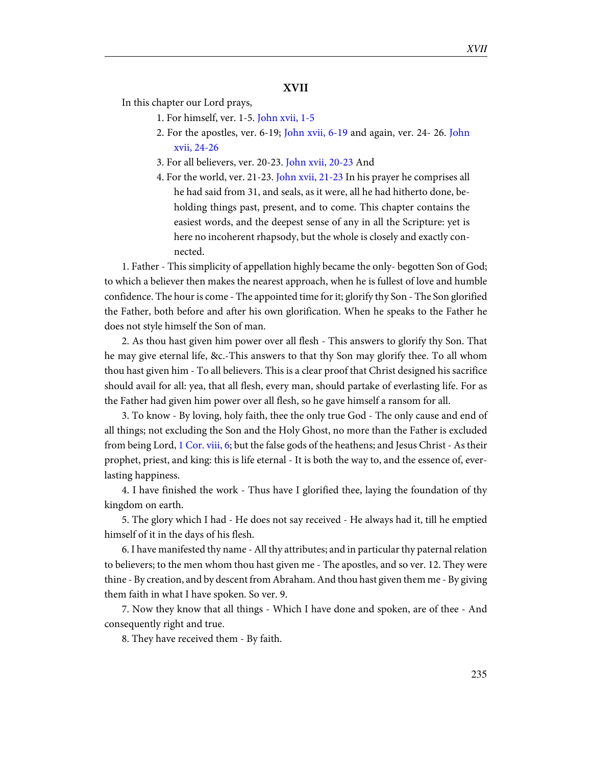## XVII

In this chapter our Lord prays,

1. For himself, ver. 1-5. John xvii, 1-5
2. For the apostles, ver. 6-19; John xvii, 6-19 and again, ver. 24- 26. John xvii, 24-26
3. For all believers, ver. 20-23. John xvii, 20-23 And
4. For the world, ver. 21-23. John xvii, 21-23 In his prayer he comprises all he had said from 31, and seals, as it were, all he had hitherto done, beholding things past, present, and to come. This chapter contains the easiest words, and the deepest sense of any in all the Scripture: yet is here no incoherent rhapsody, but the whole is closely and exactly connected.

1. Father - This simplicity of appellation highly became the only- begotten Son of God; to which a believer then makes the nearest approach, when he is fullest of love and humble confidence. The hour is come - The appointed time for it; glorify thy Son - The Son glorified the Father, both before and after his own glorification. When he speaks to the Father he does not style himself the Son of man.

2. As thou hast given him power over all flesh - This answers to glorify thy Son. That he may give eternal life, &c.-This answers to that thy Son may glorify thee. To all whom thou hast given him - To all believers. This is a clear proof that Christ designed his sacrifice should avail for all: yea, that all flesh, every man, should partake of everlasting life. For as the Father had given him power over all flesh, so he gave himself a ransom for all.

3. To know - By loving, holy faith, thee the only true God - The only cause and end of all things; not excluding the Son and the Holy Ghost, no more than the Father is excluded from being Lord, 1 Cor. viii, 6; but the false gods of the heathens; and Jesus Christ - As their prophet, priest, and king: this is life eternal - It is both the way to, and the essence of, everlasting happiness.

4. I have finished the work - Thus have I glorified thee, laying the foundation of thy kingdom on earth.

5. The glory which I had - He does not say received - He always had it, till he emptied himself of it in the days of his flesh.

6. I have manifested thy name - All thy attributes; and in particular thy paternal relation to believers; to the men whom thou hast given me - The apostles, and so ver. 12. They were thine - By creation, and by descent from Abraham. And thou hast given them me - By giving them faith in what I have spoken. So ver. 9.

7. Now they know that all things - Which I have done and spoken, are of thee - And consequently right and true.

8. They have received them - By faith.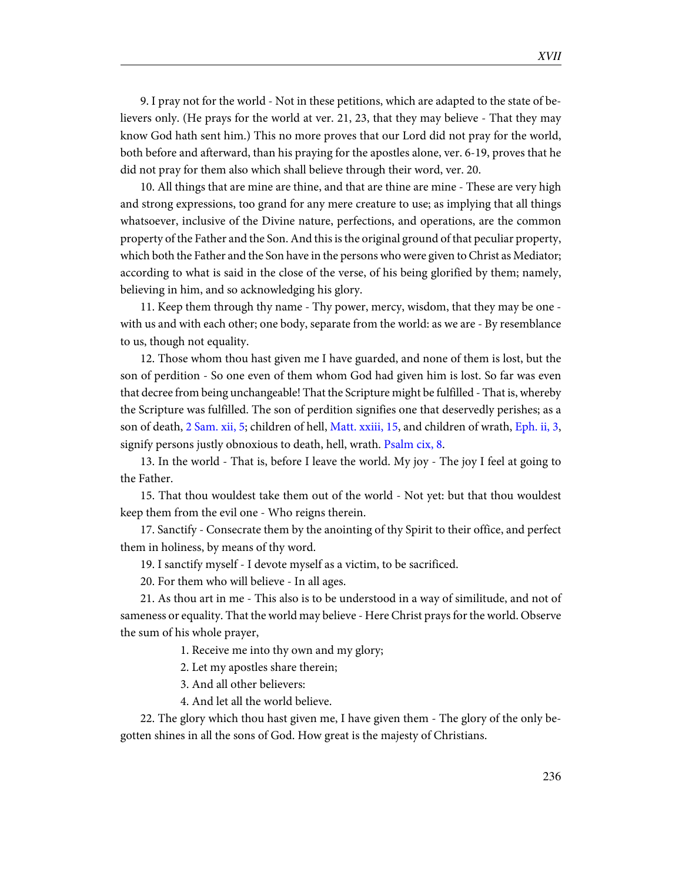9. I pray not for the world - Not in these petitions, which are adapted to the state of believers only. (He prays for the world at ver. 21, 23, that they may believe - That they may know God hath sent him.) This no more proves that our Lord did not pray for the world, both before and afterward, than his praying for the apostles alone, ver. 6-19, proves that he did not pray for them also which shall believe through their word, ver. 20.

10. All things that are mine are thine, and that are thine are mine - These are very high and strong expressions, too grand for any mere creature to use; as implying that all things whatsoever, inclusive of the Divine nature, perfections, and operations, are the common property of the Father and the Son. And this is the original ground of that peculiar property, which both the Father and the Son have in the persons who were given to Christ as Mediator; according to what is said in the close of the verse, of his being glorified by them; namely, believing in him, and so acknowledging his glory.

11. Keep them through thy name - Thy power, mercy, wisdom, that they may be one - with us and with each other; one body, separate from the world: as we are - By resemblance to us, though not equality.

12. Those whom thou hast given me I have guarded, and none of them is lost, but the son of perdition - So one even of them whom God had given him is lost. So far was even that decree from being unchangeable! That the Scripture might be fulfilled - That is, whereby the Scripture was fulfilled. The son of perdition signifies one that deservedly perishes; as a son of death, 2 Sam. xii, 5; children of hell, Matt. xxiii, 15, and children of wrath, Eph. ii, 3, signify persons justly obnoxious to death, hell, wrath. Psalm cix, 8.

13. In the world - That is, before I leave the world. My joy - The joy I feel at going to the Father.

15. That thou wouldest take them out of the world - Not yet: but that thou wouldest keep them from the evil one - Who reigns therein.

17. Sanctify - Consecrate them by the anointing of thy Spirit to their office, and perfect them in holiness, by means of thy word.

19. I sanctify myself - I devote myself as a victim, to be sacrificed.

20. For them who will believe - In all ages.

21. As thou art in me - This also is to be understood in a way of similitude, and not of sameness or equality. That the world may believe - Here Christ prays for the world. Observe the sum of his whole prayer,

1. Receive me into thy own and my glory;
2. Let my apostles share therein;
3. And all other believers:
4. And let all the world believe.

22. The glory which thou hast given me, I have given them - The glory of the only begotten shines in all the sons of God. How great is the majesty of Christians.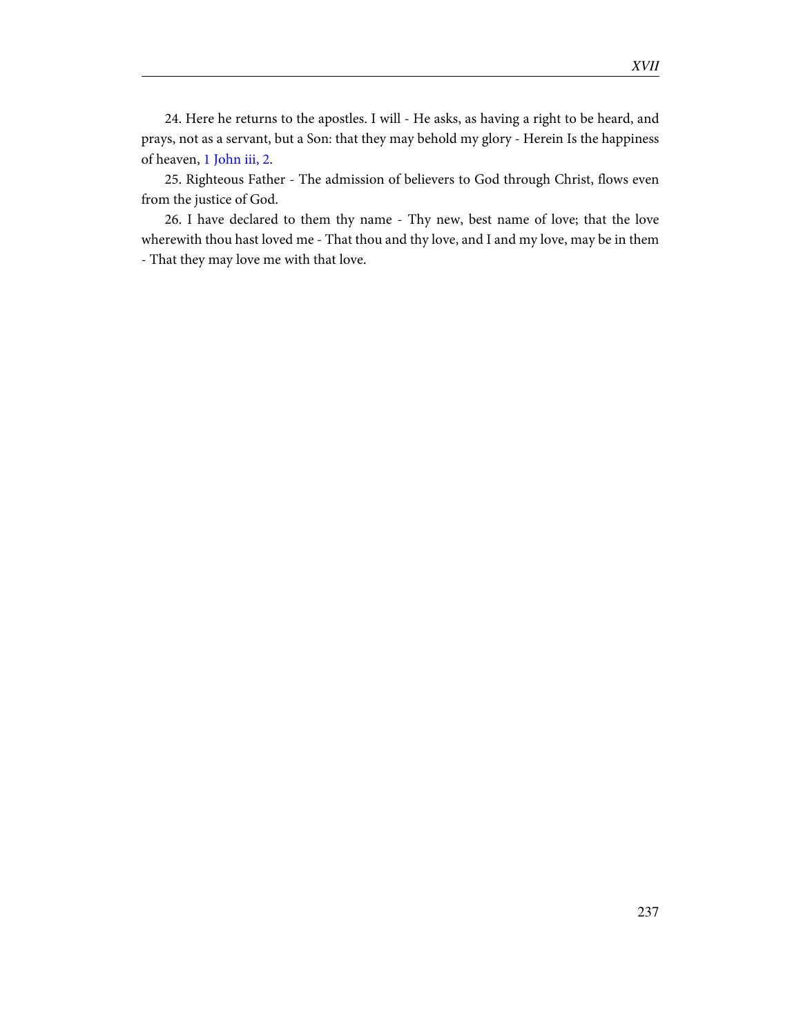24. Here he returns to the apostles. I will - He asks, as having a right to be heard, and prays, not as a servant, but a Son: that they may behold my glory - Herein Is the happiness of heaven, 1 John iii, 2.

25. Righteous Father - The admission of believers to God through Christ, flows even from the justice of God.

26. I have declared to them thy name - Thy new, best name of love; that the love wherewith thou hast loved me - That thou and thy love, and I and my love, may be in them - That they may love me with that love.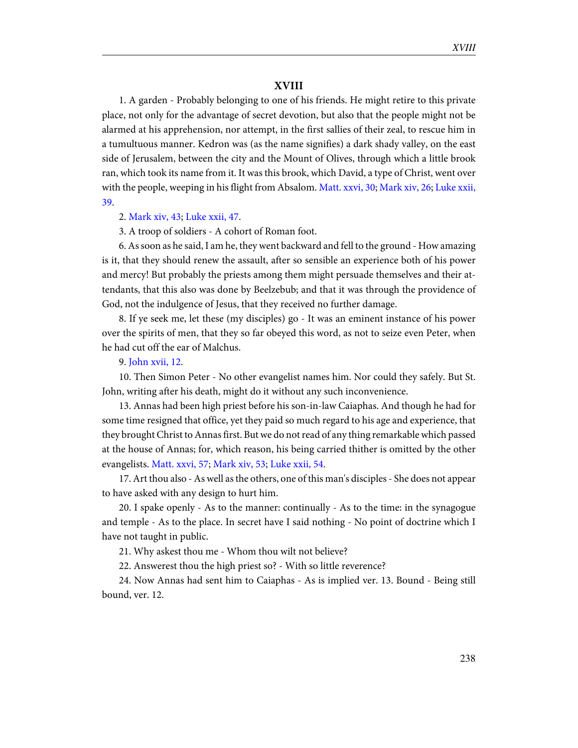## XVIII

1. A garden - Probably belonging to one of his friends. He might retire to this private place, not only for the advantage of secret devotion, but also that the people might not be alarmed at his apprehension, nor attempt, in the first sallies of their zeal, to rescue him in a tumultuous manner. Kedron was (as the name signifies) a dark shady valley, on the east side of Jerusalem, between the city and the Mount of Olives, through which a little brook ran, which took its name from it. It was this brook, which David, a type of Christ, went over with the people, weeping in his flight from Absalom. Matt. xxvi, 30; Mark xiv, 26; Luke xxii, 39.

2. Mark xiv, 43; Luke xxii, 47.

3. A troop of soldiers - A cohort of Roman foot.

6. As soon as he said, I am he, they went backward and fell to the ground - How amazing is it, that they should renew the assault, after so sensible an experience both of his power and mercy! But probably the priests among them might persuade themselves and their attendants, that this also was done by Beelzebub; and that it was through the providence of God, not the indulgence of Jesus, that they received no further damage.

8. If ye seek me, let these (my disciples) go - It was an eminent instance of his power over the spirits of men, that they so far obeyed this word, as not to seize even Peter, when he had cut off the ear of Malchus.

9. John xvii, 12.

10. Then Simon Peter - No other evangelist names him. Nor could they safely. But St. John, writing after his death, might do it without any such inconvenience.

13. Annas had been high priest before his son-in-law Caiaphas. And though he had for some time resigned that office, yet they paid so much regard to his age and experience, that they brought Christ to Annas first. But we do not read of any thing remarkable which passed at the house of Annas; for, which reason, his being carried thither is omitted by the other evangelists. Matt. xxvi, 57; Mark xiv, 53; Luke xxii, 54.

17. Art thou also - As well as the others, one of this man's disciples - She does not appear to have asked with any design to hurt him.

20. I spake openly - As to the manner: continually - As to the time: in the synagogue and temple - As to the place. In secret have I said nothing - No point of doctrine which I have not taught in public.

21. Why askest thou me - Whom thou wilt not believe?

22. Answerest thou the high priest so? - With so little reverence?

24. Now Annas had sent him to Caiaphas - As is implied ver. 13. Bound - Being still bound, ver. 12.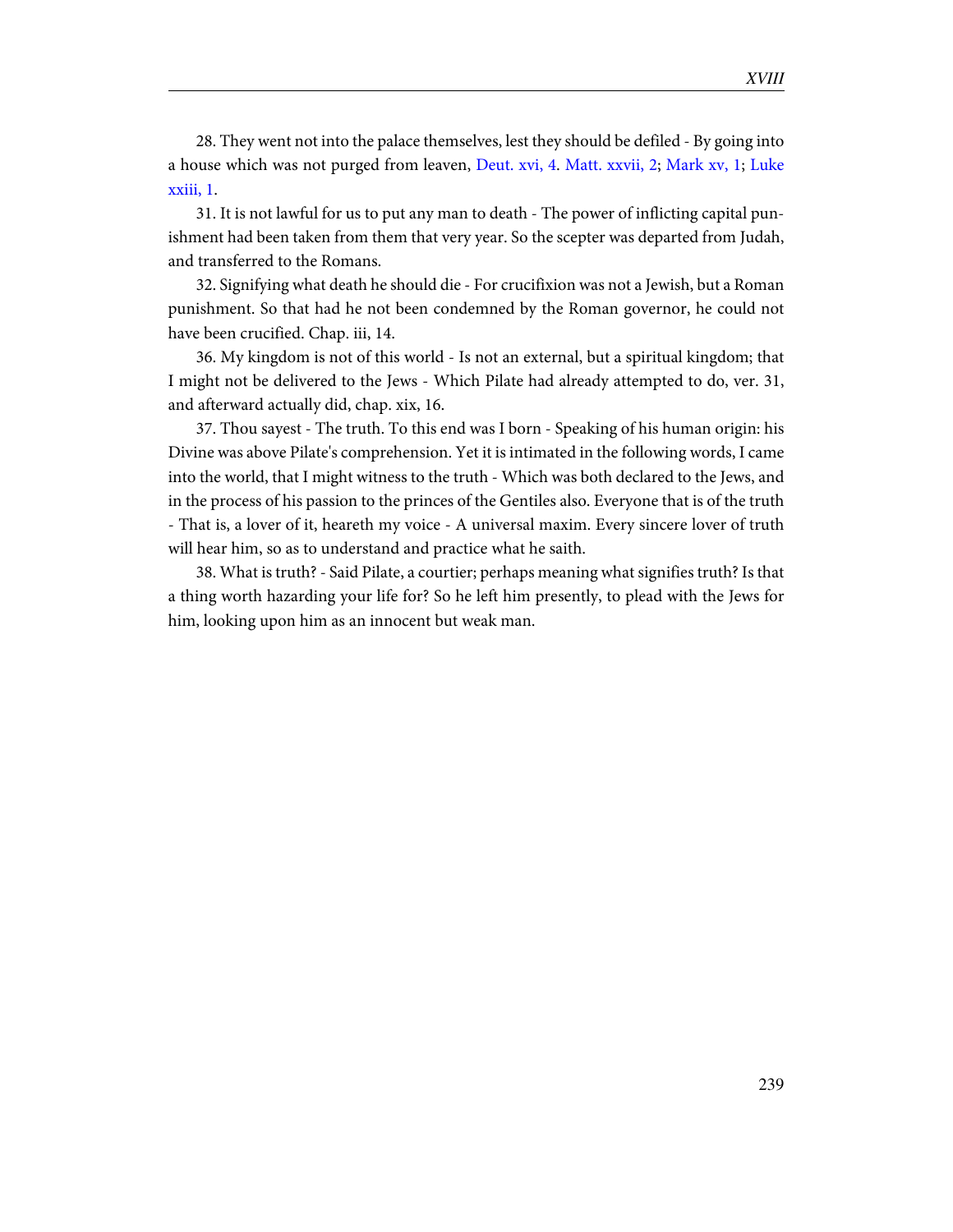28. They went not into the palace themselves, lest they should be defiled - By going into a house which was not purged from leaven, Deut. xvi, 4. Matt. xxvii, 2; Mark xv, 1; Luke xxiii, 1.

31. It is not lawful for us to put any man to death - The power of inflicting capital punishment had been taken from them that very year. So the scepter was departed from Judah, and transferred to the Romans.

32. Signifying what death he should die - For crucifixion was not a Jewish, but a Roman punishment. So that had he not been condemned by the Roman governor, he could not have been crucified. Chap. iii, 14.

36. My kingdom is not of this world - Is not an external, but a spiritual kingdom; that I might not be delivered to the Jews - Which Pilate had already attempted to do, ver. 31, and afterward actually did, chap. xix, 16.

37. Thou sayest - The truth. To this end was I born - Speaking of his human origin: his Divine was above Pilate's comprehension. Yet it is intimated in the following words, I came into the world, that I might witness to the truth - Which was both declared to the Jews, and in the process of his passion to the princes of the Gentiles also. Everyone that is of the truth - That is, a lover of it, heareth my voice - A universal maxim. Every sincere lover of truth will hear him, so as to understand and practice what he saith.

38. What is truth? - Said Pilate, a courtier; perhaps meaning what signifies truth? Is that a thing worth hazarding your life for? So he left him presently, to plead with the Jews for him, looking upon him as an innocent but weak man.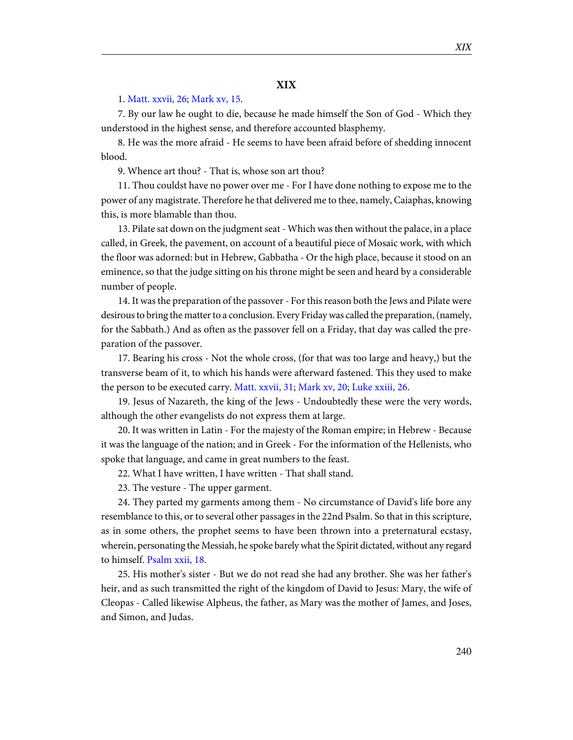## XIX

1. Matt. xxvii, 26; Mark xv, 15.

7. By our law he ought to die, because he made himself the Son of God - Which they understood in the highest sense, and therefore accounted blasphemy.

8. He was the more afraid - He seems to have been afraid before of shedding innocent blood.

9. Whence art thou? - That is, whose son art thou?

11. Thou couldst have no power over me - For I have done nothing to expose me to the power of any magistrate. Therefore he that delivered me to thee, namely, Caiaphas, knowing this, is more blamable than thou.

13. Pilate sat down on the judgment seat - Which was then without the palace, in a place called, in Greek, the pavement, on account of a beautiful piece of Mosaic work, with which the floor was adorned: but in Hebrew, Gabbatha - Or the high place, because it stood on an eminence, so that the judge sitting on his throne might be seen and heard by a considerable number of people.

14. It was the preparation of the passover - For this reason both the Jews and Pilate were desirous to bring the matter to a conclusion. Every Friday was called the preparation, (namely, for the Sabbath.) And as often as the passover fell on a Friday, that day was called the preparation of the passover.

17. Bearing his cross - Not the whole cross, (for that was too large and heavy,) but the transverse beam of it, to which his hands were afterward fastened. This they used to make the person to be executed carry. Matt. xxvii, 31; Mark xv, 20; Luke xxiii, 26.

19. Jesus of Nazareth, the king of the Jews - Undoubtedly these were the very words, although the other evangelists do not express them at large.

20. It was written in Latin - For the majesty of the Roman empire; in Hebrew - Because it was the language of the nation; and in Greek - For the information of the Hellenists, who spoke that language, and came in great numbers to the feast.

22. What I have written, I have written - That shall stand.

23. The vesture - The upper garment.

24. They parted my garments among them - No circumstance of David's life bore any resemblance to this, or to several other passages in the 22nd Psalm. So that in this scripture, as in some others, the prophet seems to have been thrown into a preternatural ecstasy, wherein, personating the Messiah, he spoke barely what the Spirit dictated, without any regard to himself. Psalm xxii, 18.

25. His mother's sister - But we do not read she had any brother. She was her father's heir, and as such transmitted the right of the kingdom of David to Jesus: Mary, the wife of Cleopas - Called likewise Alpheus, the father, as Mary was the mother of James, and Joses, and Simon, and Judas.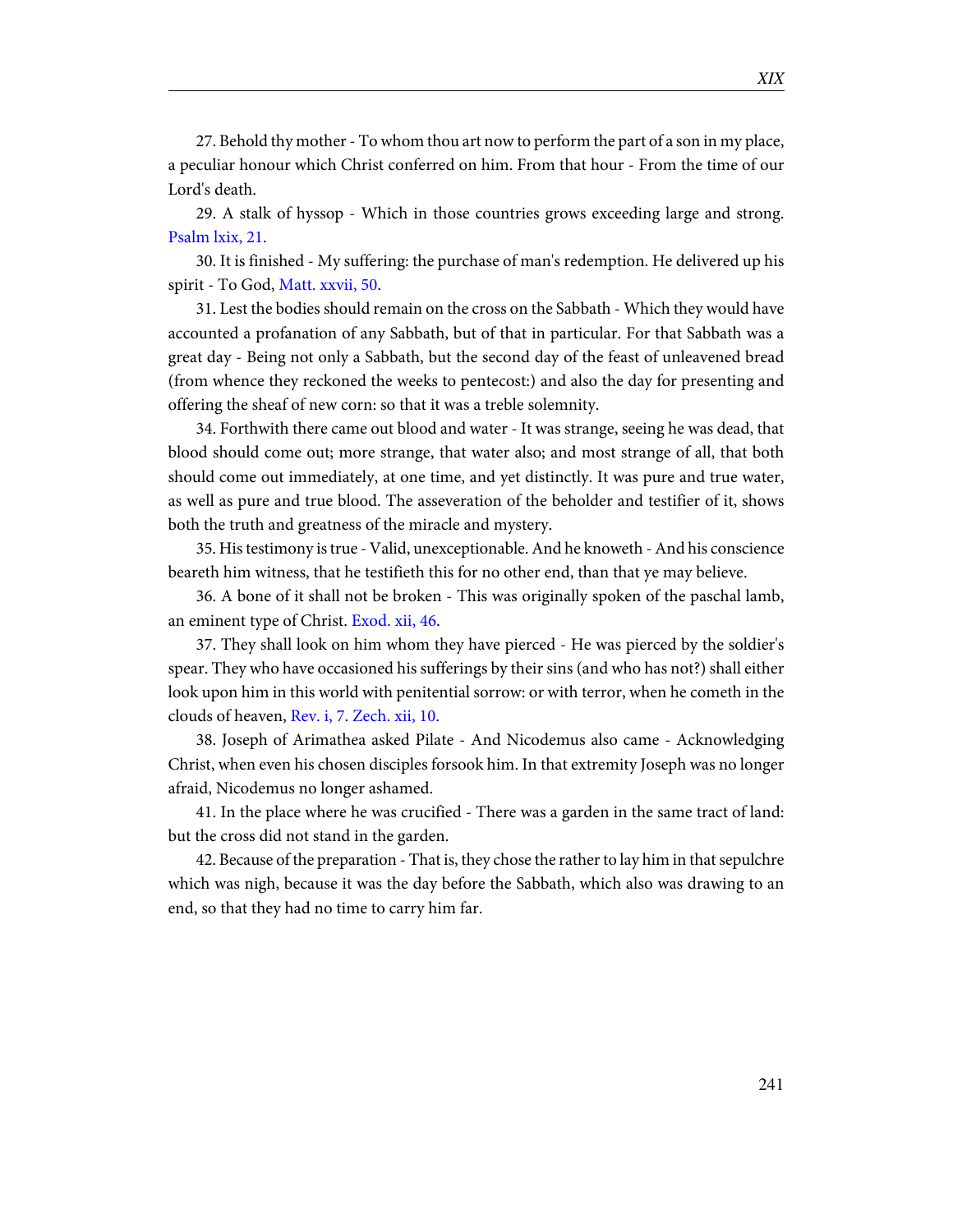27. Behold thy mother - To whom thou art now to perform the part of a son in my place, a peculiar honour which Christ conferred on him. From that hour - From the time of our Lord's death.

29. A stalk of hyssop - Which in those countries grows exceeding large and strong. Psalm lxix, 21.

30. It is finished - My suffering: the purchase of man's redemption. He delivered up his spirit - To God, Matt. xxvii, 50.

31. Lest the bodies should remain on the cross on the Sabbath - Which they would have accounted a profanation of any Sabbath, but of that in particular. For that Sabbath was a great day - Being not only a Sabbath, but the second day of the feast of unleavened bread (from whence they reckoned the weeks to pentecost:) and also the day for presenting and offering the sheaf of new corn: so that it was a treble solemnity.

34. Forthwith there came out blood and water - It was strange, seeing he was dead, that blood should come out; more strange, that water also; and most strange of all, that both should come out immediately, at one time, and yet distinctly. It was pure and true water, as well as pure and true blood. The asseveration of the beholder and testifier of it, shows both the truth and greatness of the miracle and mystery.

35. His testimony is true - Valid, unexceptionable. And he knoweth - And his conscience beareth him witness, that he testifieth this for no other end, than that ye may believe.

36. A bone of it shall not be broken - This was originally spoken of the paschal lamb, an eminent type of Christ. Exod. xii, 46.

37. They shall look on him whom they have pierced - He was pierced by the soldier's spear. They who have occasioned his sufferings by their sins (and who has not?) shall either look upon him in this world with penitential sorrow: or with terror, when he cometh in the clouds of heaven, Rev. i, 7. Zech. xii, 10.

38. Joseph of Arimathea asked Pilate - And Nicodemus also came - Acknowledging Christ, when even his chosen disciples forsook him. In that extremity Joseph was no longer afraid, Nicodemus no longer ashamed.

41. In the place where he was crucified - There was a garden in the same tract of land: but the cross did not stand in the garden.

42. Because of the preparation - That is, they chose the rather to lay him in that sepulchre which was nigh, because it was the day before the Sabbath, which also was drawing to an end, so that they had no time to carry him far.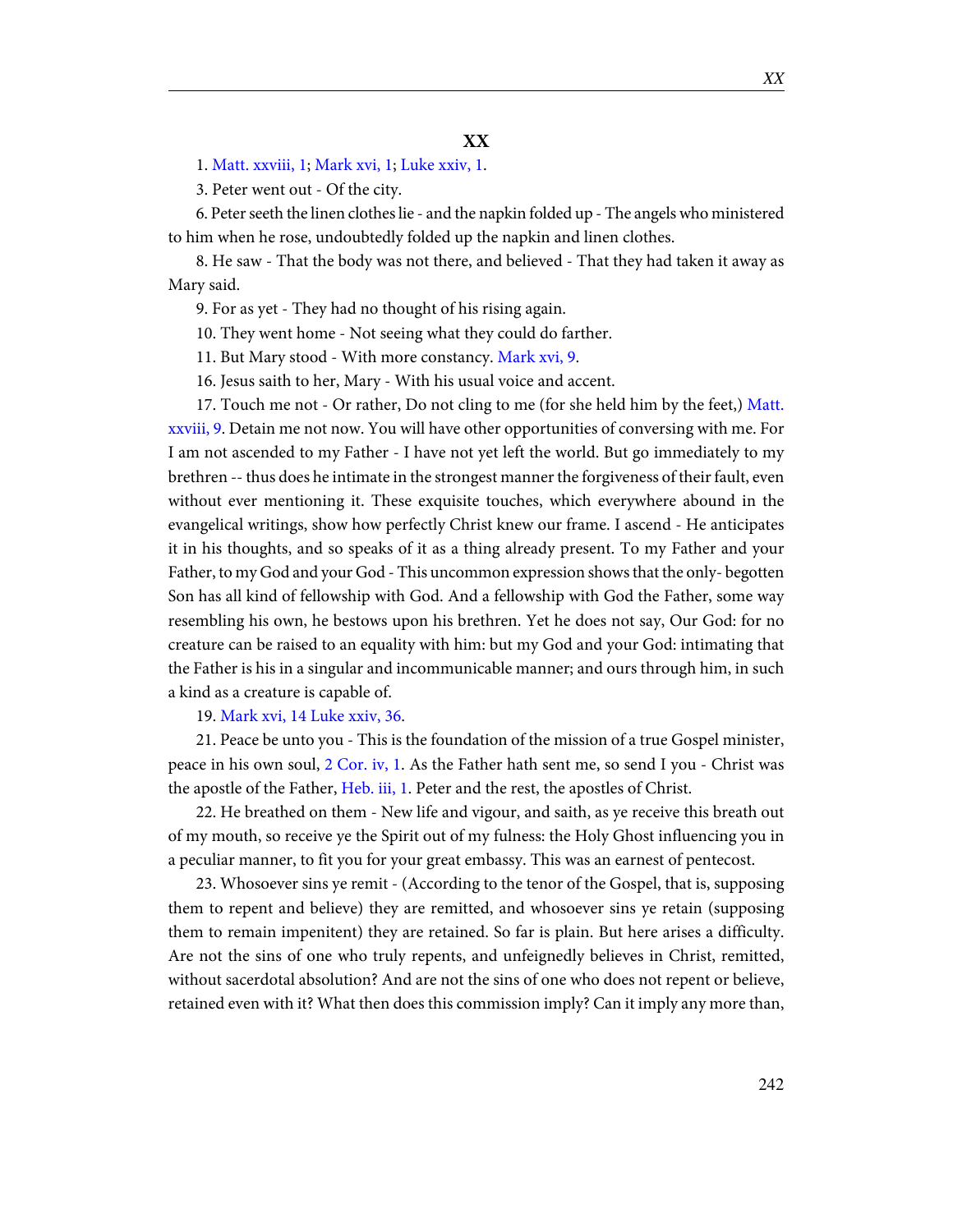## XX

1. Matt. xxviii, 1; Mark xvi, 1; Luke xxiv, 1.

3. Peter went out - Of the city.

6. Peter seeth the linen clothes lie - and the napkin folded up - The angels who ministered to him when he rose, undoubtedly folded up the napkin and linen clothes.

8. He saw - That the body was not there, and believed - That they had taken it away as Mary said.

9. For as yet - They had no thought of his rising again.

10. They went home - Not seeing what they could do farther.

11. But Mary stood - With more constancy. Mark xvi, 9.

16. Jesus saith to her, Mary - With his usual voice and accent.

17. Touch me not - Or rather, Do not cling to me (for she held him by the feet,) Matt. xxviii, 9. Detain me not now. You will have other opportunities of conversing with me. For I am not ascended to my Father - I have not yet left the world. But go immediately to my brethren -- thus does he intimate in the strongest manner the forgiveness of their fault, even without ever mentioning it. These exquisite touches, which everywhere abound in the evangelical writings, show how perfectly Christ knew our frame. I ascend - He anticipates it in his thoughts, and so speaks of it as a thing already present. To my Father and your Father, to my God and your God - This uncommon expression shows that the only- begotten Son has all kind of fellowship with God. And a fellowship with God the Father, some way resembling his own, he bestows upon his brethren. Yet he does not say, Our God: for no creature can be raised to an equality with him: but my God and your God: intimating that the Father is his in a singular and incommunicable manner; and ours through him, in such a kind as a creature is capable of.

19. Mark xvi, 14 Luke xxiv, 36.

21. Peace be unto you - This is the foundation of the mission of a true Gospel minister, peace in his own soul, 2 Cor. iv, 1. As the Father hath sent me, so send I you - Christ was the apostle of the Father, Heb. iii, 1. Peter and the rest, the apostles of Christ.

22. He breathed on them - New life and vigour, and saith, as ye receive this breath out of my mouth, so receive ye the Spirit out of my fulness: the Holy Ghost influencing you in a peculiar manner, to fit you for your great embassy. This was an earnest of pentecost.

23. Whosoever sins ye remit - (According to the tenor of the Gospel, that is, supposing them to repent and believe) they are remitted, and whosoever sins ye retain (supposing them to remain impenitent) they are retained. So far is plain. But here arises a difficulty. Are not the sins of one who truly repents, and unfeignedly believes in Christ, remitted, without sacerdotal absolution? And are not the sins of one who does not repent or believe, retained even with it? What then does this commission imply? Can it imply any more than,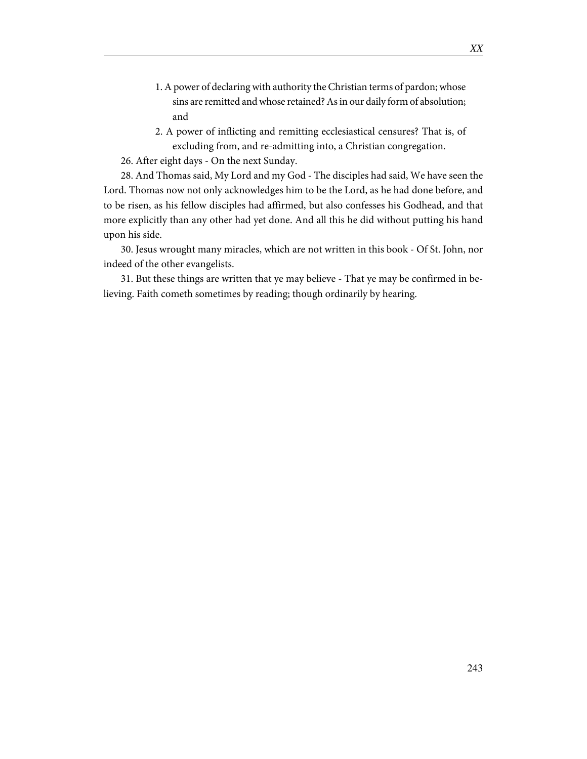1. A power of declaring with authority the Christian terms of pardon; whose sins are remitted and whose retained? As in our daily form of absolution; and
2. A power of inflicting and remitting ecclesiastical censures? That is, of excluding from, and re-admitting into, a Christian congregation.

26. After eight days - On the next Sunday.

28. And Thomas said, My Lord and my God - The disciples had said, We have seen the Lord. Thomas now not only acknowledges him to be the Lord, as he had done before, and to be risen, as his fellow disciples had affirmed, but also confesses his Godhead, and that more explicitly than any other had yet done. And all this he did without putting his hand upon his side.

30. Jesus wrought many miracles, which are not written in this book - Of St. John, nor indeed of the other evangelists.

31. But these things are written that ye may believe - That ye may be confirmed in believing. Faith cometh sometimes by reading; though ordinarily by hearing.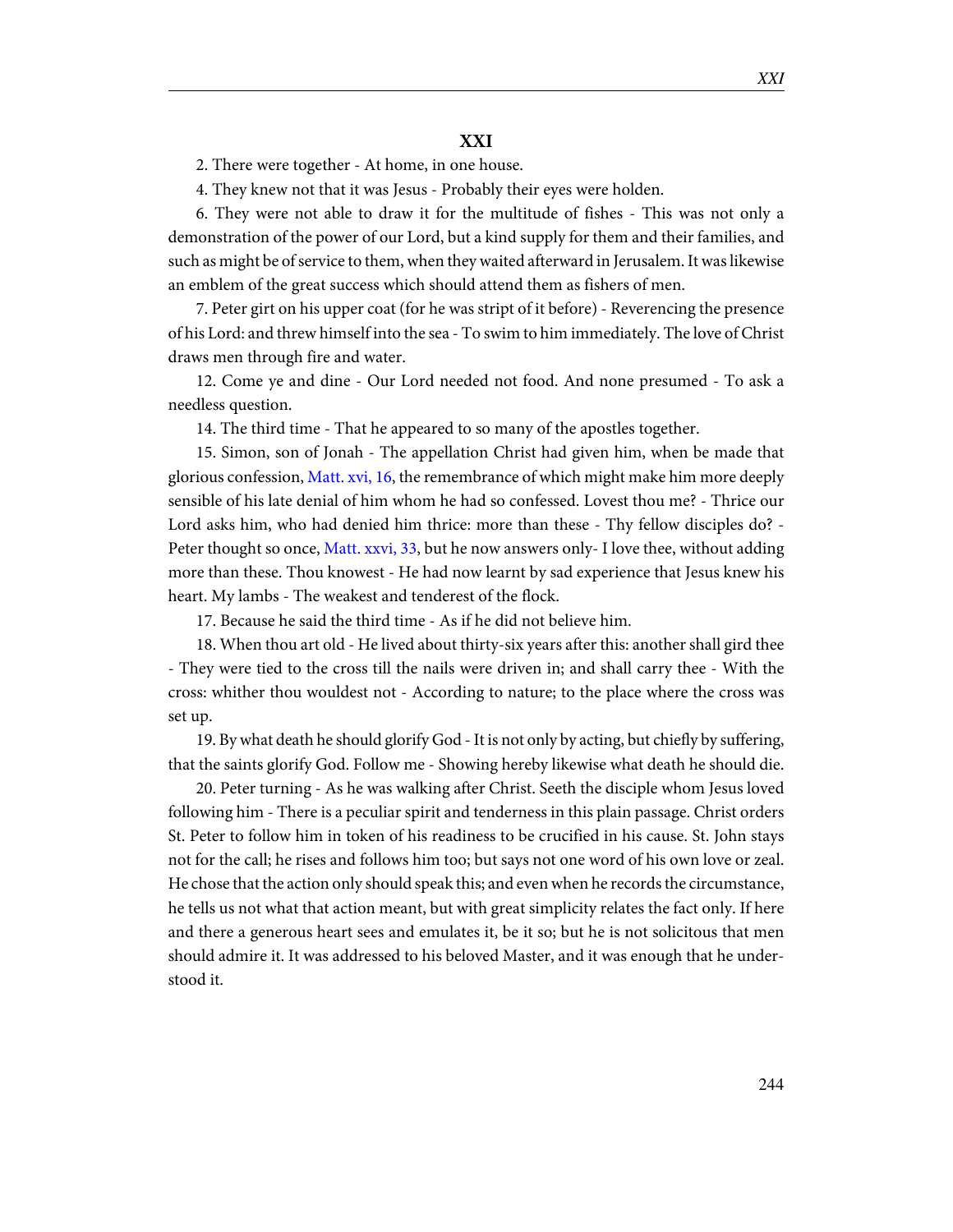## XXI

2. There were together - At home, in one house.

4. They knew not that it was Jesus - Probably their eyes were holden.

6. They were not able to draw it for the multitude of fishes - This was not only a demonstration of the power of our Lord, but a kind supply for them and their families, and such as might be of service to them, when they waited afterward in Jerusalem. It was likewise an emblem of the great success which should attend them as fishers of men.

7. Peter girt on his upper coat (for he was stript of it before) - Reverencing the presence of his Lord: and threw himself into the sea - To swim to him immediately. The love of Christ draws men through fire and water.

12. Come ye and dine - Our Lord needed not food. And none presumed - To ask a needless question.

14. The third time - That he appeared to so many of the apostles together.

15. Simon, son of Jonah - The appellation Christ had given him, when be made that glorious confession, Matt. xvi, 16, the remembrance of which might make him more deeply sensible of his late denial of him whom he had so confessed. Lovest thou me? - Thrice our Lord asks him, who had denied him thrice: more than these - Thy fellow disciples do? - Peter thought so once, Matt. xxvi, 33, but he now answers only- I love thee, without adding more than these. Thou knowest - He had now learnt by sad experience that Jesus knew his heart. My lambs - The weakest and tenderest of the flock.

17. Because he said the third time - As if he did not believe him.

18. When thou art old - He lived about thirty-six years after this: another shall gird thee - They were tied to the cross till the nails were driven in; and shall carry thee - With the cross: whither thou wouldest not - According to nature; to the place where the cross was set up.

19. By what death he should glorify God - It is not only by acting, but chiefly by suffering, that the saints glorify God. Follow me - Showing hereby likewise what death he should die.

20. Peter turning - As he was walking after Christ. Seeth the disciple whom Jesus loved following him - There is a peculiar spirit and tenderness in this plain passage. Christ orders St. Peter to follow him in token of his readiness to be crucified in his cause. St. John stays not for the call; he rises and follows him too; but says not one word of his own love or zeal. He chose that the action only should speak this; and even when he records the circumstance, he tells us not what that action meant, but with great simplicity relates the fact only. If here and there a generous heart sees and emulates it, be it so; but he is not solicitous that men should admire it. It was addressed to his beloved Master, and it was enough that he understood it.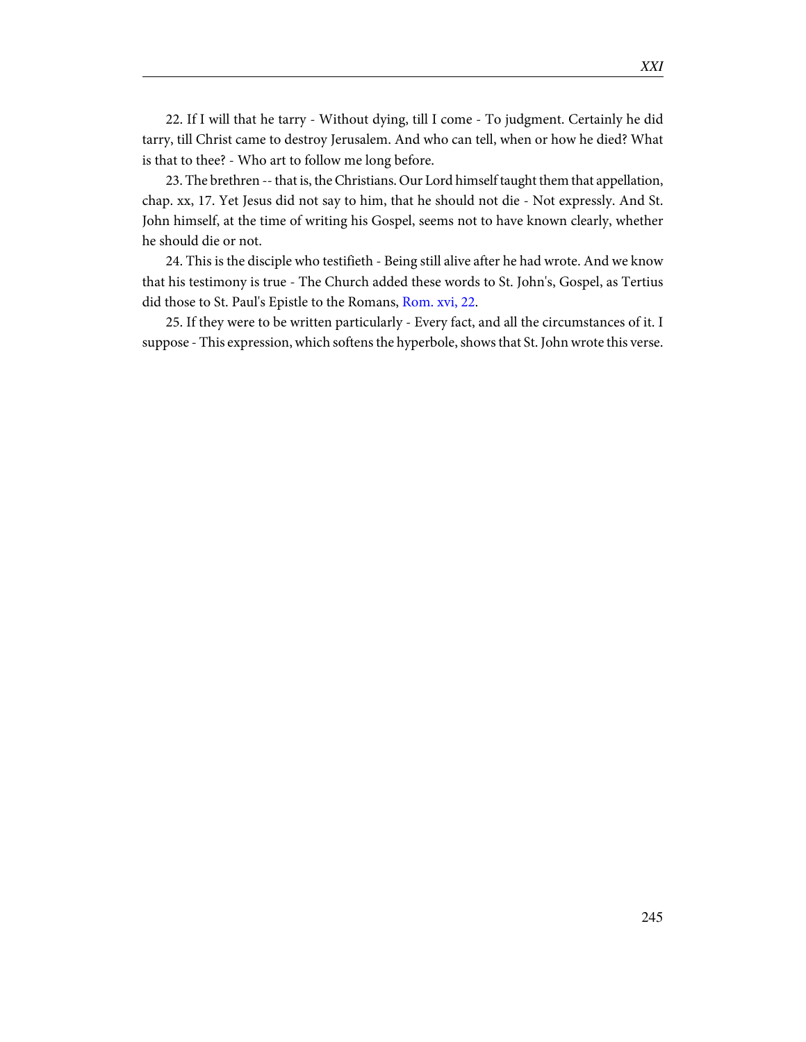22. If I will that he tarry - Without dying, till I come - To judgment. Certainly he did tarry, till Christ came to destroy Jerusalem. And who can tell, when or how he died? What is that to thee? - Who art to follow me long before.

23. The brethren -- that is, the Christians. Our Lord himself taught them that appellation, chap. xx, 17. Yet Jesus did not say to him, that he should not die - Not expressly. And St. John himself, at the time of writing his Gospel, seems not to have known clearly, whether he should die or not.

24. This is the disciple who testifieth - Being still alive after he had wrote. And we know that his testimony is true - The Church added these words to St. John's, Gospel, as Tertius did those to St. Paul's Epistle to the Romans, Rom. xvi, 22.

25. If they were to be written particularly - Every fact, and all the circumstances of it. I suppose - This expression, which softens the hyperbole, shows that St. John wrote this verse.